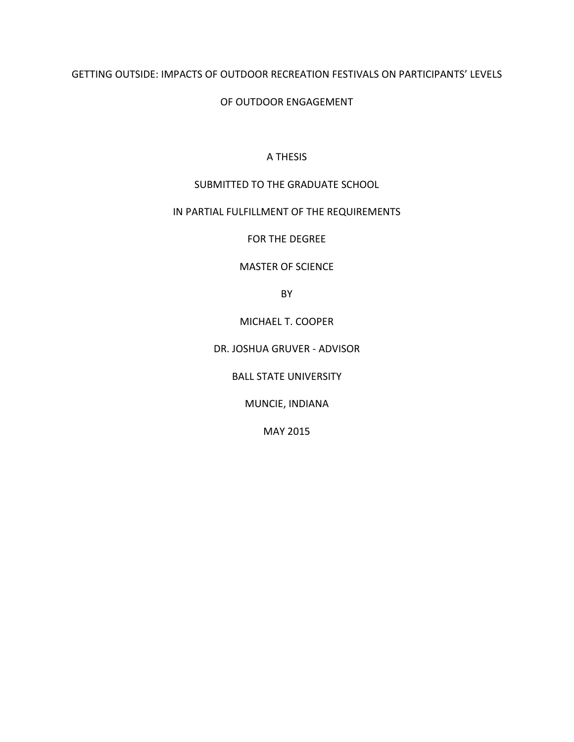# GETTING OUTSIDE: IMPACTS OF OUTDOOR RECREATION FESTIVALS ON PARTICIPANTS' LEVELS OF OUTDOOR ENGAGEMENT

A THESIS

SUBMITTED TO THE GRADUATE SCHOOL

IN PARTIAL FULFILLMENT OF THE REQUIREMENTS

FOR THE DEGREE

MASTER OF SCIENCE

BY

MICHAEL T. COOPER

DR. JOSHUA GRUVER - ADVISOR

BALL STATE UNIVERSITY

MUNCIE, INDIANA

MAY 2015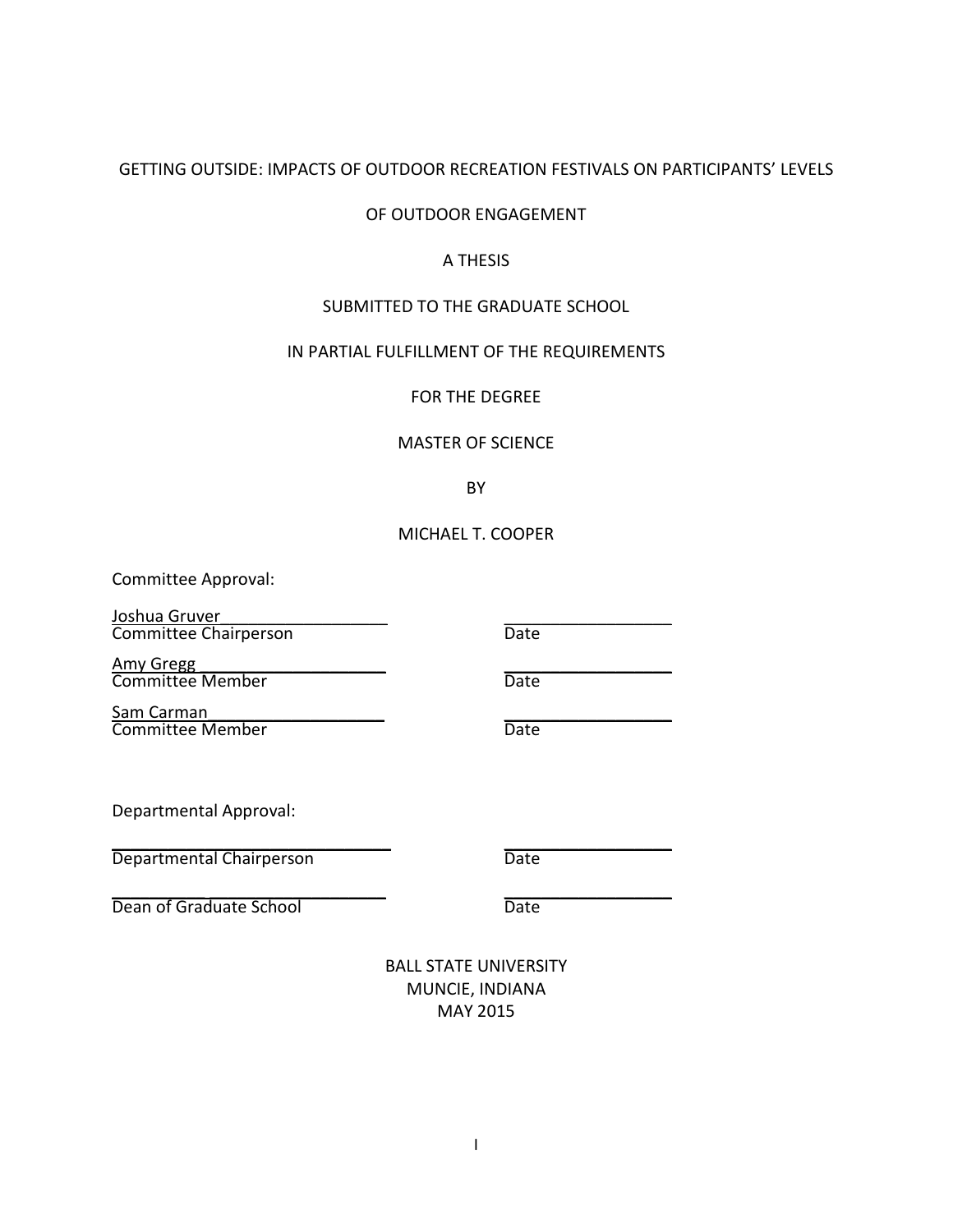GETTING OUTSIDE: IMPACTS OF OUTDOOR RECREATION FESTIVALS ON PARTICIPANTS' LEVELS

OF OUTDOOR ENGAGEMENT

A THESIS

SUBMITTED TO THE GRADUATE SCHOOL

IN PARTIAL FULFILLMENT OF THE REQUIREMENTS

FOR THE DEGREE

MASTER OF SCIENCE

BY

MICHAEL T. COOPER

Committee Approval:

Joshua Gruver ____________________ ____________________
Committee Chairperson Date

Amy Gregg ____________________ ____________________
Committee Member Date

Sam Carman ____________________ ____________________
Committee Member Date

Departmental Approval:

____________________ ____________________
Departmental Chairperson Date

____________________ ____________________
Dean of Graduate School Date

BALL STATE UNIVERSITY
MUNCIE, INDIANA
MAY 2015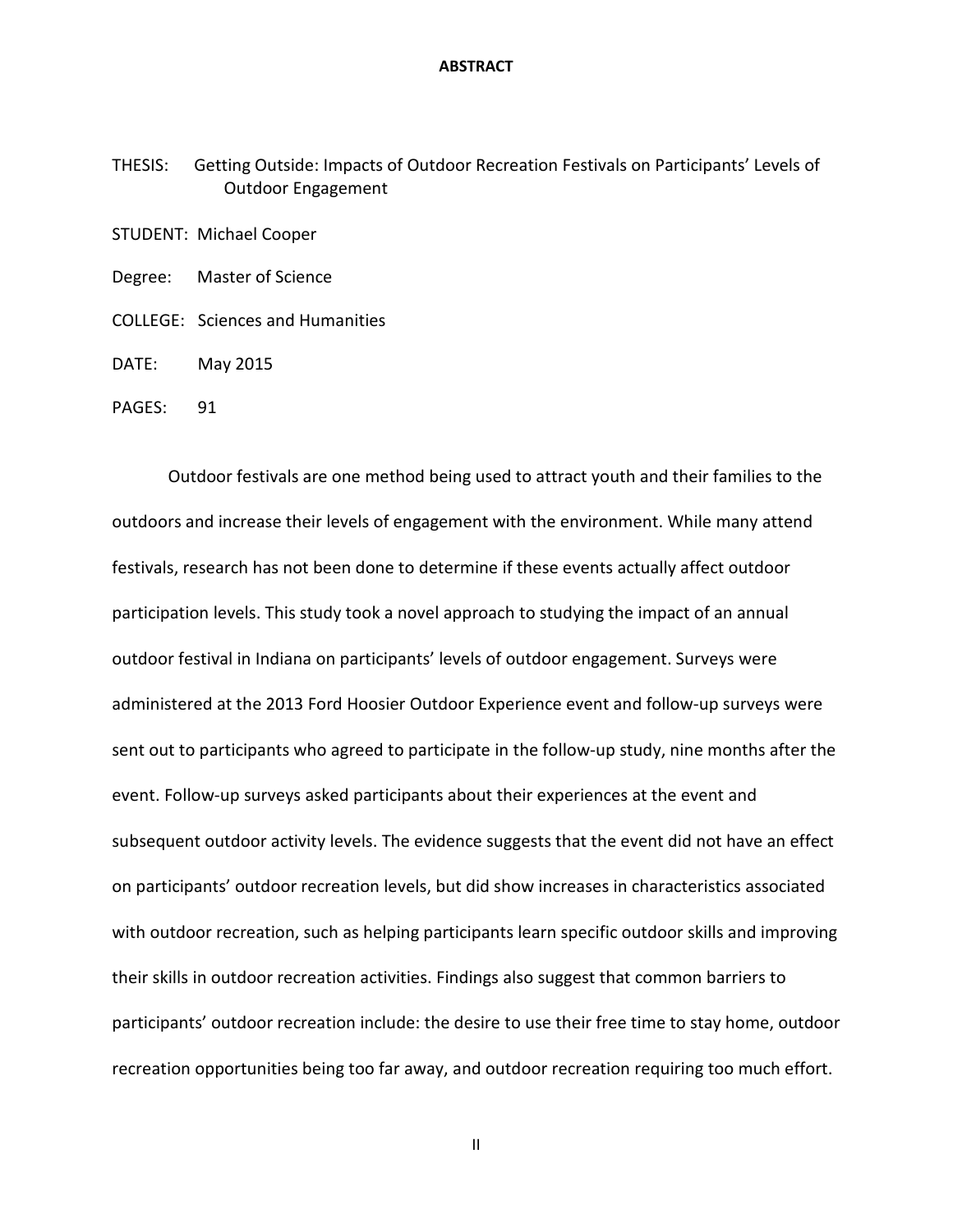# ABSTRACT

THESIS: Getting Outside: Impacts of Outdoor Recreation Festivals on Participants' Levels of Outdoor Engagement

STUDENT: Michael Cooper

Degree: Master of Science

COLLEGE: Sciences and Humanities

DATE: May 2015

PAGES: 91

Outdoor festivals are one method being used to attract youth and their families to the outdoors and increase their levels of engagement with the environment. While many attend festivals, research has not been done to determine if these events actually affect outdoor participation levels. This study took a novel approach to studying the impact of an annual outdoor festival in Indiana on participants' levels of outdoor engagement. Surveys were administered at the 2013 Ford Hoosier Outdoor Experience event and follow-up surveys were sent out to participants who agreed to participate in the follow-up study, nine months after the event. Follow-up surveys asked participants about their experiences at the event and subsequent outdoor activity levels. The evidence suggests that the event did not have an effect on participants' outdoor recreation levels, but did show increases in characteristics associated with outdoor recreation, such as helping participants learn specific outdoor skills and improving their skills in outdoor recreation activities. Findings also suggest that common barriers to participants' outdoor recreation include: the desire to use their free time to stay home, outdoor recreation opportunities being too far away, and outdoor recreation requiring too much effort.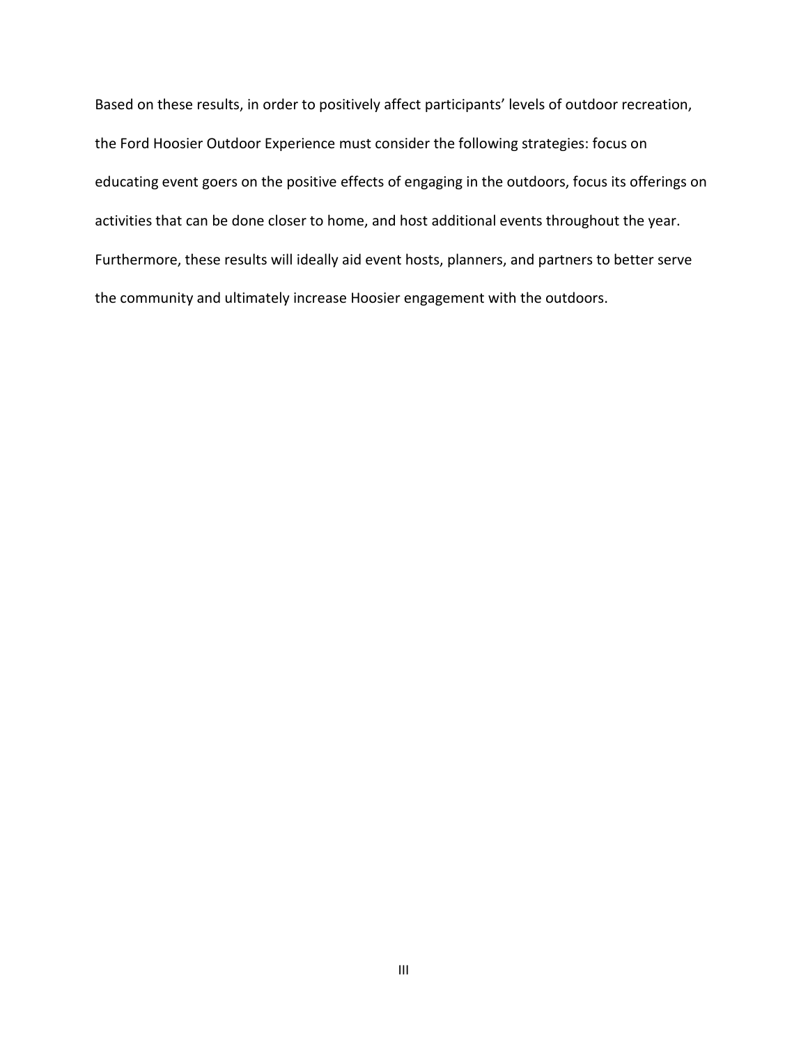Based on these results, in order to positively affect participants' levels of outdoor recreation, the Ford Hoosier Outdoor Experience must consider the following strategies: focus on educating event goers on the positive effects of engaging in the outdoors, focus its offerings on activities that can be done closer to home, and host additional events throughout the year. Furthermore, these results will ideally aid event hosts, planners, and partners to better serve the community and ultimately increase Hoosier engagement with the outdoors.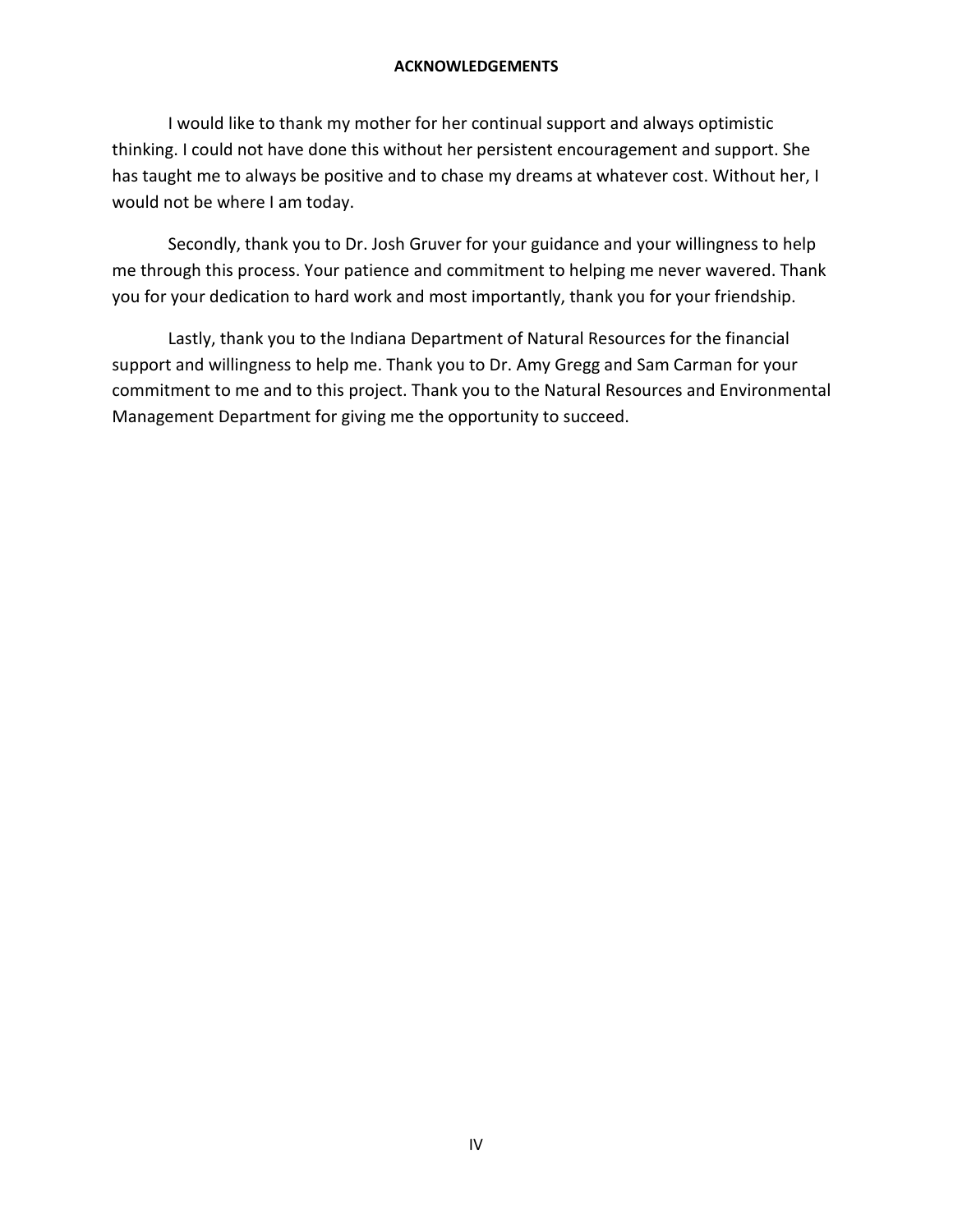## ACKNOWLEDGEMENTS

I would like to thank my mother for her continual support and always optimistic thinking. I could not have done this without her persistent encouragement and support. She has taught me to always be positive and to chase my dreams at whatever cost. Without her, I would not be where I am today.

Secondly, thank you to Dr. Josh Gruver for your guidance and your willingness to help me through this process. Your patience and commitment to helping me never wavered. Thank you for your dedication to hard work and most importantly, thank you for your friendship.

Lastly, thank you to the Indiana Department of Natural Resources for the financial support and willingness to help me. Thank you to Dr. Amy Gregg and Sam Carman for your commitment to me and to this project. Thank you to the Natural Resources and Environmental Management Department for giving me the opportunity to succeed.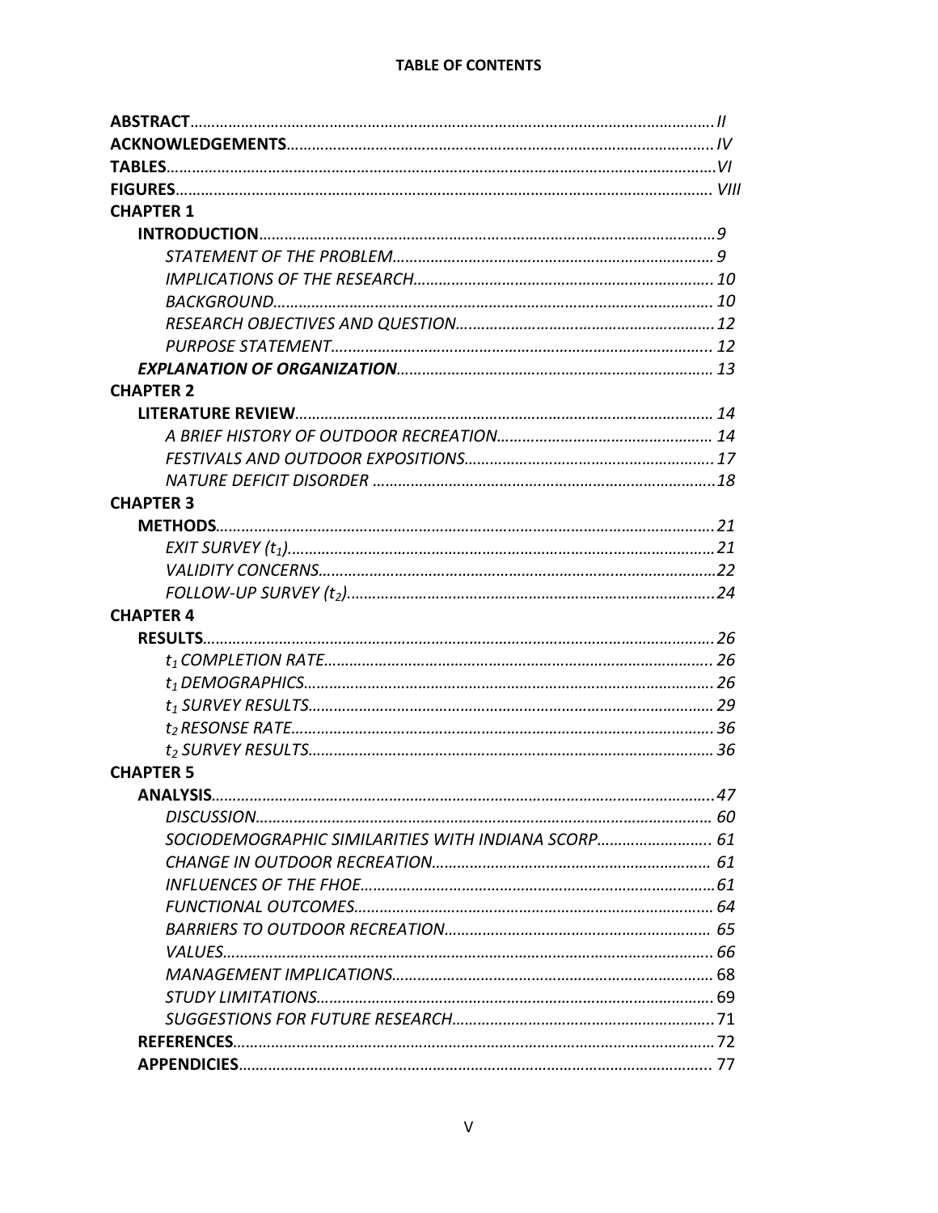**TABLE OF CONTENTS**

**ABSTRACT**............................................................................................................................ *II*
**ACKNOWLEDGEMENTS**..................................................................................................... *IV*
**TABLES**.................................................................................................................................. *VI*
**FIGURES**............................................................................................................................... *VIII*

**CHAPTER 1**

- **INTRODUCTION**............................................................................................................ *9*
  - *STATEMENT OF THE PROBLEM*............................................................................. *9*
  - *IMPLICATIONS OF THE RESEARCH*........................................................................ *10*
  - *BACKGROUND*.......................................................................................................... *10*
  - *RESEARCH OBJECTIVES AND QUESTION*............................................................... *12*
  - *PURPOSE STATEMENT*............................................................................................. *12*
- ***EXPLANATION OF ORGANIZATION***............................................................................ *13*

**CHAPTER 2**

- **LITERATURE REVIEW**.................................................................................................... *14*
  - *A BRIEF HISTORY OF OUTDOOR RECREATION*..................................................... *14*
  - *FESTIVALS AND OUTDOOR EXPOSITIONS*.............................................................. *17*
  - *NATURE DEFICIT DISORDER*.................................................................................... *18*

**CHAPTER 3**

- **METHODS**...................................................................................................................... *21*
  - *EXIT SURVEY ($t_1$)*.................................................................................................. *21*
  - *VALIDITY CONCERNS*................................................................................................ *22*
  - *FOLLOW-UP SURVEY ($t_2$)*........................................................................................ *24*

**CHAPTER 4**

- **RESULTS**......................................................................................................................... *26*
  - *$t_1$ COMPLETION RATE*............................................................................................. *26*
  - *$t_1$ DEMOGRAPHICS*.................................................................................................. *26*
  - *$t_1$ SURVEY RESULTS*................................................................................................. *29*
  - *$t_2$ RESONSE RATE*...................................................................................................... *36*
  - *$t_2$ SURVEY RESULTS*................................................................................................. *36*

**CHAPTER 5**

- **ANALYSIS**....................................................................................................................... *47*
  - *DISCUSSION*.............................................................................................................. *60*
  - *SOCIODEMOGRAPHIC SIMILARITIES WITH INDIANA SCORP*.............................. *61*
  - *CHANGE IN OUTDOOR RECREATION*..................................................................... *61*
  - *INFLUENCES OF THE FHOE*....................................................................................... *61*
  - *FUNCTIONAL OUTCOMES*........................................................................................ *64*
  - *BARRIERS TO OUTDOOR RECREATION*.................................................................. *65*
  - *VALUES*....................................................................................................................... *66*
  - *MANAGEMENT IMPLICATIONS*................................................................................ 68
  - *STUDY LIMITATIONS*.................................................................................................. 69
  - *SUGGESTIONS FOR FUTURE RESEARCH*.................................................................. 71
- **REFERENCES**................................................................................................................... 72
- **APPENDICIES**................................................................................................................... 77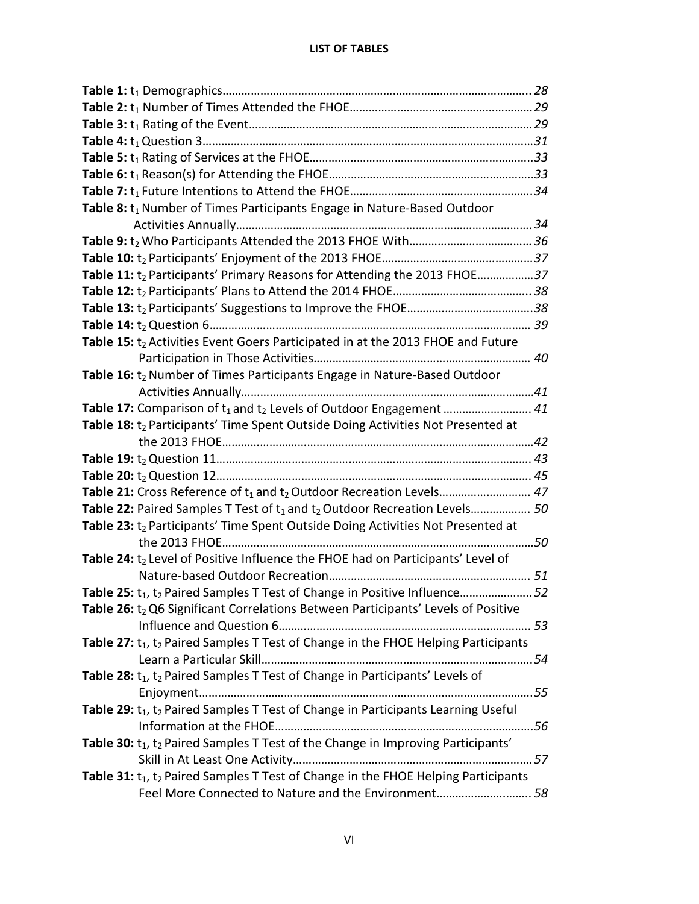**LIST OF TABLES**

**Table 1:** $t_1$ Demographics.................................................................................................. 28

**Table 2:** $t_1$ Number of Times Attended the FHOE......................................................... 29

**Table 3:** $t_1$ Rating of the Event........................................................................................ 29

**Table 4:** $t_1$ Question 3....................................................................................................... 31

**Table 5:** $t_1$ Rating of Services at the FHOE.................................................................. 33

**Table 6:** $t_1$ Reason(s) for Attending the FHOE.............................................................. 33

**Table 7:** $t_1$ Future Intentions to Attend the FHOE...................................................... 34

**Table 8:** $t_1$ Number of Times Participants Engage in Nature-Based Outdoor Activities Annually.............................................................................................. 34

**Table 9:** $t_2$ Who Participants Attended the 2013 FHOE With.................................... 36

**Table 10:** $t_2$ Participants' Enjoyment of the 2013 FHOE............................................. 37

**Table 11:** $t_2$ Participants' Primary Reasons for Attending the 2013 FHOE.................. 37

**Table 12:** $t_2$ Participants' Plans to Attend the 2014 FHOE........................................... 38

**Table 13:** $t_2$ Participants' Suggestions to Improve the FHOE...................................... 38

**Table 14:** $t_2$ Question 6...................................................................................................... 39

**Table 15:** $t_2$ Activities Event Goers Participated in at the 2013 FHOE and Future Participation in Those Activities...................................................................... 40

**Table 16:** $t_2$ Number of Times Participants Engage in Nature-Based Outdoor Activities Annually.............................................................................................. 41

**Table 17:** Comparison of $t_1$ and $t_2$ Levels of Outdoor Engagement ........................... 41

**Table 18:** $t_2$ Participants' Time Spent Outside Doing Activities Not Presented at the 2013 FHOE.................................................................................................. 42

**Table 19:** $t_2$ Question 11.................................................................................................... 43

**Table 20:** $t_2$ Question 12.................................................................................................... 45

**Table 21:** Cross Reference of $t_1$ and $t_2$ Outdoor Recreation Levels............................ 47

**Table 22:** Paired Samples T Test of $t_1$ and $t_2$ Outdoor Recreation Levels.................. 50

**Table 23:** $t_2$ Participants' Time Spent Outside Doing Activities Not Presented at the 2013 FHOE.................................................................................................. 50

**Table 24:** $t_2$ Level of Positive Influence the FHOE had on Participants' Level of Nature-based Outdoor Recreation................................................................ 51

**Table 25:** $t_1$, $t_2$ Paired Samples T Test of Change in Positive Influence...................... 52

**Table 26:** $t_2$ Q6 Significant Correlations Between Participants' Levels of Positive Influence and Question 6.............................................................................. 53

**Table 27:** $t_1$, $t_2$ Paired Samples T Test of Change in the FHOE Helping Participants Learn a Particular Skill..................................................................................... 54

**Table 28:** $t_1$, $t_2$ Paired Samples T Test of Change in Participants' Levels of Enjoyment......................................................................................................... 55

**Table 29:** $t_1$, $t_2$ Paired Samples T Test of Change in Participants Learning Useful Information at the FHOE................................................................................. 56

**Table 30:** $t_1$, $t_2$ Paired Samples T Test of the Change in Improving Participants' Skill in At Least One Activity........................................................................... 57

**Table 31:** $t_1$, $t_2$ Paired Samples T Test of Change in the FHOE Helping Participants Feel More Connected to Nature and the Environment............................. 58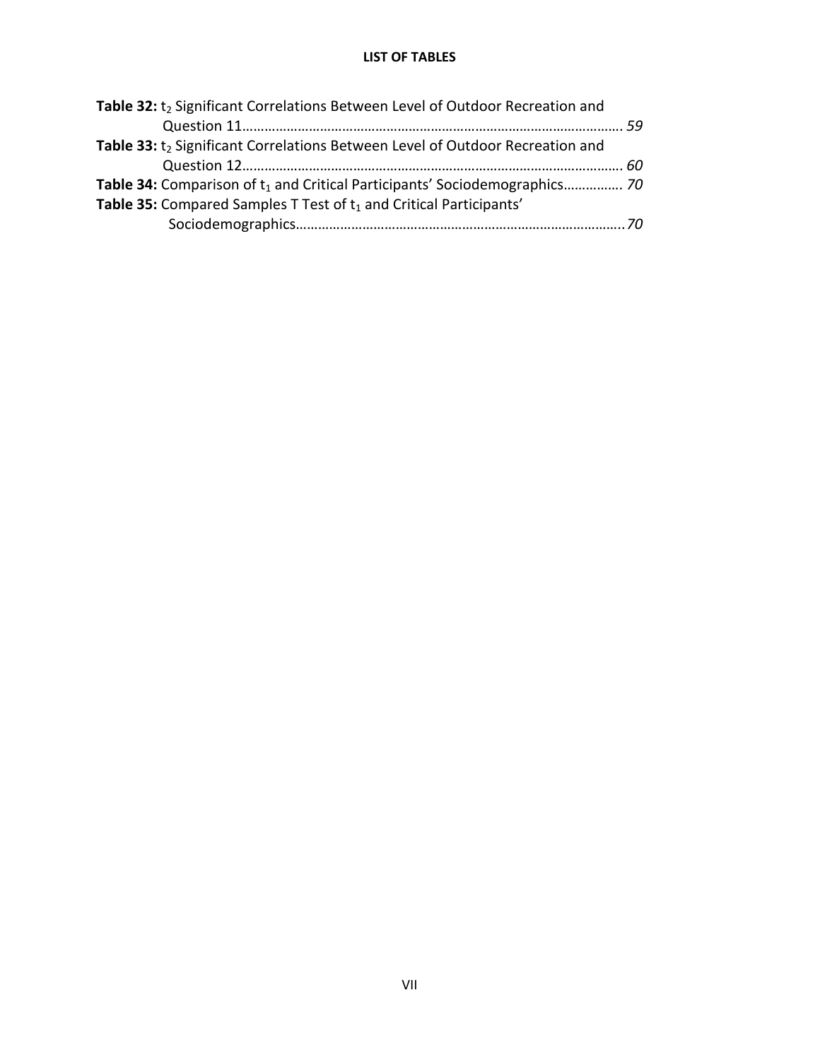**LIST OF TABLES**

**Table 32:** $t_2$ Significant Correlations Between Level of Outdoor Recreation and Question 11……………………………………………………………………………………… *59*

**Table 33:** $t_2$ Significant Correlations Between Level of Outdoor Recreation and Question 12……………………………………………………………………………………… *60*

**Table 34:** Comparison of $t_1$ and Critical Participants' Sociodemographics……………. *70*

**Table 35:** Compared Samples T Test of $t_1$ and Critical Participants' Sociodemographics……………………………………………………………………………..*70*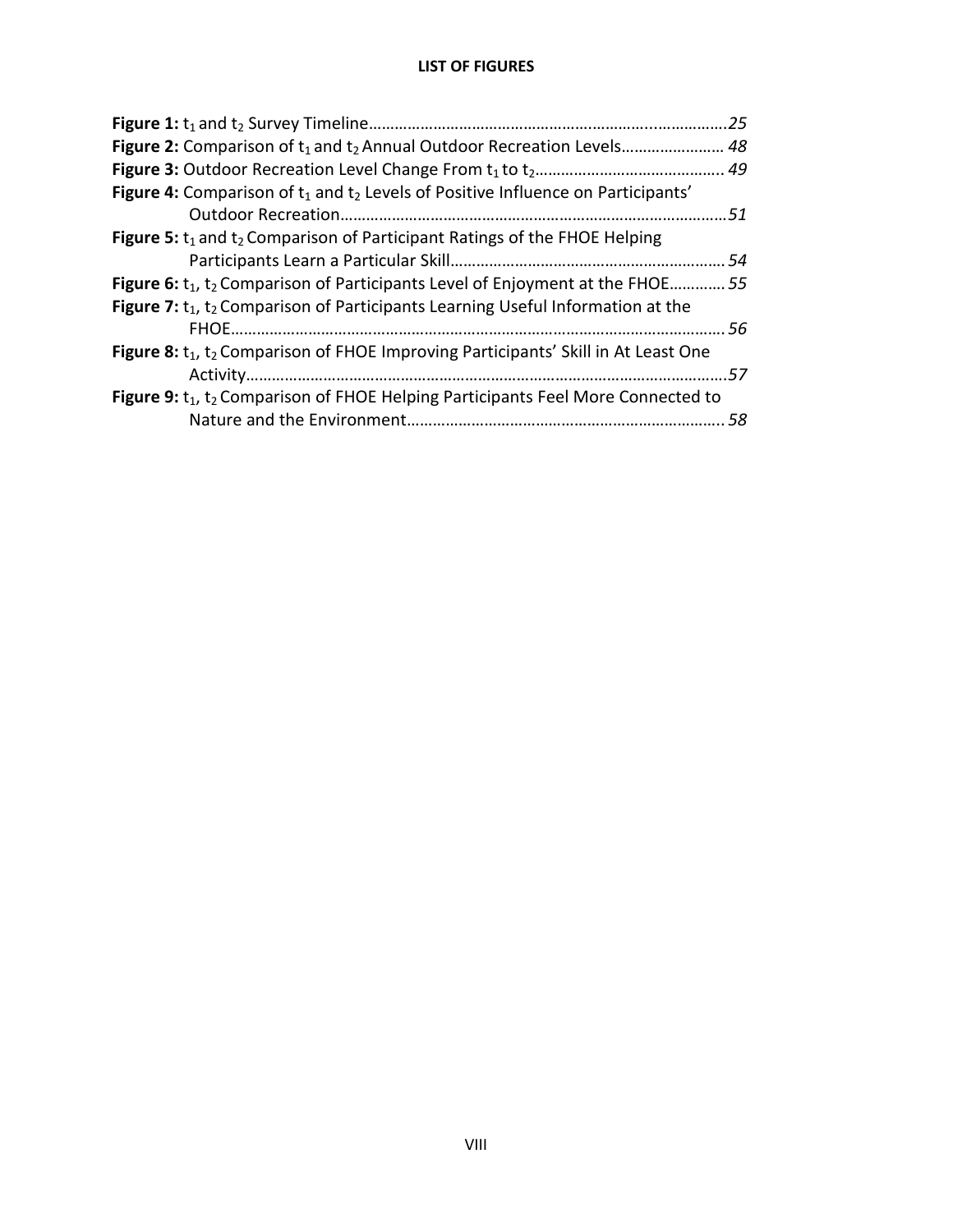# LIST OF FIGURES

**Figure 1:** $t_1$ and $t_2$ Survey Timeline.........................................................................*25*

**Figure 2:** Comparison of $t_1$ and $t_2$ Annual Outdoor Recreation Levels........................ *48*

**Figure 3:** Outdoor Recreation Level Change From $t_1$ to $t_2$.......................................... *49*

**Figure 4:** Comparison of $t_1$ and $t_2$ Levels of Positive Influence on Participants' Outdoor Recreation...............................................................................................*51*

**Figure 5:** $t_1$ and $t_2$ Comparison of Participant Ratings of the FHOE Helping Participants Learn a Particular Skill.......................................................... *54*

**Figure 6:** $t_1$, $t_2$ Comparison of Participants Level of Enjoyment at the FHOE............ *55*

**Figure 7:** $t_1$, $t_2$ Comparison of Participants Learning Useful Information at the FHOE........................................................................................................... *56*

**Figure 8:** $t_1$, $t_2$ Comparison of FHOE Improving Participants' Skill in At Least One Activity...........................................................................................................*57*

**Figure 9:** $t_1$, $t_2$ Comparison of FHOE Helping Participants Feel More Connected to Nature and the Environment...................................................................... *58*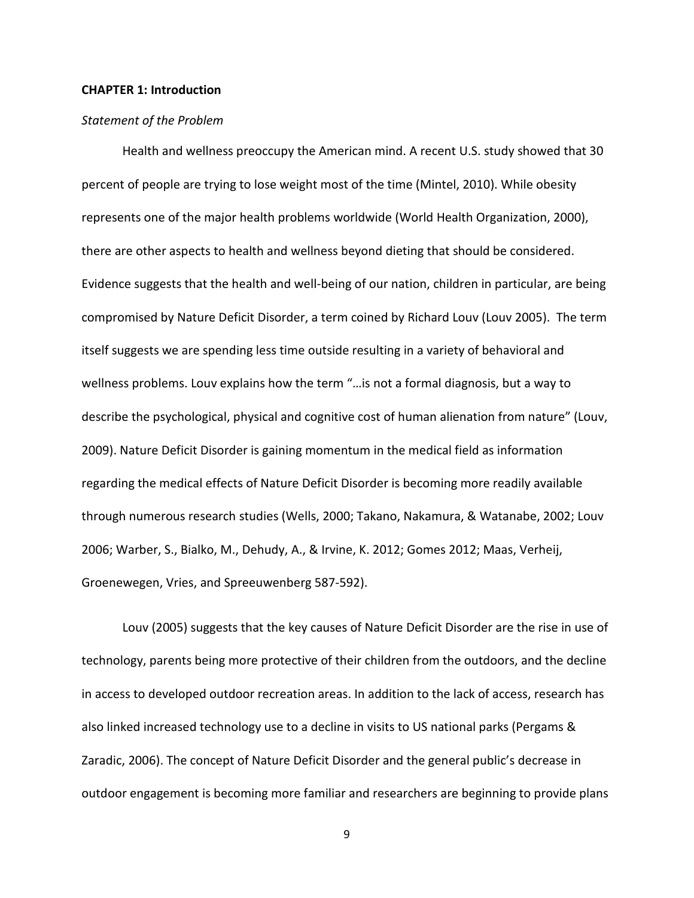**CHAPTER 1: Introduction**

*Statement of the Problem*

Health and wellness preoccupy the American mind. A recent U.S. study showed that 30 percent of people are trying to lose weight most of the time (Mintel, 2010). While obesity represents one of the major health problems worldwide (World Health Organization, 2000), there are other aspects to health and wellness beyond dieting that should be considered. Evidence suggests that the health and well-being of our nation, children in particular, are being compromised by Nature Deficit Disorder, a term coined by Richard Louv (Louv 2005). The term itself suggests we are spending less time outside resulting in a variety of behavioral and wellness problems. Louv explains how the term "…is not a formal diagnosis, but a way to describe the psychological, physical and cognitive cost of human alienation from nature" (Louv, 2009). Nature Deficit Disorder is gaining momentum in the medical field as information regarding the medical effects of Nature Deficit Disorder is becoming more readily available through numerous research studies (Wells, 2000; Takano, Nakamura, & Watanabe, 2002; Louv 2006; Warber, S., Bialko, M., Dehudy, A., & Irvine, K. 2012; Gomes 2012; Maas, Verheij, Groenewegen, Vries, and Spreeuwenberg 587-592).

Louv (2005) suggests that the key causes of Nature Deficit Disorder are the rise in use of technology, parents being more protective of their children from the outdoors, and the decline in access to developed outdoor recreation areas. In addition to the lack of access, research has also linked increased technology use to a decline in visits to US national parks (Pergams & Zaradic, 2006). The concept of Nature Deficit Disorder and the general public's decrease in outdoor engagement is becoming more familiar and researchers are beginning to provide plans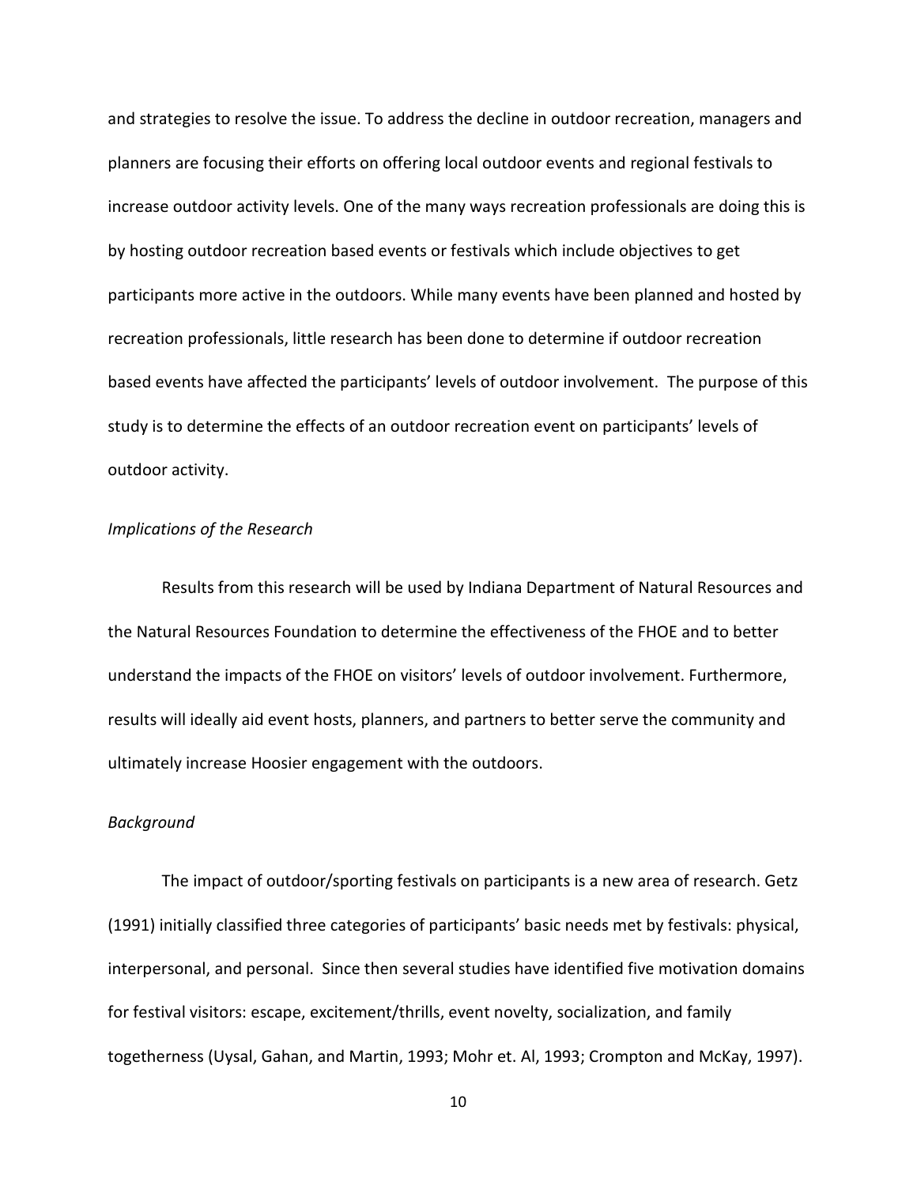and strategies to resolve the issue. To address the decline in outdoor recreation, managers and planners are focusing their efforts on offering local outdoor events and regional festivals to increase outdoor activity levels. One of the many ways recreation professionals are doing this is by hosting outdoor recreation based events or festivals which include objectives to get participants more active in the outdoors. While many events have been planned and hosted by recreation professionals, little research has been done to determine if outdoor recreation based events have affected the participants' levels of outdoor involvement. The purpose of this study is to determine the effects of an outdoor recreation event on participants' levels of outdoor activity.

*Implications of the Research*

Results from this research will be used by Indiana Department of Natural Resources and the Natural Resources Foundation to determine the effectiveness of the FHOE and to better understand the impacts of the FHOE on visitors' levels of outdoor involvement. Furthermore, results will ideally aid event hosts, planners, and partners to better serve the community and ultimately increase Hoosier engagement with the outdoors.

*Background*

The impact of outdoor/sporting festivals on participants is a new area of research. Getz (1991) initially classified three categories of participants' basic needs met by festivals: physical, interpersonal, and personal. Since then several studies have identified five motivation domains for festival visitors: escape, excitement/thrills, event novelty, socialization, and family togetherness (Uysal, Gahan, and Martin, 1993; Mohr et. Al, 1993; Crompton and McKay, 1997).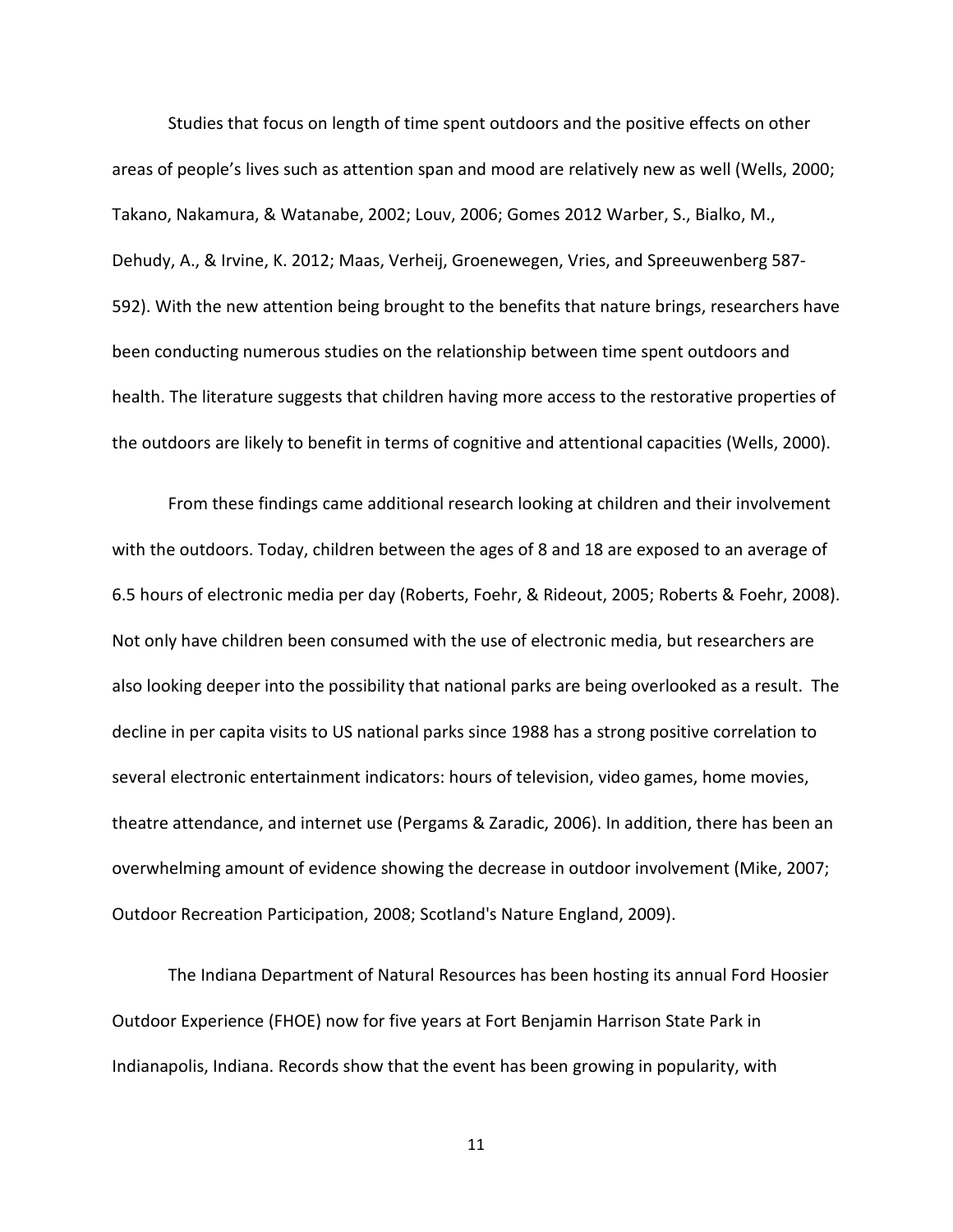Studies that focus on length of time spent outdoors and the positive effects on other areas of people's lives such as attention span and mood are relatively new as well (Wells, 2000; Takano, Nakamura, & Watanabe, 2002; Louv, 2006; Gomes 2012 Warber, S., Bialko, M., Dehudy, A., & Irvine, K. 2012; Maas, Verheij, Groenewegen, Vries, and Spreeuwenberg 587-592). With the new attention being brought to the benefits that nature brings, researchers have been conducting numerous studies on the relationship between time spent outdoors and health. The literature suggests that children having more access to the restorative properties of the outdoors are likely to benefit in terms of cognitive and attentional capacities (Wells, 2000).

From these findings came additional research looking at children and their involvement with the outdoors. Today, children between the ages of 8 and 18 are exposed to an average of 6.5 hours of electronic media per day (Roberts, Foehr, & Rideout, 2005; Roberts & Foehr, 2008). Not only have children been consumed with the use of electronic media, but researchers are also looking deeper into the possibility that national parks are being overlooked as a result. The decline in per capita visits to US national parks since 1988 has a strong positive correlation to several electronic entertainment indicators: hours of television, video games, home movies, theatre attendance, and internet use (Pergams & Zaradic, 2006). In addition, there has been an overwhelming amount of evidence showing the decrease in outdoor involvement (Mike, 2007; Outdoor Recreation Participation, 2008; Scotland's Nature England, 2009).

The Indiana Department of Natural Resources has been hosting its annual Ford Hoosier Outdoor Experience (FHOE) now for five years at Fort Benjamin Harrison State Park in Indianapolis, Indiana. Records show that the event has been growing in popularity, with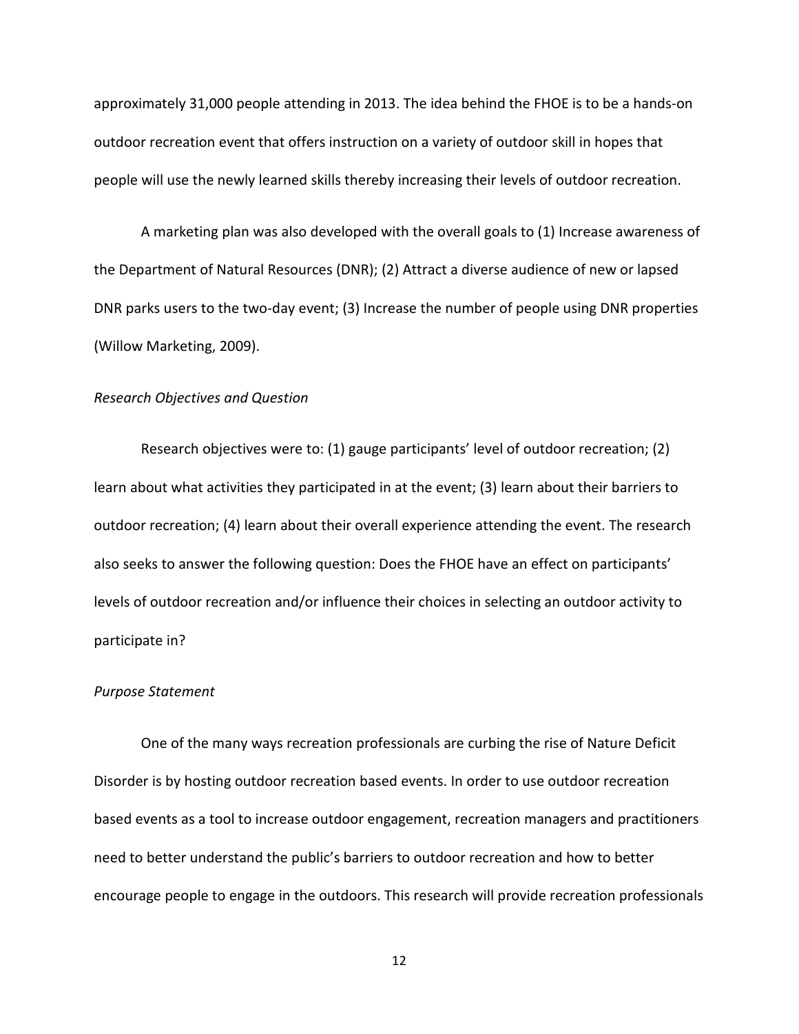approximately 31,000 people attending in 2013. The idea behind the FHOE is to be a hands-on outdoor recreation event that offers instruction on a variety of outdoor skill in hopes that people will use the newly learned skills thereby increasing their levels of outdoor recreation.

A marketing plan was also developed with the overall goals to (1) Increase awareness of the Department of Natural Resources (DNR); (2) Attract a diverse audience of new or lapsed DNR parks users to the two-day event; (3) Increase the number of people using DNR properties (Willow Marketing, 2009).

*Research Objectives and Question*

Research objectives were to: (1) gauge participants' level of outdoor recreation; (2) learn about what activities they participated in at the event; (3) learn about their barriers to outdoor recreation; (4) learn about their overall experience attending the event. The research also seeks to answer the following question: Does the FHOE have an effect on participants' levels of outdoor recreation and/or influence their choices in selecting an outdoor activity to participate in?

*Purpose Statement*

One of the many ways recreation professionals are curbing the rise of Nature Deficit Disorder is by hosting outdoor recreation based events. In order to use outdoor recreation based events as a tool to increase outdoor engagement, recreation managers and practitioners need to better understand the public's barriers to outdoor recreation and how to better encourage people to engage in the outdoors. This research will provide recreation professionals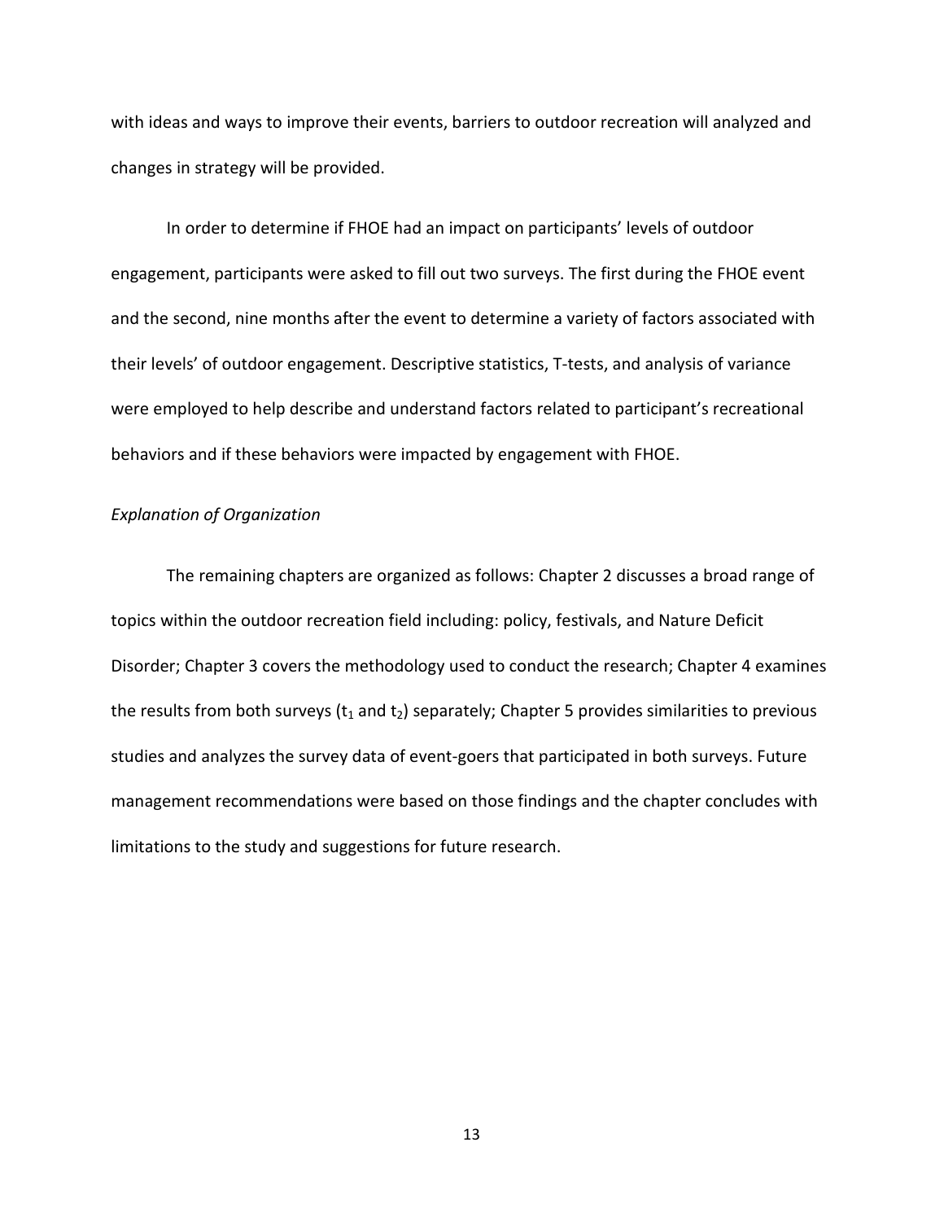with ideas and ways to improve their events, barriers to outdoor recreation will analyzed and changes in strategy will be provided.

In order to determine if FHOE had an impact on participants' levels of outdoor engagement, participants were asked to fill out two surveys. The first during the FHOE event and the second, nine months after the event to determine a variety of factors associated with their levels' of outdoor engagement. Descriptive statistics, T-tests, and analysis of variance were employed to help describe and understand factors related to participant's recreational behaviors and if these behaviors were impacted by engagement with FHOE.

*Explanation of Organization*

The remaining chapters are organized as follows: Chapter 2 discusses a broad range of topics within the outdoor recreation field including: policy, festivals, and Nature Deficit Disorder; Chapter 3 covers the methodology used to conduct the research; Chapter 4 examines the results from both surveys ($t_1$ and $t_2$) separately; Chapter 5 provides similarities to previous studies and analyzes the survey data of event-goers that participated in both surveys. Future management recommendations were based on those findings and the chapter concludes with limitations to the study and suggestions for future research.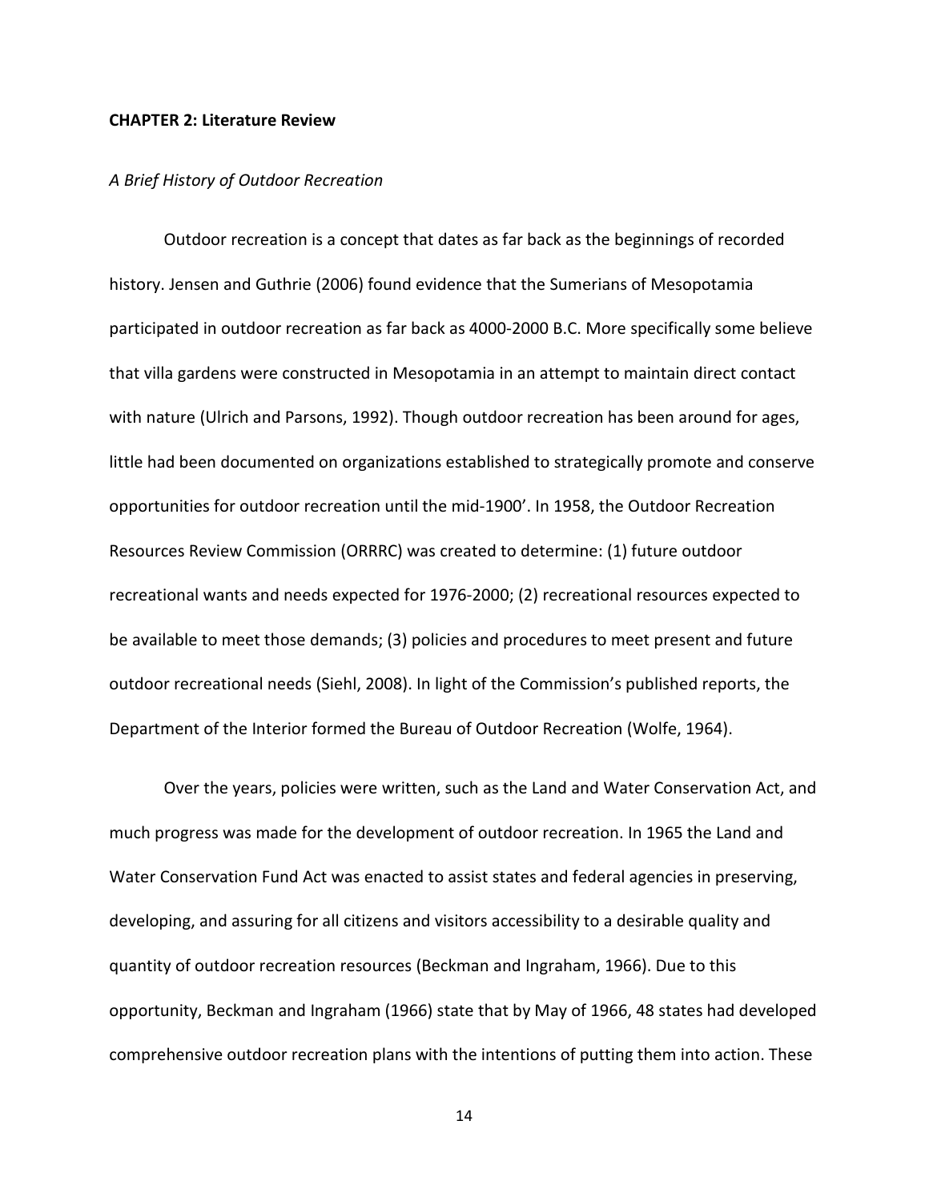## CHAPTER 2: Literature Review

### *A Brief History of Outdoor Recreation*

Outdoor recreation is a concept that dates as far back as the beginnings of recorded history. Jensen and Guthrie (2006) found evidence that the Sumerians of Mesopotamia participated in outdoor recreation as far back as 4000-2000 B.C. More specifically some believe that villa gardens were constructed in Mesopotamia in an attempt to maintain direct contact with nature (Ulrich and Parsons, 1992). Though outdoor recreation has been around for ages, little had been documented on organizations established to strategically promote and conserve opportunities for outdoor recreation until the mid-1900'. In 1958, the Outdoor Recreation Resources Review Commission (ORRRC) was created to determine: (1) future outdoor recreational wants and needs expected for 1976-2000; (2) recreational resources expected to be available to meet those demands; (3) policies and procedures to meet present and future outdoor recreational needs (Siehl, 2008). In light of the Commission's published reports, the Department of the Interior formed the Bureau of Outdoor Recreation (Wolfe, 1964).

Over the years, policies were written, such as the Land and Water Conservation Act, and much progress was made for the development of outdoor recreation. In 1965 the Land and Water Conservation Fund Act was enacted to assist states and federal agencies in preserving, developing, and assuring for all citizens and visitors accessibility to a desirable quality and quantity of outdoor recreation resources (Beckman and Ingraham, 1966). Due to this opportunity, Beckman and Ingraham (1966) state that by May of 1966, 48 states had developed comprehensive outdoor recreation plans with the intentions of putting them into action. These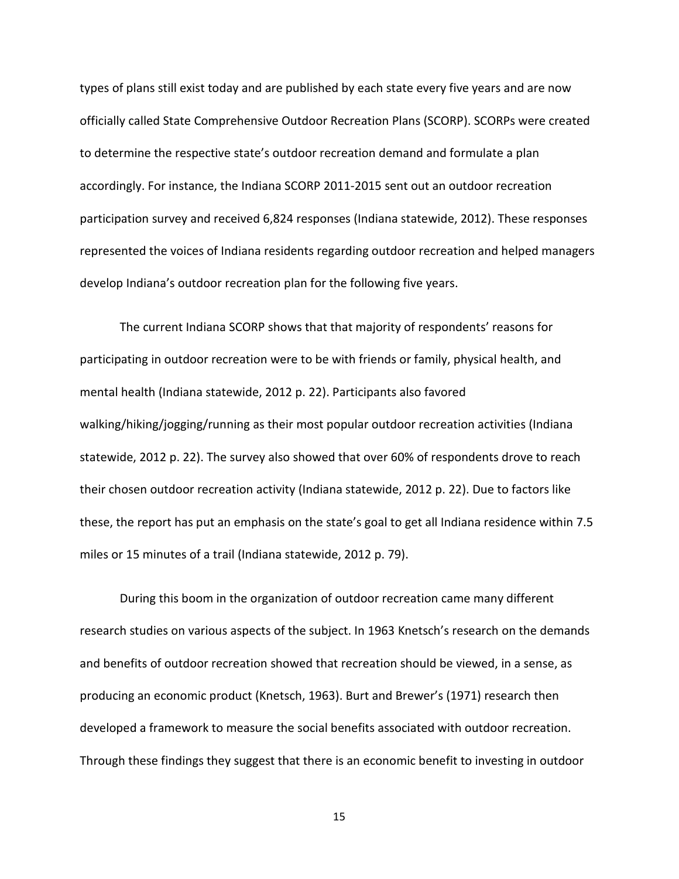types of plans still exist today and are published by each state every five years and are now officially called State Comprehensive Outdoor Recreation Plans (SCORP). SCORPs were created to determine the respective state's outdoor recreation demand and formulate a plan accordingly. For instance, the Indiana SCORP 2011-2015 sent out an outdoor recreation participation survey and received 6,824 responses (Indiana statewide, 2012). These responses represented the voices of Indiana residents regarding outdoor recreation and helped managers develop Indiana's outdoor recreation plan for the following five years.

The current Indiana SCORP shows that that majority of respondents' reasons for participating in outdoor recreation were to be with friends or family, physical health, and mental health (Indiana statewide, 2012 p. 22). Participants also favored walking/hiking/jogging/running as their most popular outdoor recreation activities (Indiana statewide, 2012 p. 22). The survey also showed that over 60% of respondents drove to reach their chosen outdoor recreation activity (Indiana statewide, 2012 p. 22). Due to factors like these, the report has put an emphasis on the state's goal to get all Indiana residence within 7.5 miles or 15 minutes of a trail (Indiana statewide, 2012 p. 79).

During this boom in the organization of outdoor recreation came many different research studies on various aspects of the subject. In 1963 Knetsch's research on the demands and benefits of outdoor recreation showed that recreation should be viewed, in a sense, as producing an economic product (Knetsch, 1963). Burt and Brewer's (1971) research then developed a framework to measure the social benefits associated with outdoor recreation. Through these findings they suggest that there is an economic benefit to investing in outdoor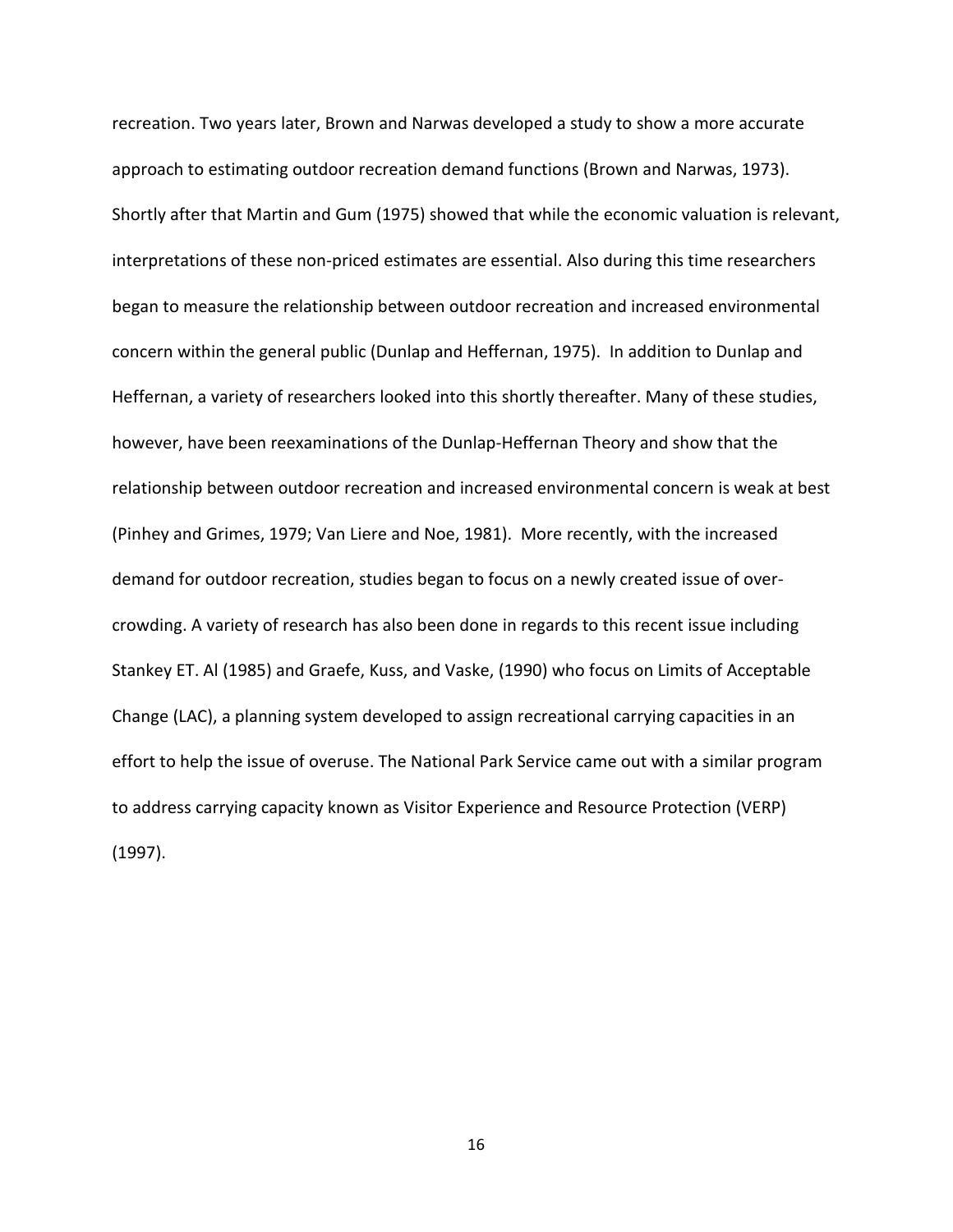recreation. Two years later, Brown and Narwas developed a study to show a more accurate approach to estimating outdoor recreation demand functions (Brown and Narwas, 1973). Shortly after that Martin and Gum (1975) showed that while the economic valuation is relevant, interpretations of these non-priced estimates are essential. Also during this time researchers began to measure the relationship between outdoor recreation and increased environmental concern within the general public (Dunlap and Heffernan, 1975). In addition to Dunlap and Heffernan, a variety of researchers looked into this shortly thereafter. Many of these studies, however, have been reexaminations of the Dunlap-Heffernan Theory and show that the relationship between outdoor recreation and increased environmental concern is weak at best (Pinhey and Grimes, 1979; Van Liere and Noe, 1981). More recently, with the increased demand for outdoor recreation, studies began to focus on a newly created issue of over-crowding. A variety of research has also been done in regards to this recent issue including Stankey ET. Al (1985) and Graefe, Kuss, and Vaske, (1990) who focus on Limits of Acceptable Change (LAC), a planning system developed to assign recreational carrying capacities in an effort to help the issue of overuse. The National Park Service came out with a similar program to address carrying capacity known as Visitor Experience and Resource Protection (VERP) (1997).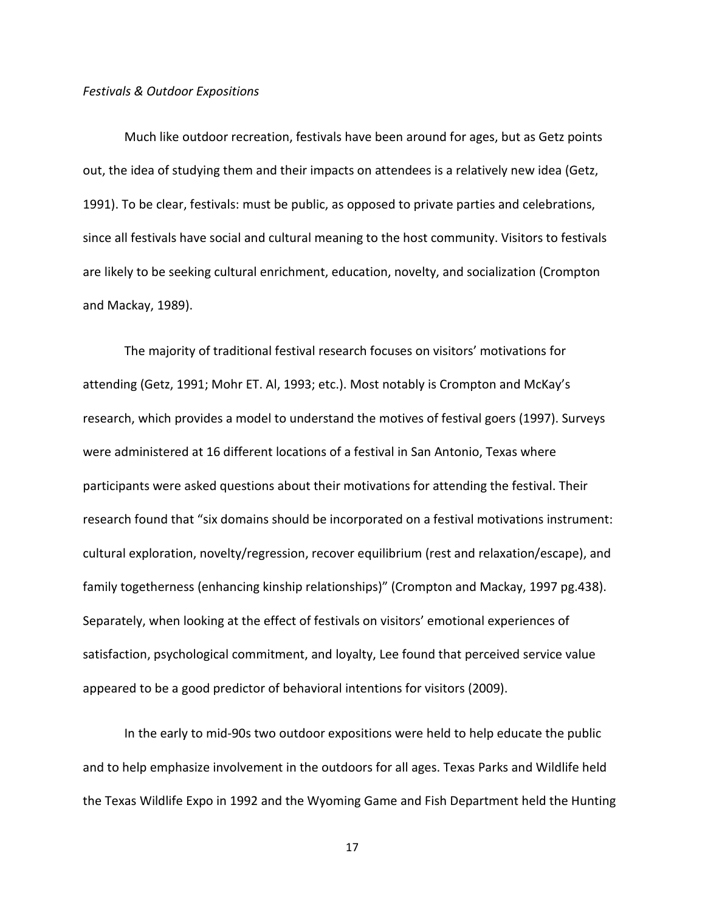*Festivals & Outdoor Expositions*

Much like outdoor recreation, festivals have been around for ages, but as Getz points out, the idea of studying them and their impacts on attendees is a relatively new idea (Getz, 1991). To be clear, festivals: must be public, as opposed to private parties and celebrations, since all festivals have social and cultural meaning to the host community. Visitors to festivals are likely to be seeking cultural enrichment, education, novelty, and socialization (Crompton and Mackay, 1989).

The majority of traditional festival research focuses on visitors' motivations for attending (Getz, 1991; Mohr ET. Al, 1993; etc.). Most notably is Crompton and McKay's research, which provides a model to understand the motives of festival goers (1997). Surveys were administered at 16 different locations of a festival in San Antonio, Texas where participants were asked questions about their motivations for attending the festival. Their research found that "six domains should be incorporated on a festival motivations instrument: cultural exploration, novelty/regression, recover equilibrium (rest and relaxation/escape), and family togetherness (enhancing kinship relationships)" (Crompton and Mackay, 1997 pg.438). Separately, when looking at the effect of festivals on visitors' emotional experiences of satisfaction, psychological commitment, and loyalty, Lee found that perceived service value appeared to be a good predictor of behavioral intentions for visitors (2009).

In the early to mid-90s two outdoor expositions were held to help educate the public and to help emphasize involvement in the outdoors for all ages. Texas Parks and Wildlife held the Texas Wildlife Expo in 1992 and the Wyoming Game and Fish Department held the Hunting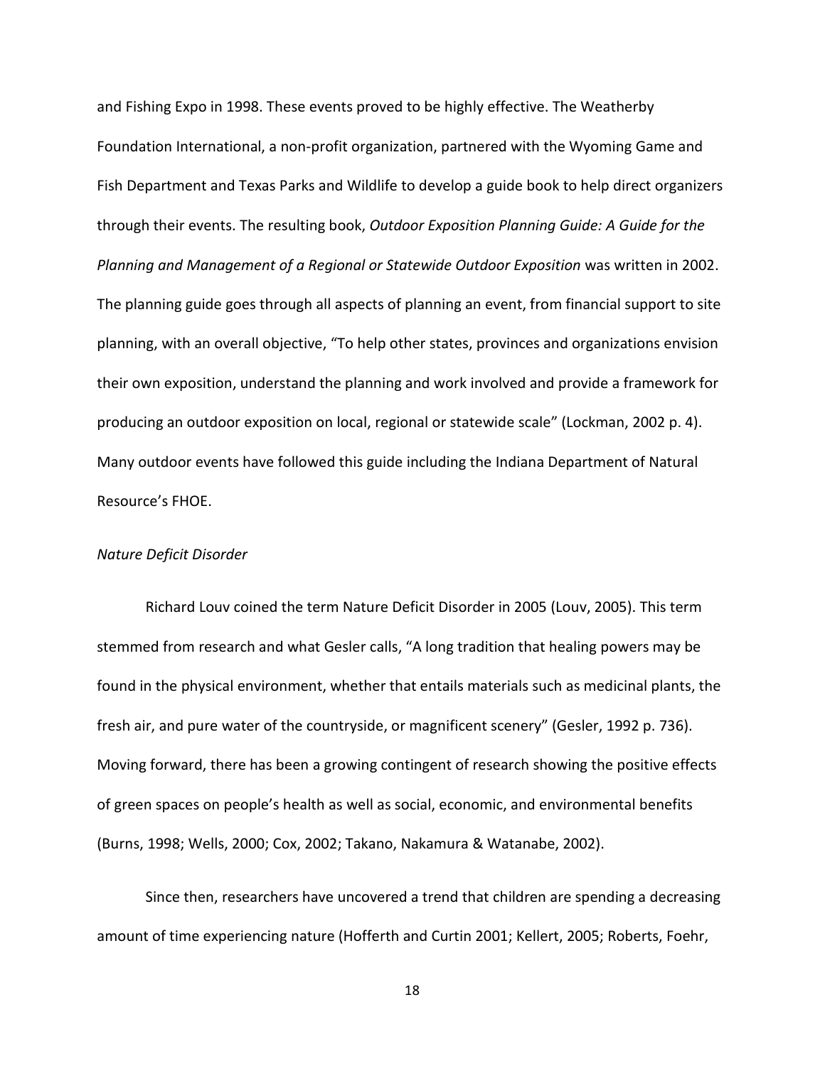and Fishing Expo in 1998. These events proved to be highly effective. The Weatherby Foundation International, a non-profit organization, partnered with the Wyoming Game and Fish Department and Texas Parks and Wildlife to develop a guide book to help direct organizers through their events. The resulting book, *Outdoor Exposition Planning Guide: A Guide for the Planning and Management of a Regional or Statewide Outdoor Exposition* was written in 2002. The planning guide goes through all aspects of planning an event, from financial support to site planning, with an overall objective, "To help other states, provinces and organizations envision their own exposition, understand the planning and work involved and provide a framework for producing an outdoor exposition on local, regional or statewide scale" (Lockman, 2002 p. 4). Many outdoor events have followed this guide including the Indiana Department of Natural Resource's FHOE.

### *Nature Deficit Disorder*

Richard Louv coined the term Nature Deficit Disorder in 2005 (Louv, 2005). This term stemmed from research and what Gesler calls, "A long tradition that healing powers may be found in the physical environment, whether that entails materials such as medicinal plants, the fresh air, and pure water of the countryside, or magnificent scenery" (Gesler, 1992 p. 736). Moving forward, there has been a growing contingent of research showing the positive effects of green spaces on people's health as well as social, economic, and environmental benefits (Burns, 1998; Wells, 2000; Cox, 2002; Takano, Nakamura & Watanabe, 2002).

Since then, researchers have uncovered a trend that children are spending a decreasing amount of time experiencing nature (Hofferth and Curtin 2001; Kellert, 2005; Roberts, Foehr,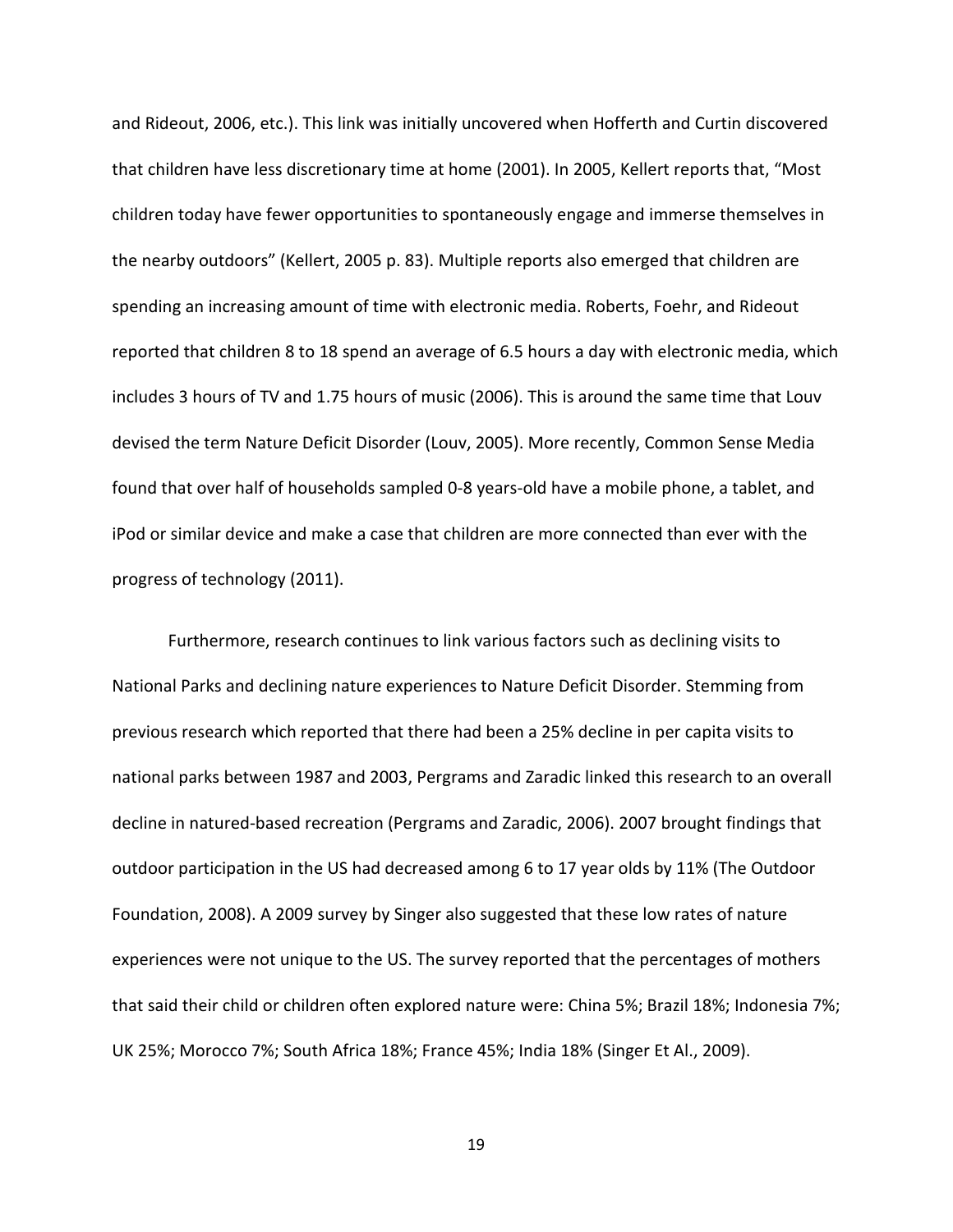and Rideout, 2006, etc.). This link was initially uncovered when Hofferth and Curtin discovered that children have less discretionary time at home (2001). In 2005, Kellert reports that, "Most children today have fewer opportunities to spontaneously engage and immerse themselves in the nearby outdoors" (Kellert, 2005 p. 83). Multiple reports also emerged that children are spending an increasing amount of time with electronic media. Roberts, Foehr, and Rideout reported that children 8 to 18 spend an average of 6.5 hours a day with electronic media, which includes 3 hours of TV and 1.75 hours of music (2006). This is around the same time that Louv devised the term Nature Deficit Disorder (Louv, 2005). More recently, Common Sense Media found that over half of households sampled 0-8 years-old have a mobile phone, a tablet, and iPod or similar device and make a case that children are more connected than ever with the progress of technology (2011).

Furthermore, research continues to link various factors such as declining visits to National Parks and declining nature experiences to Nature Deficit Disorder. Stemming from previous research which reported that there had been a 25% decline in per capita visits to national parks between 1987 and 2003, Pergrams and Zaradic linked this research to an overall decline in natured-based recreation (Pergrams and Zaradic, 2006). 2007 brought findings that outdoor participation in the US had decreased among 6 to 17 year olds by 11% (The Outdoor Foundation, 2008). A 2009 survey by Singer also suggested that these low rates of nature experiences were not unique to the US. The survey reported that the percentages of mothers that said their child or children often explored nature were: China 5%; Brazil 18%; Indonesia 7%; UK 25%; Morocco 7%; South Africa 18%; France 45%; India 18% (Singer Et Al., 2009).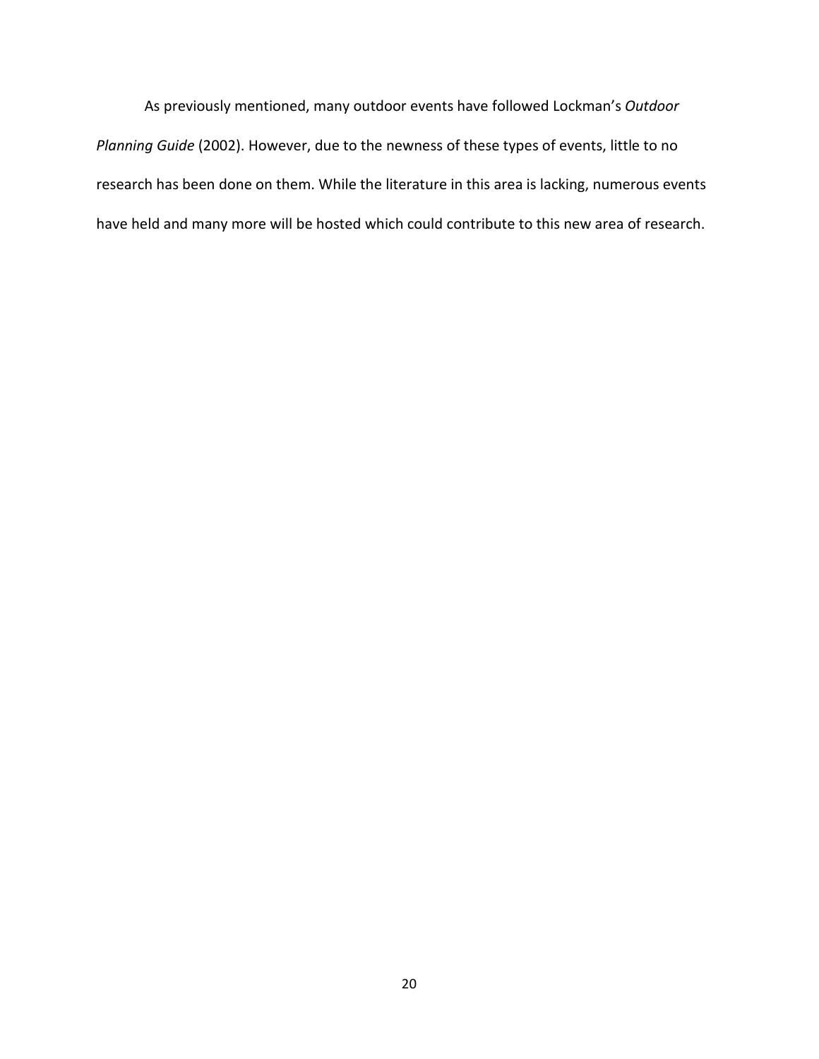As previously mentioned, many outdoor events have followed Lockman's *Outdoor Planning Guide* (2002). However, due to the newness of these types of events, little to no research has been done on them. While the literature in this area is lacking, numerous events have held and many more will be hosted which could contribute to this new area of research.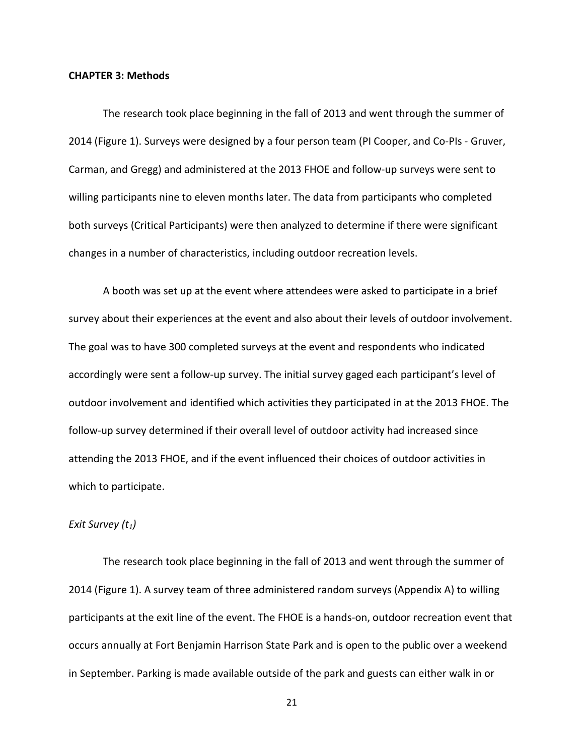**CHAPTER 3: Methods**

The research took place beginning in the fall of 2013 and went through the summer of 2014 (Figure 1). Surveys were designed by a four person team (PI Cooper, and Co-PIs - Gruver, Carman, and Gregg) and administered at the 2013 FHOE and follow-up surveys were sent to willing participants nine to eleven months later. The data from participants who completed both surveys (Critical Participants) were then analyzed to determine if there were significant changes in a number of characteristics, including outdoor recreation levels.

A booth was set up at the event where attendees were asked to participate in a brief survey about their experiences at the event and also about their levels of outdoor involvement. The goal was to have 300 completed surveys at the event and respondents who indicated accordingly were sent a follow-up survey. The initial survey gaged each participant's level of outdoor involvement and identified which activities they participated in at the 2013 FHOE. The follow-up survey determined if their overall level of outdoor activity had increased since attending the 2013 FHOE, and if the event influenced their choices of outdoor activities in which to participate.

*Exit Survey ($t_1$)*

The research took place beginning in the fall of 2013 and went through the summer of 2014 (Figure 1). A survey team of three administered random surveys (Appendix A) to willing participants at the exit line of the event. The FHOE is a hands-on, outdoor recreation event that occurs annually at Fort Benjamin Harrison State Park and is open to the public over a weekend in September. Parking is made available outside of the park and guests can either walk in or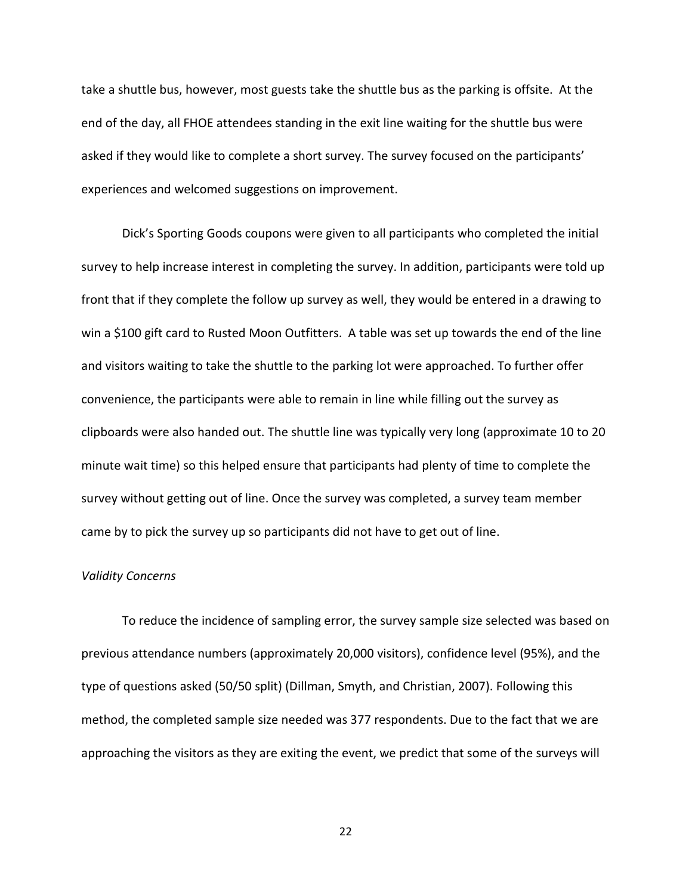take a shuttle bus, however, most guests take the shuttle bus as the parking is offsite. At the end of the day, all FHOE attendees standing in the exit line waiting for the shuttle bus were asked if they would like to complete a short survey. The survey focused on the participants' experiences and welcomed suggestions on improvement.

Dick's Sporting Goods coupons were given to all participants who completed the initial survey to help increase interest in completing the survey. In addition, participants were told up front that if they complete the follow up survey as well, they would be entered in a drawing to win a $100 gift card to Rusted Moon Outfitters. A table was set up towards the end of the line and visitors waiting to take the shuttle to the parking lot were approached. To further offer convenience, the participants were able to remain in line while filling out the survey as clipboards were also handed out. The shuttle line was typically very long (approximate 10 to 20 minute wait time) so this helped ensure that participants had plenty of time to complete the survey without getting out of line. Once the survey was completed, a survey team member came by to pick the survey up so participants did not have to get out of line.

*Validity Concerns*

To reduce the incidence of sampling error, the survey sample size selected was based on previous attendance numbers (approximately 20,000 visitors), confidence level (95%), and the type of questions asked (50/50 split) (Dillman, Smyth, and Christian, 2007). Following this method, the completed sample size needed was 377 respondents. Due to the fact that we are approaching the visitors as they are exiting the event, we predict that some of the surveys will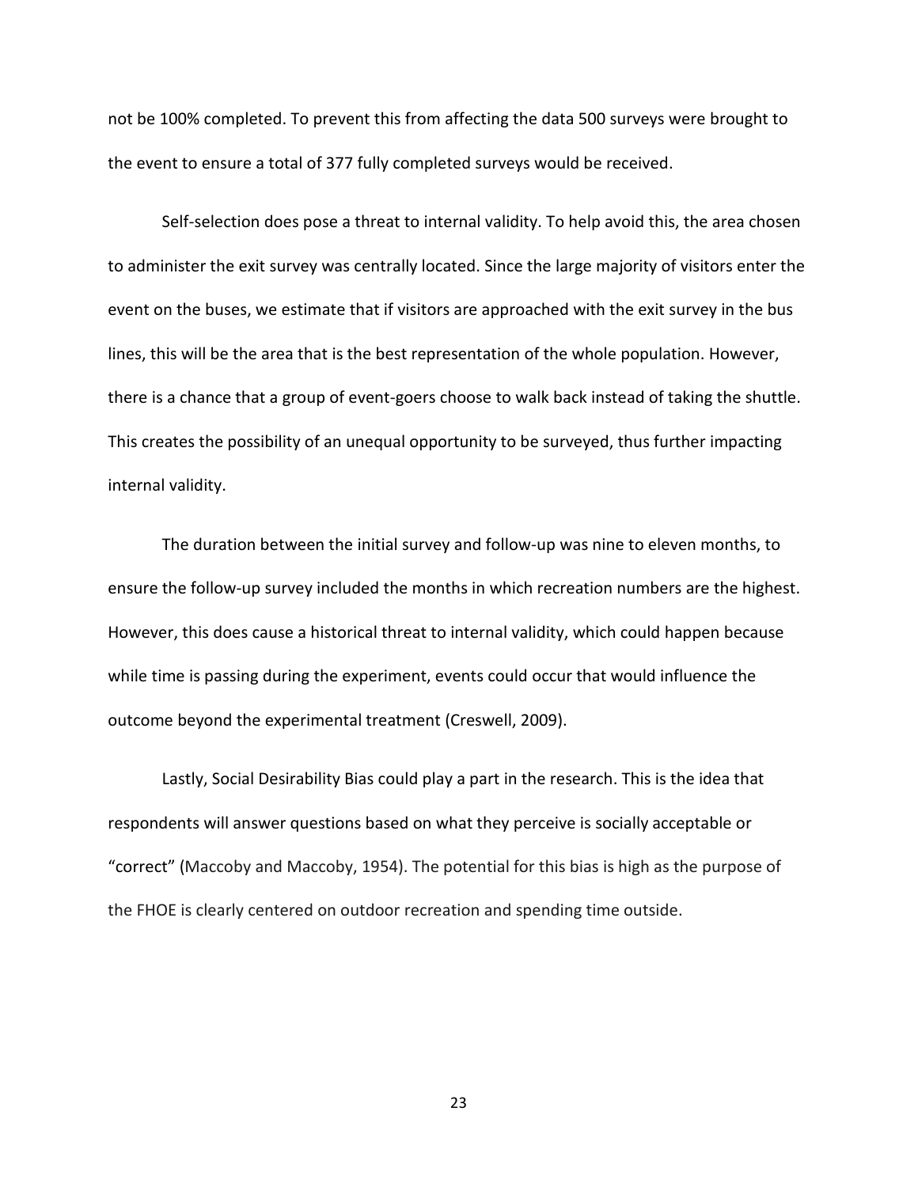not be 100% completed. To prevent this from affecting the data 500 surveys were brought to the event to ensure a total of 377 fully completed surveys would be received.

Self-selection does pose a threat to internal validity. To help avoid this, the area chosen to administer the exit survey was centrally located. Since the large majority of visitors enter the event on the buses, we estimate that if visitors are approached with the exit survey in the bus lines, this will be the area that is the best representation of the whole population. However, there is a chance that a group of event-goers choose to walk back instead of taking the shuttle. This creates the possibility of an unequal opportunity to be surveyed, thus further impacting internal validity.

The duration between the initial survey and follow-up was nine to eleven months, to ensure the follow-up survey included the months in which recreation numbers are the highest. However, this does cause a historical threat to internal validity, which could happen because while time is passing during the experiment, events could occur that would influence the outcome beyond the experimental treatment (Creswell, 2009).

Lastly, Social Desirability Bias could play a part in the research. This is the idea that respondents will answer questions based on what they perceive is socially acceptable or "correct" (Maccoby and Maccoby, 1954). The potential for this bias is high as the purpose of the FHOE is clearly centered on outdoor recreation and spending time outside.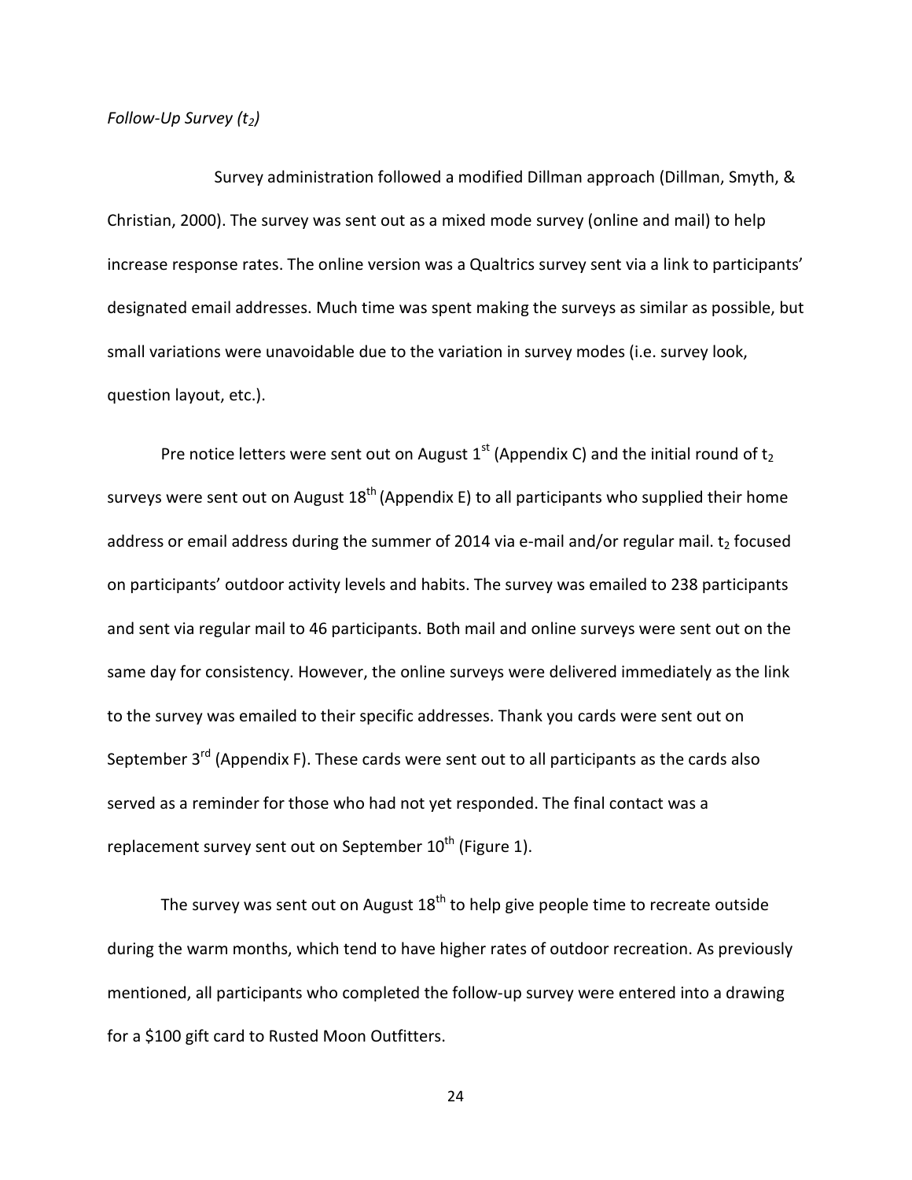*Follow-Up Survey ($t_2$)*

Survey administration followed a modified Dillman approach (Dillman, Smyth, & Christian, 2000). The survey was sent out as a mixed mode survey (online and mail) to help increase response rates. The online version was a Qualtrics survey sent via a link to participants' designated email addresses. Much time was spent making the surveys as similar as possible, but small variations were unavoidable due to the variation in survey modes (i.e. survey look, question layout, etc.).

Pre notice letters were sent out on August 1st (Appendix C) and the initial round of $t_2$ surveys were sent out on August 18th (Appendix E) to all participants who supplied their home address or email address during the summer of 2014 via e-mail and/or regular mail. $t_2$ focused on participants' outdoor activity levels and habits. The survey was emailed to 238 participants and sent via regular mail to 46 participants. Both mail and online surveys were sent out on the same day for consistency. However, the online surveys were delivered immediately as the link to the survey was emailed to their specific addresses. Thank you cards were sent out on September 3rd (Appendix F). These cards were sent out to all participants as the cards also served as a reminder for those who had not yet responded. The final contact was a replacement survey sent out on September 10th (Figure 1).

The survey was sent out on August 18th to help give people time to recreate outside during the warm months, which tend to have higher rates of outdoor recreation. As previously mentioned, all participants who completed the follow-up survey were entered into a drawing for a $100 gift card to Rusted Moon Outfitters.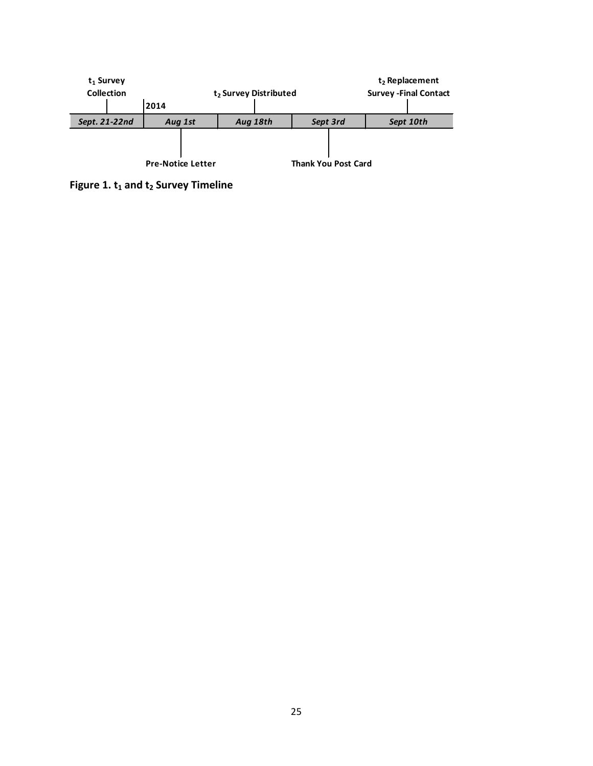| $t_1$ Survey Collection | 2014 | $t_2$ Survey Distributed | | $t_2$ Replacement Survey -Final Contact |
| --- | --- | --- | --- | --- |
| *Sept. 21-22nd* | *Aug 1st* | *Aug 18th* | *Sept 3rd* | *Sept 10th* |
| | Pre-Notice Letter | | Thank You Post Card | |

**Figure 1. $t_1$ and $t_2$ Survey Timeline**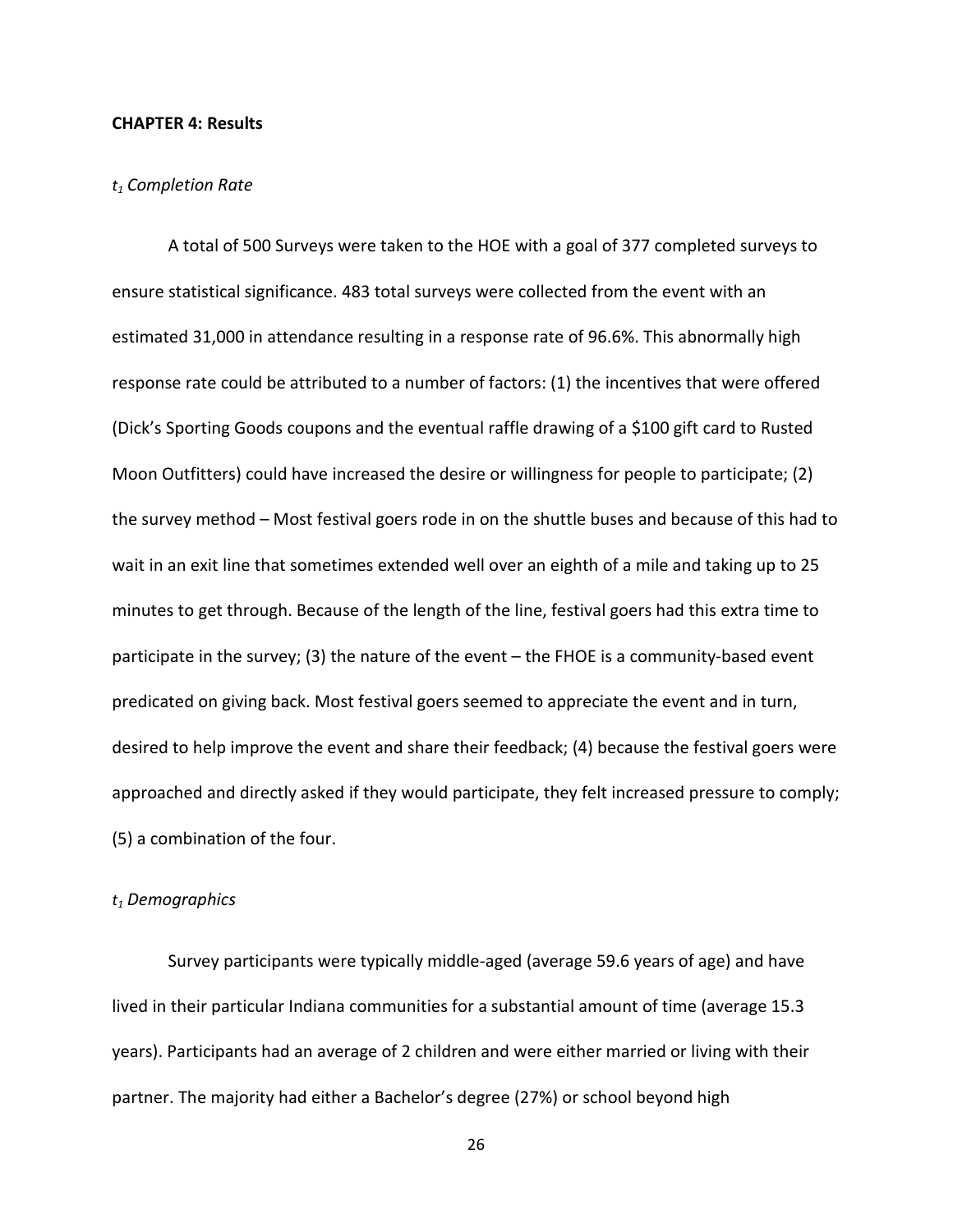# CHAPTER 4: Results

### *$t_1$ Completion Rate*

A total of 500 Surveys were taken to the HOE with a goal of 377 completed surveys to ensure statistical significance. 483 total surveys were collected from the event with an estimated 31,000 in attendance resulting in a response rate of 96.6%. This abnormally high response rate could be attributed to a number of factors: (1) the incentives that were offered (Dick's Sporting Goods coupons and the eventual raffle drawing of a $100 gift card to Rusted Moon Outfitters) could have increased the desire or willingness for people to participate; (2) the survey method – Most festival goers rode in on the shuttle buses and because of this had to wait in an exit line that sometimes extended well over an eighth of a mile and taking up to 25 minutes to get through. Because of the length of the line, festival goers had this extra time to participate in the survey; (3) the nature of the event – the FHOE is a community-based event predicated on giving back. Most festival goers seemed to appreciate the event and in turn, desired to help improve the event and share their feedback; (4) because the festival goers were approached and directly asked if they would participate, they felt increased pressure to comply; (5) a combination of the four.

### *$t_1$ Demographics*

Survey participants were typically middle-aged (average 59.6 years of age) and have lived in their particular Indiana communities for a substantial amount of time (average 15.3 years). Participants had an average of 2 children and were either married or living with their partner. The majority had either a Bachelor's degree (27%) or school beyond high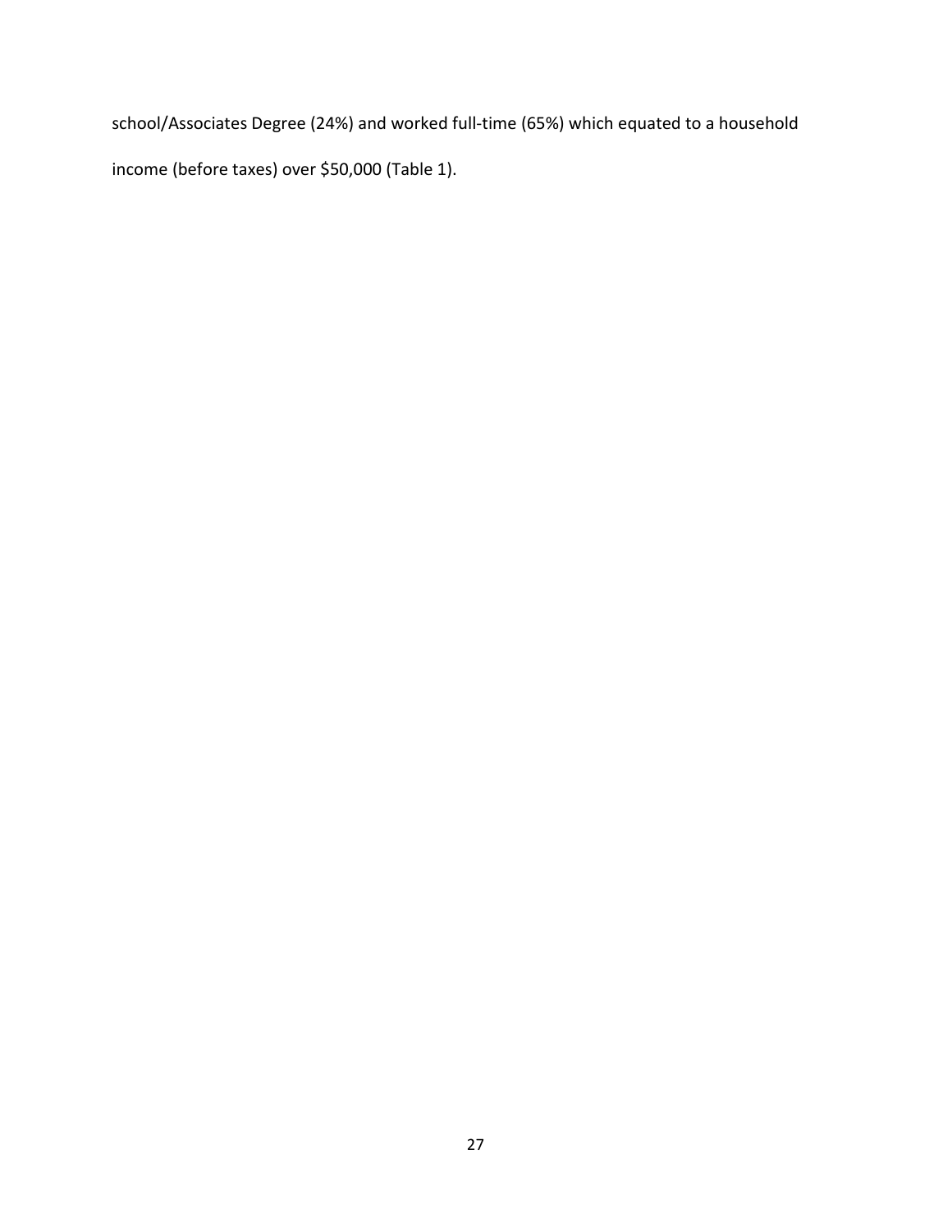school/Associates Degree (24%) and worked full-time (65%) which equated to a household income (before taxes) over $50,000 (Table 1).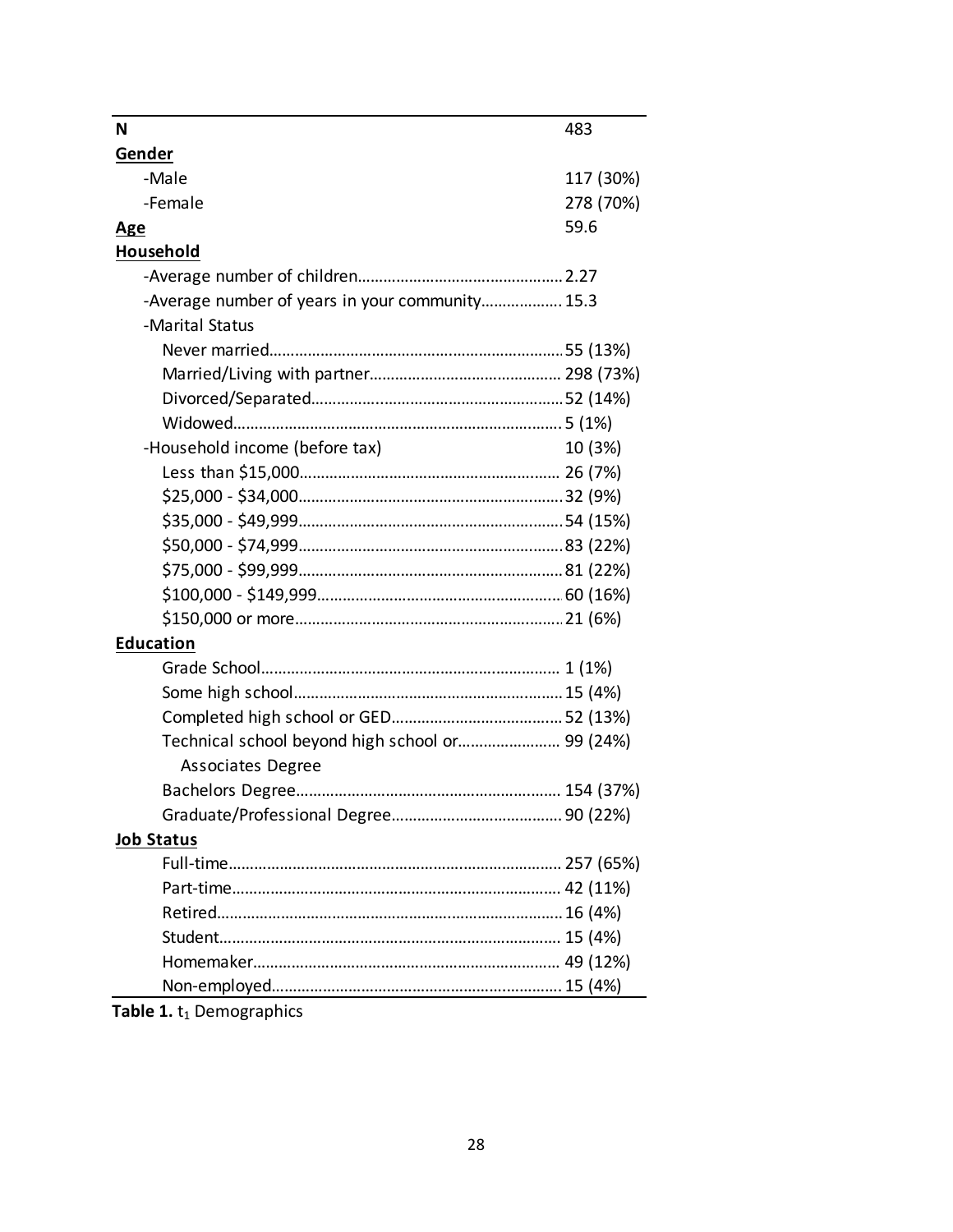| | |
|---|---|
| **N** | 483 |
| **Gender** | |
| -Male | 117 (30%) |
| -Female | 278 (70%) |
| **Age** | 59.6 |
| **Household** | |
| -Average number of children | 2.27 |
| -Average number of years in your community | 15.3 |
| -Marital Status | |
| Never married | 55 (13%) |
| Married/Living with partner | 298 (73%) |
| Divorced/Separated | 52 (14%) |
| Widowed | 5 (1%) |
| -Household income (before tax) | 10 (3%) |
| Less than $15,000 | 26 (7%) |
| $25,000 - $34,000 | 32 (9%) |
| $35,000 - $49,999 | 54 (15%) |
| $50,000 - $74,999 | 83 (22%) |
| $75,000 - $99,999 | 81 (22%) |
| $100,000 - $149,999 | 60 (16%) |
| $150,000 or more | 21 (6%) |
| **Education** | |
| Grade School | 1 (1%) |
| Some high school | 15 (4%) |
| Completed high school or GED | 52 (13%) |
| Technical school beyond high school or Associates Degree | 99 (24%) |
| Bachelors Degree | 154 (37%) |
| Graduate/Professional Degree | 90 (22%) |
| **Job Status** | |
| Full-time | 257 (65%) |
| Part-time | 42 (11%) |
| Retired | 16 (4%) |
| Student | 15 (4%) |
| Homemaker | 49 (12%) |
| Non-employed | 15 (4%) |

**Table 1.** $t_1$ Demographics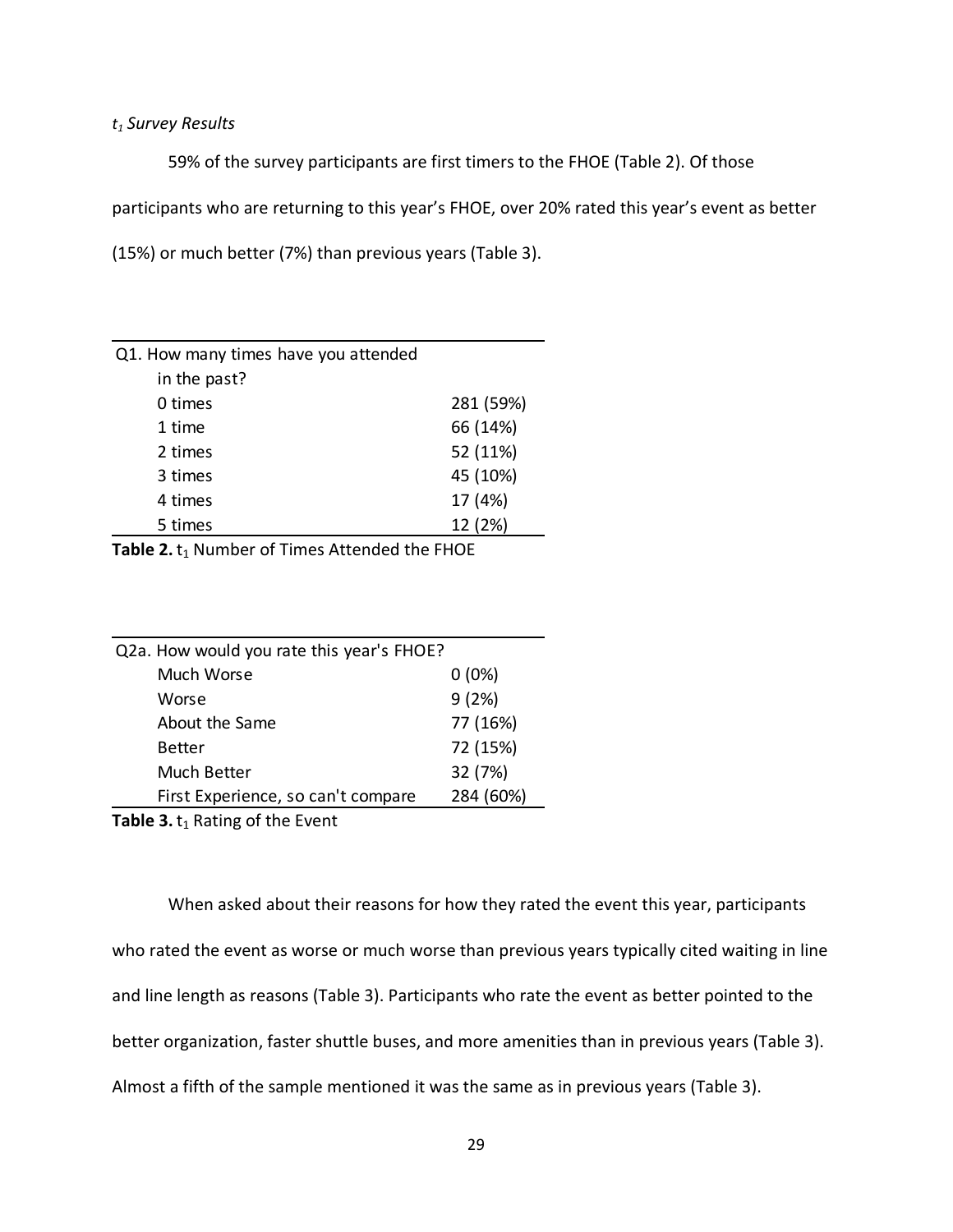*$t_1$ Survey Results*

59% of the survey participants are first timers to the FHOE (Table 2). Of those participants who are returning to this year's FHOE, over 20% rated this year's event as better (15%) or much better (7%) than previous years (Table 3).

| Q1. How many times have you attended in the past? | |
|---|---|
| 0 times | 281 (59%) |
| 1 time | 66 (14%) |
| 2 times | 52 (11%) |
| 3 times | 45 (10%) |
| 4 times | 17 (4%) |
| 5 times | 12 (2%) |

**Table 2.** $t_1$ Number of Times Attended the FHOE

| Q2a. How would you rate this year's FHOE? | |
|---|---|
| Much Worse | 0 (0%) |
| Worse | 9 (2%) |
| About the Same | 77 (16%) |
| Better | 72 (15%) |
| Much Better | 32 (7%) |
| First Experience, so can't compare | 284 (60%) |

**Table 3.** $t_1$ Rating of the Event

When asked about their reasons for how they rated the event this year, participants who rated the event as worse or much worse than previous years typically cited waiting in line and line length as reasons (Table 3). Participants who rate the event as better pointed to the better organization, faster shuttle buses, and more amenities than in previous years (Table 3). Almost a fifth of the sample mentioned it was the same as in previous years (Table 3).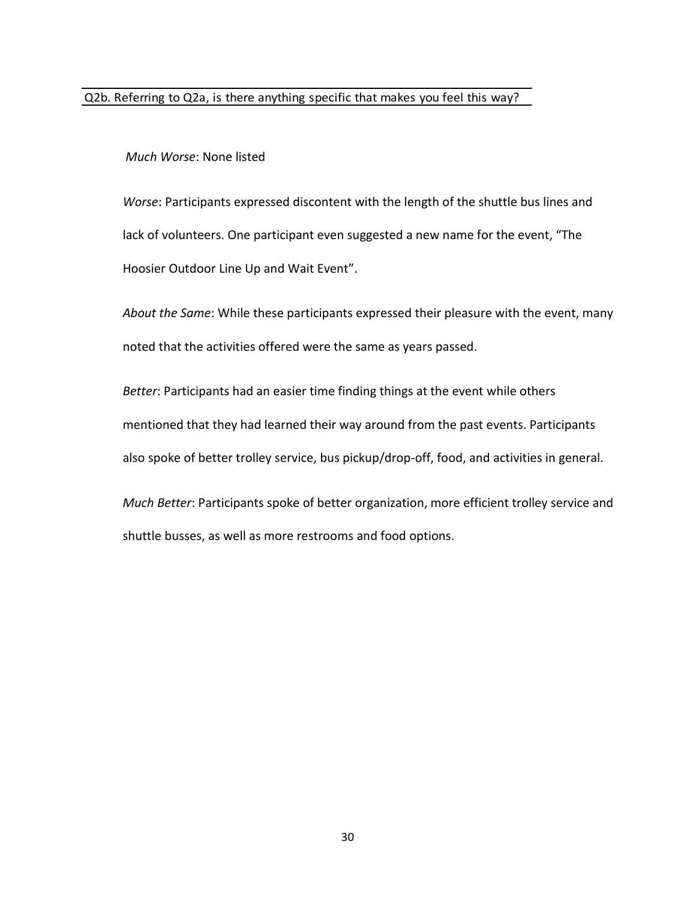Q2b. Referring to Q2a, is there anything specific that makes you feel this way?

*Much Worse*: None listed

*Worse*: Participants expressed discontent with the length of the shuttle bus lines and lack of volunteers. One participant even suggested a new name for the event, "The Hoosier Outdoor Line Up and Wait Event".

*About the Same*: While these participants expressed their pleasure with the event, many noted that the activities offered were the same as years passed.

*Better*: Participants had an easier time finding things at the event while others mentioned that they had learned their way around from the past events. Participants also spoke of better trolley service, bus pickup/drop-off, food, and activities in general.

*Much Better*: Participants spoke of better organization, more efficient trolley service and shuttle busses, as well as more restrooms and food options.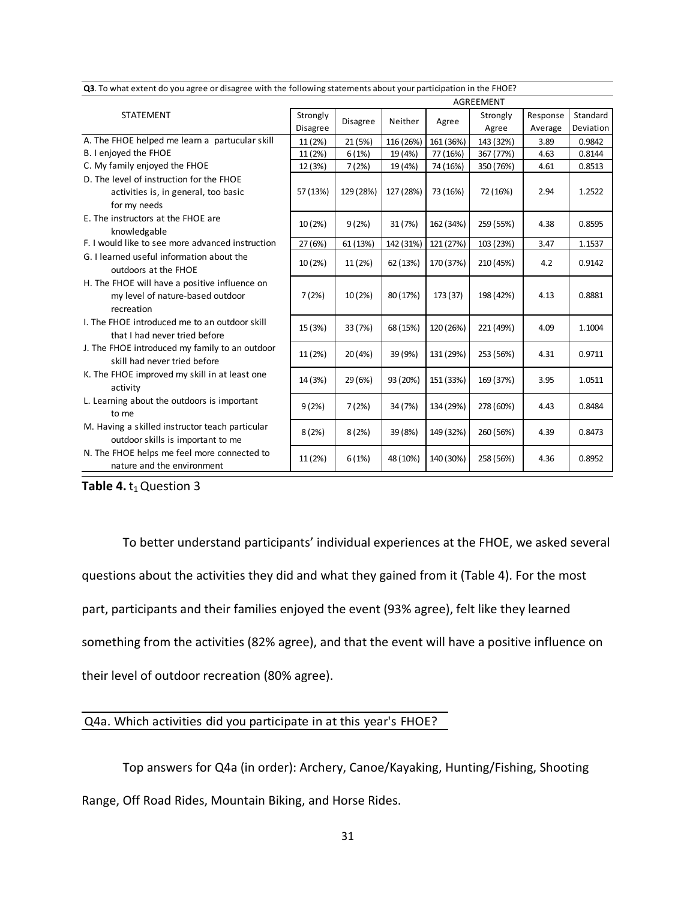**Q3**. To what extent do you agree or disagree with the following statements about your participation in the FHOE?

| STATEMENT | AGREEMENT | | | | | | |
|---|---|---|---|---|---|---|---|
| | Strongly Disagree | Disagree | Neither | Agree | Strongly Agree | Response Average | Standard Deviation |
| A. The FHOE helped me learn a partucular skill | 11 (2%) | 21 (5%) | 116 (26%) | 161 (36%) | 143 (32%) | 3.89 | 0.9842 |
| B. I enjoyed the FHOE | 11 (2%) | 6 (1%) | 19 (4%) | 77 (16%) | 367 (77%) | 4.63 | 0.8144 |
| C. My family enjoyed the FHOE | 12 (3%) | 7 (2%) | 19 (4%) | 74 (16%) | 350 (76%) | 4.61 | 0.8513 |
| D. The level of instruction for the FHOE activities is, in general, too basic for my needs | 57 (13%) | 129 (28%) | 127 (28%) | 73 (16%) | 72 (16%) | 2.94 | 1.2522 |
| E. The instructors at the FHOE are knowledgable | 10 (2%) | 9 (2%) | 31 (7%) | 162 (34%) | 259 (55%) | 4.38 | 0.8595 |
| F. I would like to see more advanced instruction | 27 (6%) | 61 (13%) | 142 (31%) | 121 (27%) | 103 (23%) | 3.47 | 1.1537 |
| G. I learned useful information about the outdoors at the FHOE | 10 (2%) | 11 (2%) | 62 (13%) | 170 (37%) | 210 (45%) | 4.2 | 0.9142 |
| H. The FHOE will have a positive influence on my level of nature-based outdoor recreation | 7 (2%) | 10 (2%) | 80 (17%) | 173 (37) | 198 (42%) | 4.13 | 0.8881 |
| I. The FHOE introduced me to an outdoor skill that I had never tried before | 15 (3%) | 33 (7%) | 68 (15%) | 120 (26%) | 221 (49%) | 4.09 | 1.1004 |
| J. The FHOE introduced my family to an outdoor skill had never tried before | 11 (2%) | 20 (4%) | 39 (9%) | 131 (29%) | 253 (56%) | 4.31 | 0.9711 |
| K. The FHOE improved my skill in at least one activity | 14 (3%) | 29 (6%) | 93 (20%) | 151 (33%) | 169 (37%) | 3.95 | 1.0511 |
| L. Learning about the outdoors is important to me | 9 (2%) | 7 (2%) | 34 (7%) | 134 (29%) | 278 (60%) | 4.43 | 0.8484 |
| M. Having a skilled instructor teach particular outdoor skills is important to me | 8 (2%) | 8 (2%) | 39 (8%) | 149 (32%) | 260 (56%) | 4.39 | 0.8473 |
| N. The FHOE helps me feel more connected to nature and the environment | 11 (2%) | 6 (1%) | 48 (10%) | 140 (30%) | 258 (56%) | 4.36 | 0.8952 |

**Table 4.** $t_1$ Question 3

To better understand participants' individual experiences at the FHOE, we asked several questions about the activities they did and what they gained from it (Table 4). For the most part, participants and their families enjoyed the event (93% agree), felt like they learned something from the activities (82% agree), and that the event will have a positive influence on their level of outdoor recreation (80% agree).

Q4a. Which activities did you participate in at this year's FHOE?

Top answers for Q4a (in order): Archery, Canoe/Kayaking, Hunting/Fishing, Shooting Range, Off Road Rides, Mountain Biking, and Horse Rides.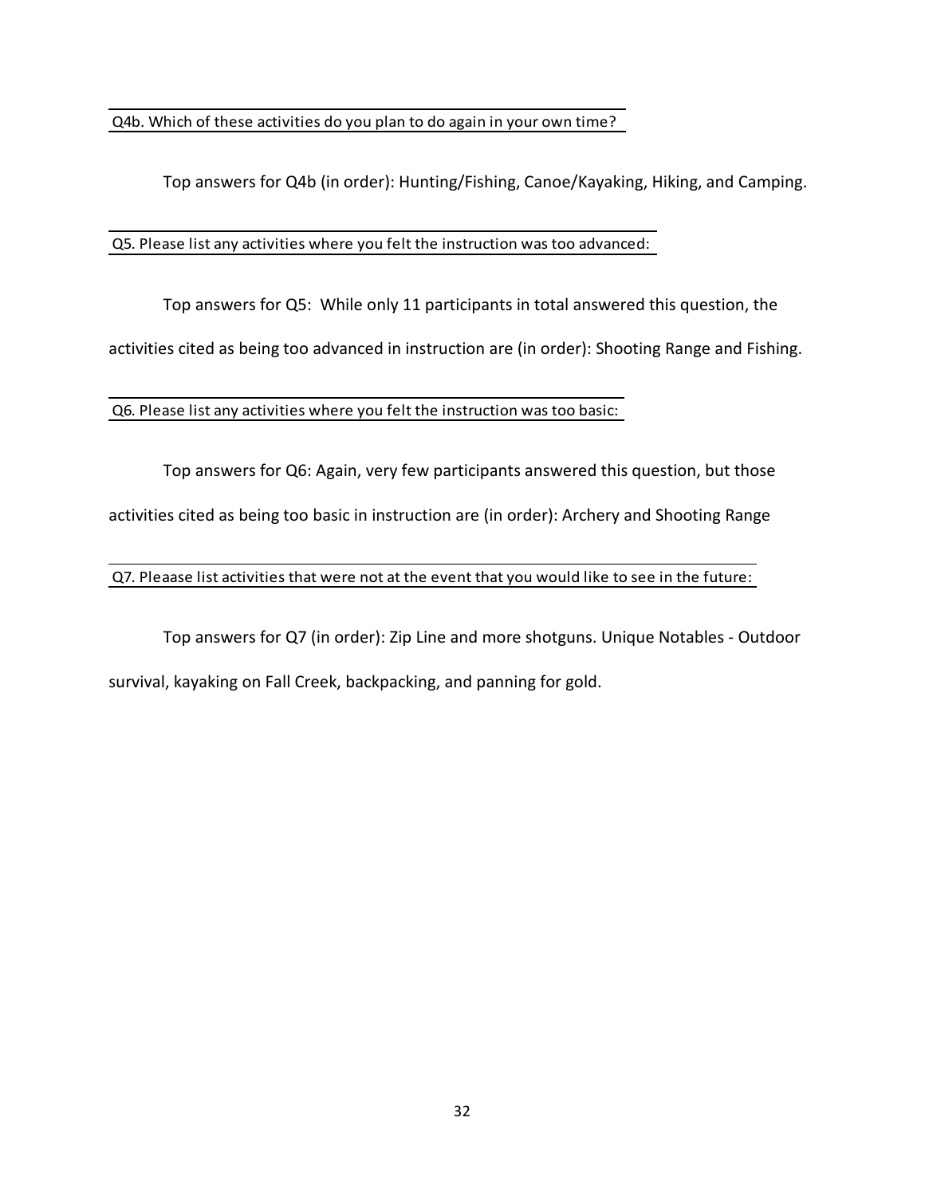Q4b. Which of these activities do you plan to do again in your own time?

Top answers for Q4b (in order): Hunting/Fishing, Canoe/Kayaking, Hiking, and Camping.

Q5. Please list any activities where you felt the instruction was too advanced:

Top answers for Q5: While only 11 participants in total answered this question, the activities cited as being too advanced in instruction are (in order): Shooting Range and Fishing.

Q6. Please list any activities where you felt the instruction was too basic:

Top answers for Q6: Again, very few participants answered this question, but those activities cited as being too basic in instruction are (in order): Archery and Shooting Range

Q7. Pleaase list activities that were not at the event that you would like to see in the future:

Top answers for Q7 (in order): Zip Line and more shotguns. Unique Notables - Outdoor survival, kayaking on Fall Creek, backpacking, and panning for gold.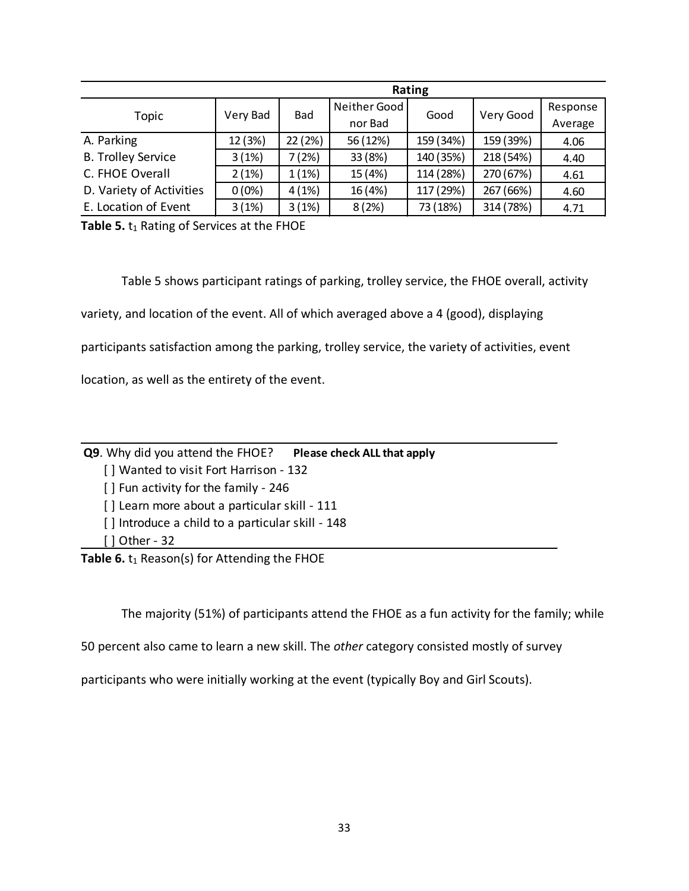| Topic | Rating | | | | | |
|---|---|---|---|---|---|---|
| | Very Bad | Bad | Neither Good nor Bad | Good | Very Good | Response Average |
| A. Parking | 12 (3%) | 22 (2%) | 56 (12%) | 159 (34%) | 159 (39%) | 4.06 |
| B. Trolley Service | 3 (1%) | 7 (2%) | 33 (8%) | 140 (35%) | 218 (54%) | 4.40 |
| C. FHOE Overall | 2 (1%) | 1 (1%) | 15 (4%) | 114 (28%) | 270 (67%) | 4.61 |
| D. Variety of Activities | 0 (0%) | 4 (1%) | 16 (4%) | 117 (29%) | 267 (66%) | 4.60 |
| E. Location of Event | 3 (1%) | 3 (1%) | 8 (2%) | 73 (18%) | 314 (78%) | 4.71 |

**Table 5.** $t_1$ Rating of Services at the FHOE

Table 5 shows participant ratings of parking, trolley service, the FHOE overall, activity variety, and location of the event. All of which averaged above a 4 (good), displaying participants satisfaction among the parking, trolley service, the variety of activities, event location, as well as the entirety of the event.

**Q9**. Why did you attend the FHOE? **Please check ALL that apply**

[ ] Wanted to visit Fort Harrison - 132

[ ] Fun activity for the family - 246

[ ] Learn more about a particular skill - 111

[ ] Introduce a child to a particular skill - 148

[ ] Other - 32

**Table 6.** $t_1$ Reason(s) for Attending the FHOE

The majority (51%) of participants attend the FHOE as a fun activity for the family; while 50 percent also came to learn a new skill. The *other* category consisted mostly of survey participants who were initially working at the event (typically Boy and Girl Scouts).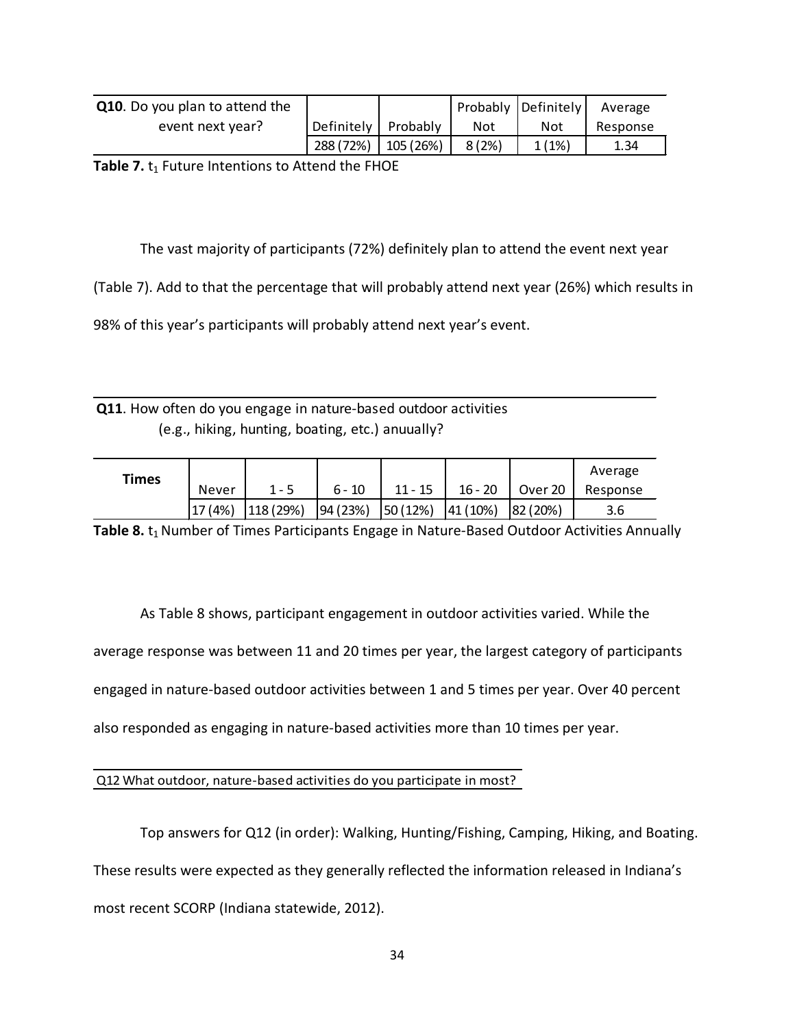| **Q10**. Do you plan to attend the event next year? | Definitely | Probably | Probably Not | Definitely Not | Average Response |
|---|---|---|---|---|---|
| | 288 (72%) | 105 (26%) | 8 (2%) | 1 (1%) | 1.34 |

**Table 7.** $t_1$ Future Intentions to Attend the FHOE

The vast majority of participants (72%) definitely plan to attend the event next year (Table 7). Add to that the percentage that will probably attend next year (26%) which results in 98% of this year's participants will probably attend next year's event.

**Q11**. How often do you engage in nature-based outdoor activities (e.g., hiking, hunting, boating, etc.) anuually?

| **Times** | Never | 1 - 5 | 6 - 10 | 11 - 15 | 16 - 20 | Over 20 | Average Response |
|---|---|---|---|---|---|---|---|
| | 17 (4%) | 118 (29%) | 94 (23%) | 50 (12%) | 41 (10%) | 82 (20%) | 3.6 |

**Table 8.** $t_1$ Number of Times Participants Engage in Nature-Based Outdoor Activities Annually

As Table 8 shows, participant engagement in outdoor activities varied. While the average response was between 11 and 20 times per year, the largest category of participants engaged in nature-based outdoor activities between 1 and 5 times per year. Over 40 percent also responded as engaging in nature-based activities more than 10 times per year.

Q12 What outdoor, nature-based activities do you participate in most?

Top answers for Q12 (in order): Walking, Hunting/Fishing, Camping, Hiking, and Boating. These results were expected as they generally reflected the information released in Indiana's most recent SCORP (Indiana statewide, 2012).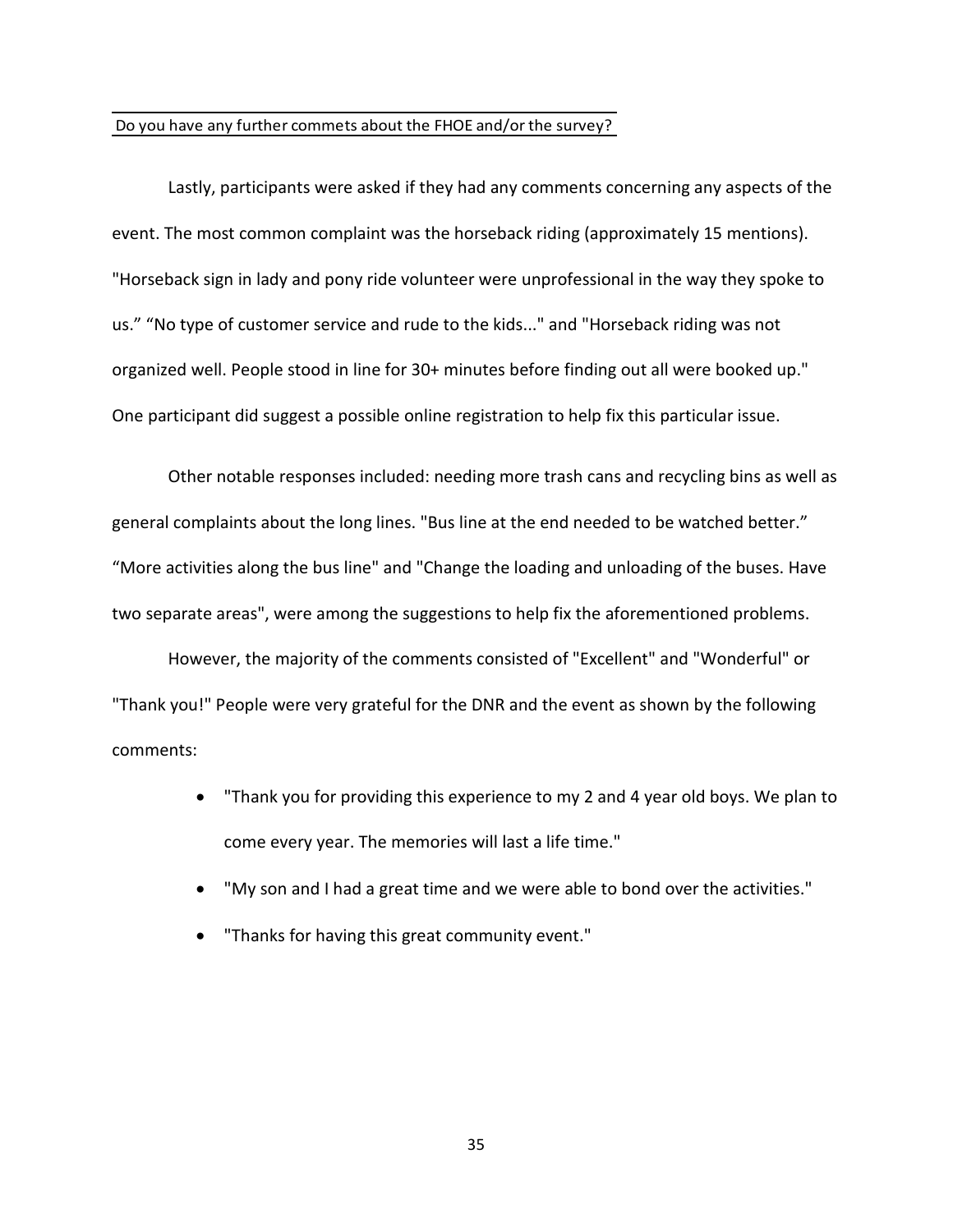Do you have any further commets about the FHOE and/or the survey?

Lastly, participants were asked if they had any comments concerning any aspects of the event. The most common complaint was the horseback riding (approximately 15 mentions). "Horseback sign in lady and pony ride volunteer were unprofessional in the way they spoke to us." "No type of customer service and rude to the kids..." and "Horseback riding was not organized well. People stood in line for 30+ minutes before finding out all were booked up." One participant did suggest a possible online registration to help fix this particular issue.

Other notable responses included: needing more trash cans and recycling bins as well as general complaints about the long lines. "Bus line at the end needed to be watched better." "More activities along the bus line" and "Change the loading and unloading of the buses. Have two separate areas", were among the suggestions to help fix the aforementioned problems.

However, the majority of the comments consisted of "Excellent" and "Wonderful" or "Thank you!" People were very grateful for the DNR and the event as shown by the following comments:

- "Thank you for providing this experience to my 2 and 4 year old boys. We plan to come every year. The memories will last a life time."
- "My son and I had a great time and we were able to bond over the activities."
- "Thanks for having this great community event."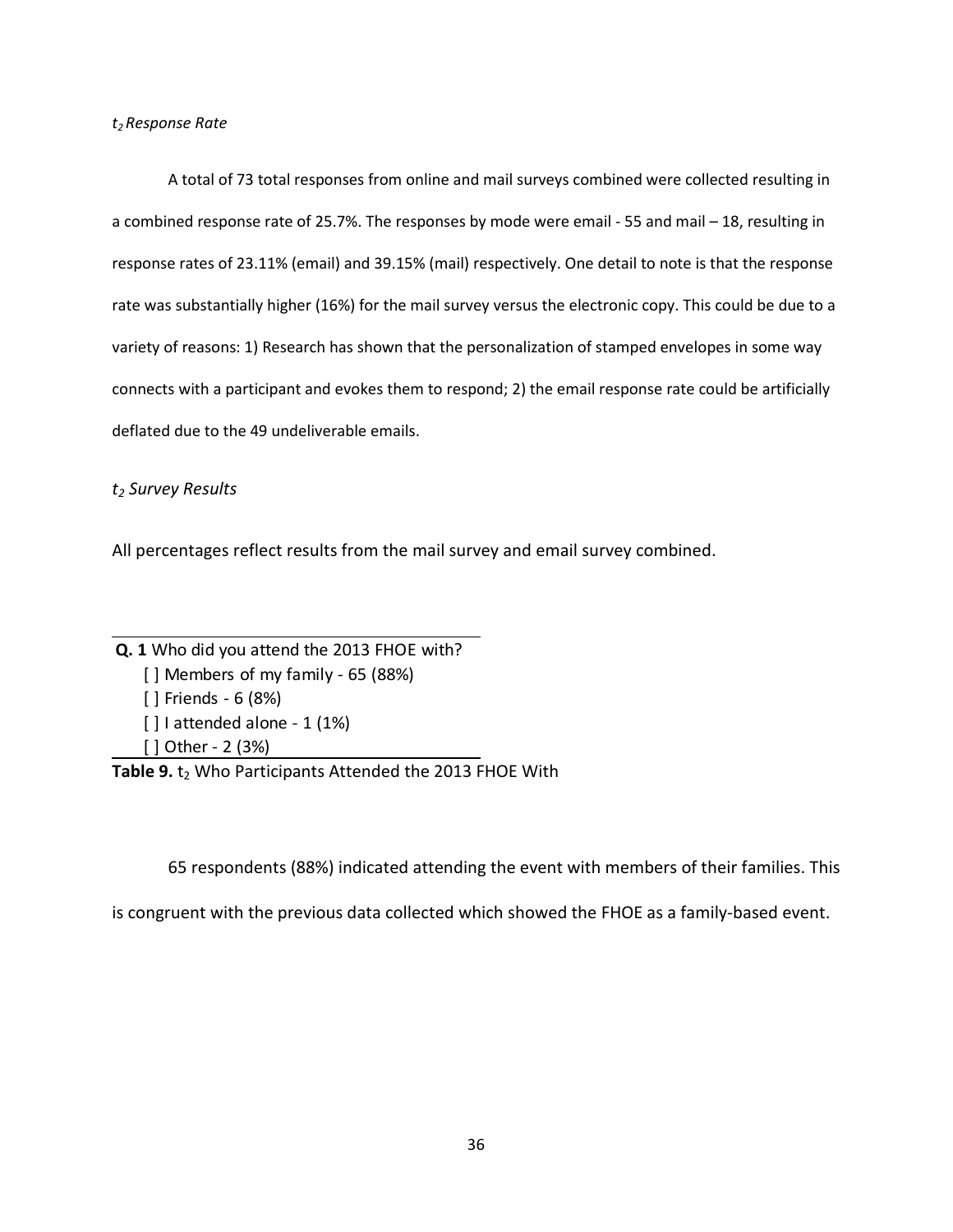*$t_2$ Response Rate*

A total of 73 total responses from online and mail surveys combined were collected resulting in a combined response rate of 25.7%. The responses by mode were email - 55 and mail – 18, resulting in response rates of 23.11% (email) and 39.15% (mail) respectively. One detail to note is that the response rate was substantially higher (16%) for the mail survey versus the electronic copy. This could be due to a variety of reasons: 1) Research has shown that the personalization of stamped envelopes in some way connects with a participant and evokes them to respond; 2) the email response rate could be artificially deflated due to the 49 undeliverable emails.

*$t_2$ Survey Results*

All percentages reflect results from the mail survey and email survey combined.

**Q. 1** Who did you attend the 2013 FHOE with?

- [ ] Members of my family - 65 (88%)
- [ ] Friends - 6 (8%)
- [ ] I attended alone - 1 (1%)
- [ ] Other - 2 (3%)

**Table 9.** $t_2$ Who Participants Attended the 2013 FHOE With

65 respondents (88%) indicated attending the event with members of their families. This is congruent with the previous data collected which showed the FHOE as a family-based event.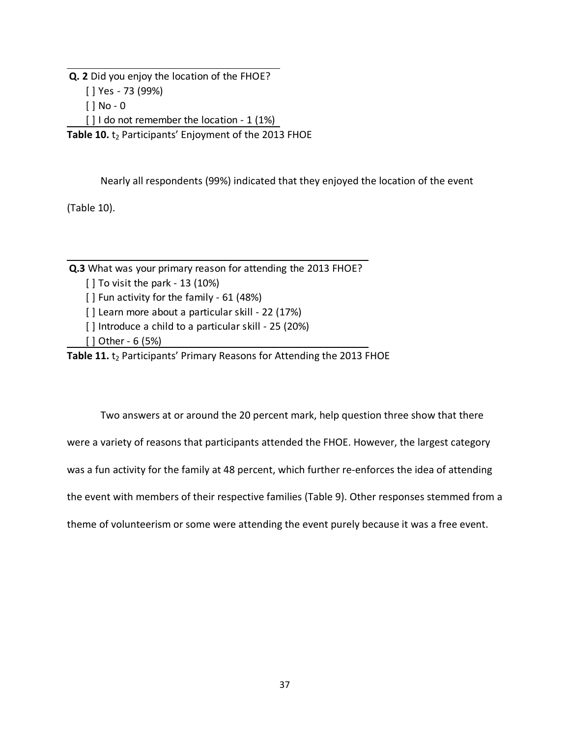**Q. 2** Did you enjoy the location of the FHOE?

[ ] Yes - 73 (99%)

[ ] No - 0

[ ] I do not remember the location - 1 (1%)

**Table 10.** $t_2$ Participants' Enjoyment of the 2013 FHOE

Nearly all respondents (99%) indicated that they enjoyed the location of the event (Table 10).

**Q.3** What was your primary reason for attending the 2013 FHOE?

[ ] To visit the park - 13 (10%)

[ ] Fun activity for the family - 61 (48%)

[ ] Learn more about a particular skill - 22 (17%)

[ ] Introduce a child to a particular skill - 25 (20%)

[ ] Other - 6 (5%)

**Table 11.** $t_2$ Participants' Primary Reasons for Attending the 2013 FHOE

Two answers at or around the 20 percent mark, help question three show that there were a variety of reasons that participants attended the FHOE. However, the largest category was a fun activity for the family at 48 percent, which further re-enforces the idea of attending the event with members of their respective families (Table 9). Other responses stemmed from a theme of volunteerism or some were attending the event purely because it was a free event.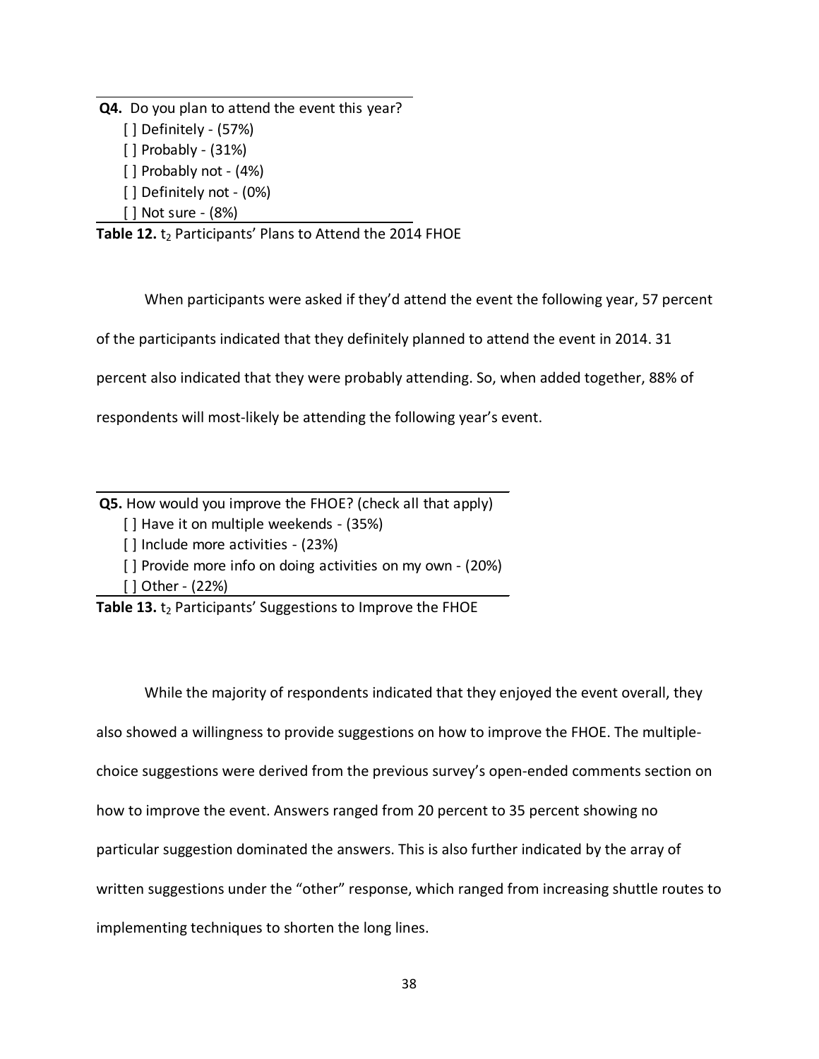**Q4.** Do you plan to attend the event this year?

[ ] Definitely - (57%)

[ ] Probably - (31%)

[ ] Probably not - (4%)

[ ] Definitely not - (0%)

[ ] Not sure - (8%)

**Table 12.** $t_2$ Participants' Plans to Attend the 2014 FHOE

When participants were asked if they'd attend the event the following year, 57 percent of the participants indicated that they definitely planned to attend the event in 2014. 31 percent also indicated that they were probably attending. So, when added together, 88% of respondents will most-likely be attending the following year's event.

**Q5.** How would you improve the FHOE? (check all that apply)

[ ] Have it on multiple weekends - (35%)

[ ] Include more activities - (23%)

[ ] Provide more info on doing activities on my own - (20%)

[ ] Other - (22%)

**Table 13.** $t_2$ Participants' Suggestions to Improve the FHOE

While the majority of respondents indicated that they enjoyed the event overall, they also showed a willingness to provide suggestions on how to improve the FHOE. The multiple-choice suggestions were derived from the previous survey's open-ended comments section on how to improve the event. Answers ranged from 20 percent to 35 percent showing no particular suggestion dominated the answers. This is also further indicated by the array of written suggestions under the "other" response, which ranged from increasing shuttle routes to implementing techniques to shorten the long lines.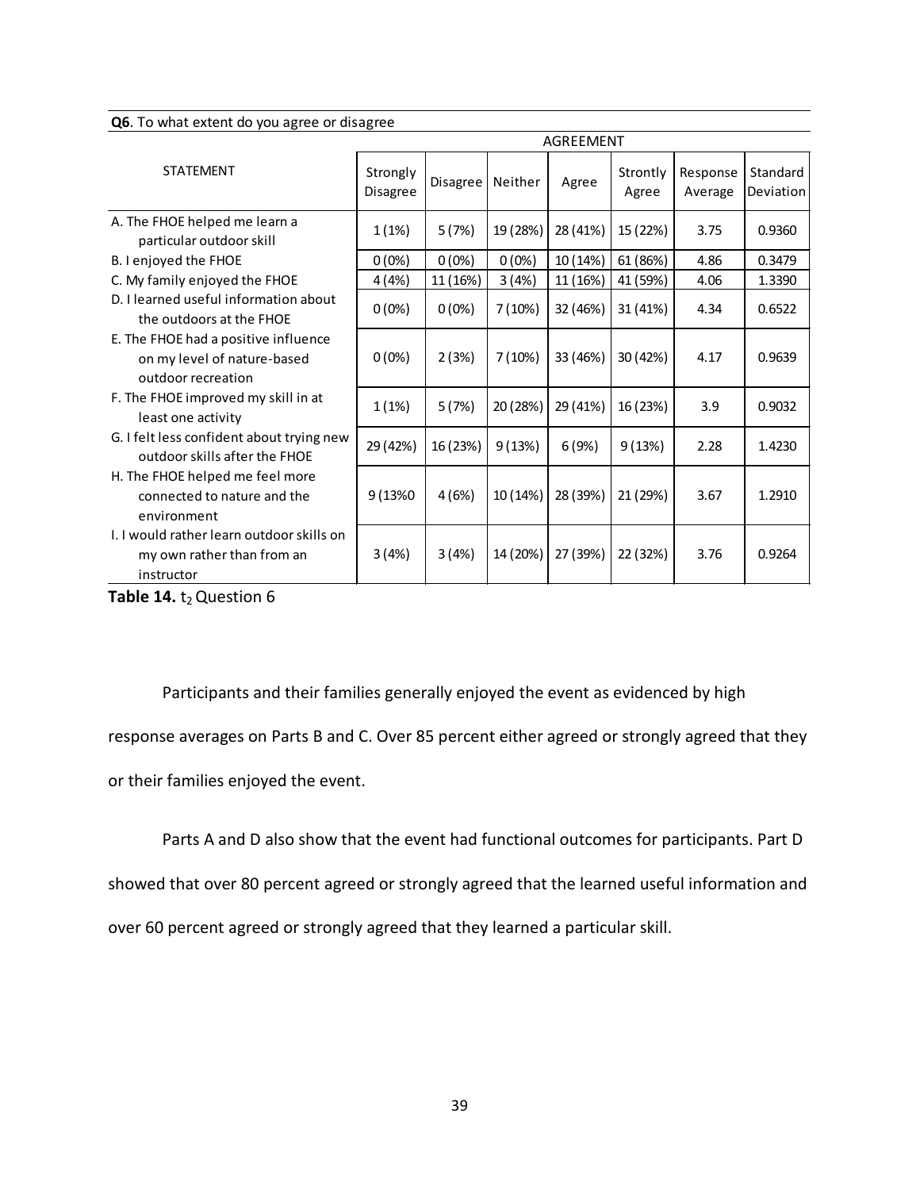**Q6**. To what extent do you agree or disagree

| STATEMENT | AGREEMENT | | | | | | |
|---|---|---|---|---|---|---|---|
| | Strongly Disagree | Disagree | Neither | Agree | Strontly Agree | Response Average | Standard Deviation |
| A. The FHOE helped me learn a particular outdoor skill | 1 (1%) | 5 (7%) | 19 (28%) | 28 (41%) | 15 (22%) | 3.75 | 0.9360 |
| B. I enjoyed the FHOE | 0 (0%) | 0 (0%) | 0 (0%) | 10 (14%) | 61 (86%) | 4.86 | 0.3479 |
| C. My family enjoyed the FHOE | 4 (4%) | 11 (16%) | 3 (4%) | 11 (16%) | 41 (59%) | 4.06 | 1.3390 |
| D. I learned useful information about the outdoors at the FHOE | 0 (0%) | 0 (0%) | 7 (10%) | 32 (46%) | 31 (41%) | 4.34 | 0.6522 |
| E. The FHOE had a positive influence on my level of nature-based outdoor recreation | 0 (0%) | 2 (3%) | 7 (10%) | 33 (46%) | 30 (42%) | 4.17 | 0.9639 |
| F. The FHOE improved my skill in at least one activity | 1 (1%) | 5 (7%) | 20 (28%) | 29 (41%) | 16 (23%) | 3.9 | 0.9032 |
| G. I felt less confident about trying new outdoor skills after the FHOE | 29 (42%) | 16 (23%) | 9 (13%) | 6 (9%) | 9 (13%) | 2.28 | 1.4230 |
| H. The FHOE helped me feel more connected to nature and the environment | 9 (13%0 | 4 (6%) | 10 (14%) | 28 (39%) | 21 (29%) | 3.67 | 1.2910 |
| I. I would rather learn outdoor skills on my own rather than from an instructor | 3 (4%) | 3 (4%) | 14 (20%) | 27 (39%) | 22 (32%) | 3.76 | 0.9264 |

**Table 14.** $t_2$ Question 6

Participants and their families generally enjoyed the event as evidenced by high response averages on Parts B and C. Over 85 percent either agreed or strongly agreed that they or their families enjoyed the event.

Parts A and D also show that the event had functional outcomes for participants. Part D showed that over 80 percent agreed or strongly agreed that the learned useful information and over 60 percent agreed or strongly agreed that they learned a particular skill.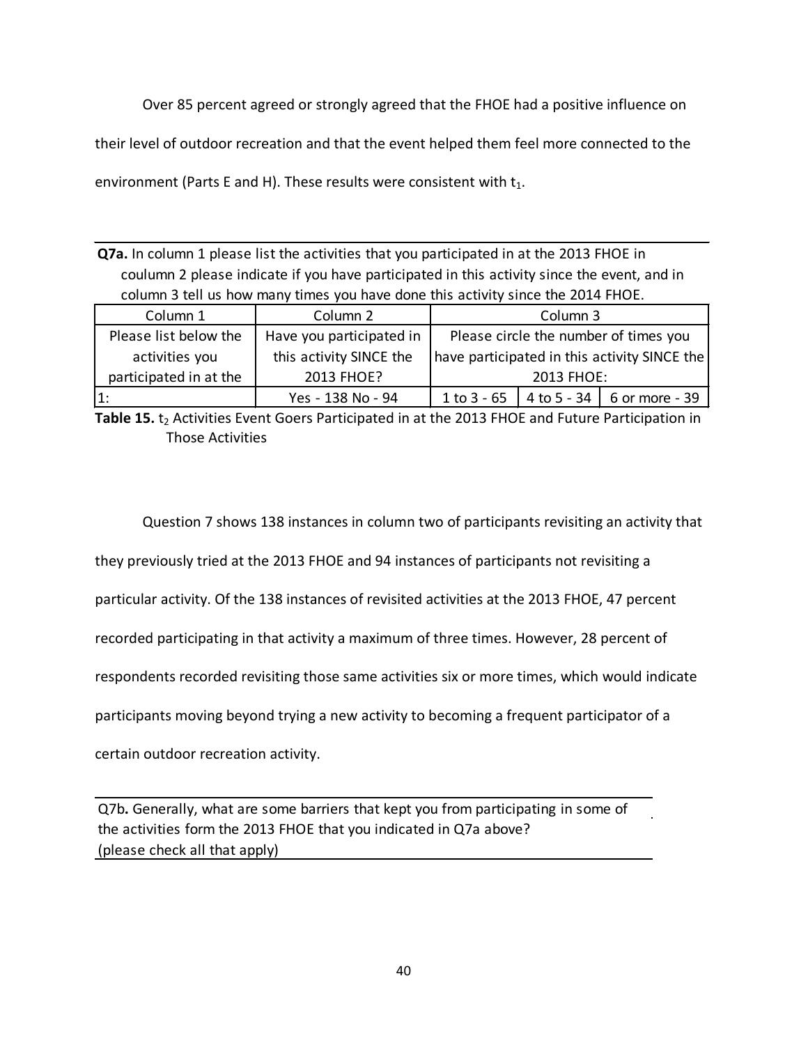Over 85 percent agreed or strongly agreed that the FHOE had a positive influence on their level of outdoor recreation and that the event helped them feel more connected to the environment (Parts E and H). These results were consistent with $t_1$.

**Q7a.** In column 1 please list the activities that you participated in at the 2013 FHOE in coulumn 2 please indicate if you have participated in this activity since the event, and in column 3 tell us how many times you have done this activity since the 2014 FHOE.

| Column 1 | Column 2 | Column 3 | | |
|---|---|---|---|---|
| Please list below the activities you participated in at the | Have you participated in this activity SINCE the 2013 FHOE? | Please circle the number of times you have participated in this activity SINCE the 2013 FHOE: | | |
| 1: | Yes - 138 No - 94 | 1 to 3 - 65 | 4 to 5 - 34 | 6 or more - 39 |

**Table 15.** $t_2$ Activities Event Goers Participated in at the 2013 FHOE and Future Participation in Those Activities

Question 7 shows 138 instances in column two of participants revisiting an activity that they previously tried at the 2013 FHOE and 94 instances of participants not revisiting a particular activity. Of the 138 instances of revisited activities at the 2013 FHOE, 47 percent recorded participating in that activity a maximum of three times. However, 28 percent of respondents recorded revisiting those same activities six or more times, which would indicate participants moving beyond trying a new activity to becoming a frequent participator of a certain outdoor recreation activity.

Q7b**.** Generally, what are some barriers that kept you from participating in some of the activities form the 2013 FHOE that you indicated in Q7a above? (please check all that apply)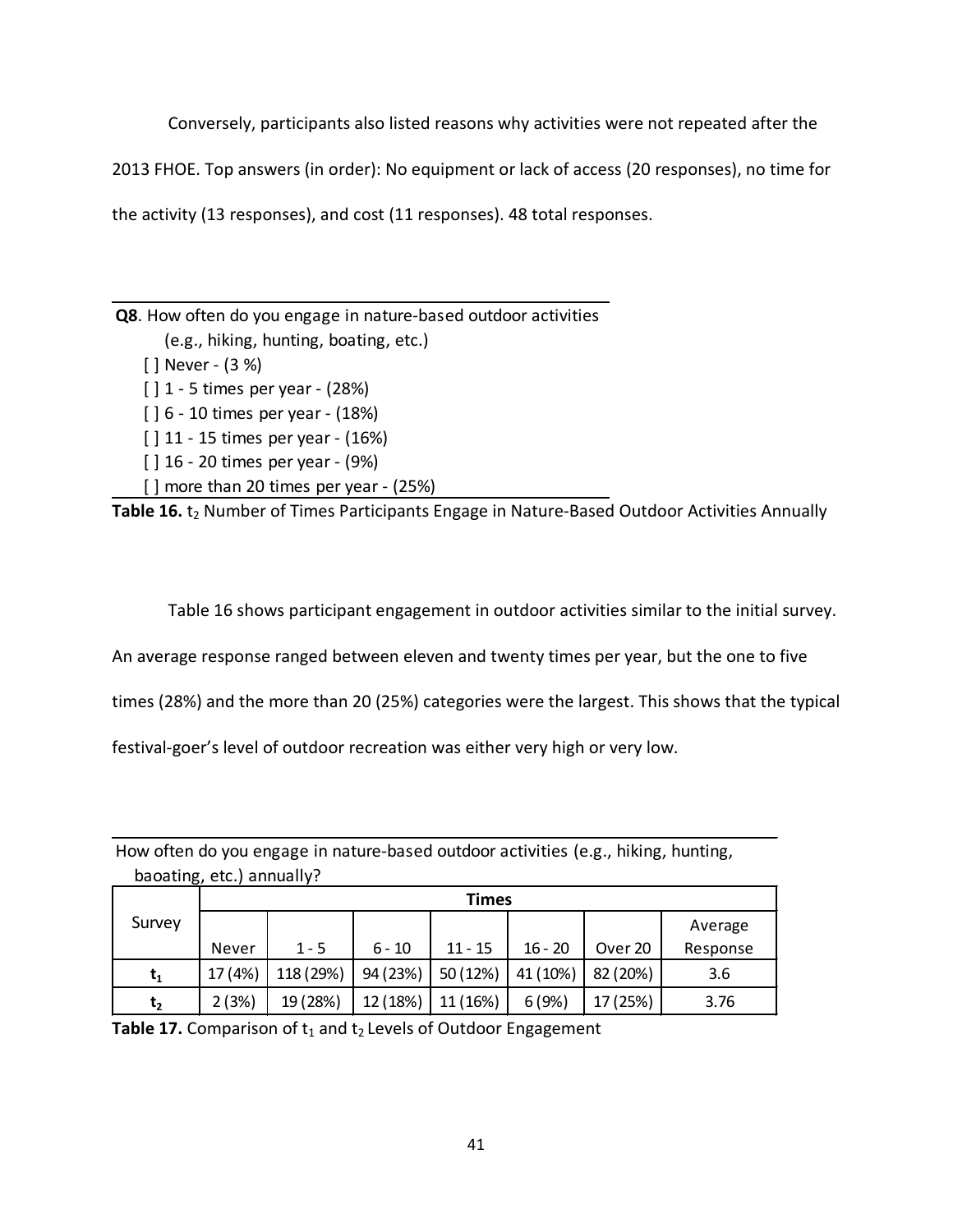Conversely, participants also listed reasons why activities were not repeated after the 2013 FHOE. Top answers (in order): No equipment or lack of access (20 responses), no time for the activity (13 responses), and cost (11 responses). 48 total responses.

**Q8**. How often do you engage in nature-based outdoor activities (e.g., hiking, hunting, boating, etc.)

[ ] Never - (3 %)
[ ] 1 - 5 times per year - (28%)
[ ] 6 - 10 times per year - (18%)
[ ] 11 - 15 times per year - (16%)
[ ] 16 - 20 times per year - (9%)
[ ] more than 20 times per year - (25%)

**Table 16.** $t_2$ Number of Times Participants Engage in Nature-Based Outdoor Activities Annually

Table 16 shows participant engagement in outdoor activities similar to the initial survey. An average response ranged between eleven and twenty times per year, but the one to five times (28%) and the more than 20 (25%) categories were the largest. This shows that the typical festival-goer's level of outdoor recreation was either very high or very low.

How often do you engage in nature-based outdoor activities (e.g., hiking, hunting, baoating, etc.) annually?

| Survey | Times | | | | | | |
|---|---|---|---|---|---|---|---|
| | Never | 1 - 5 | 6 - 10 | 11 - 15 | 16 - 20 | Over 20 | Average Response |
| $t_1$ | 17 (4%) | 118 (29%) | 94 (23%) | 50 (12%) | 41 (10%) | 82 (20%) | 3.6 |
| $t_2$ | 2 (3%) | 19 (28%) | 12 (18%) | 11 (16%) | 6 (9%) | 17 (25%) | 3.76 |

**Table 17.** Comparison of $t_1$ and $t_2$ Levels of Outdoor Engagement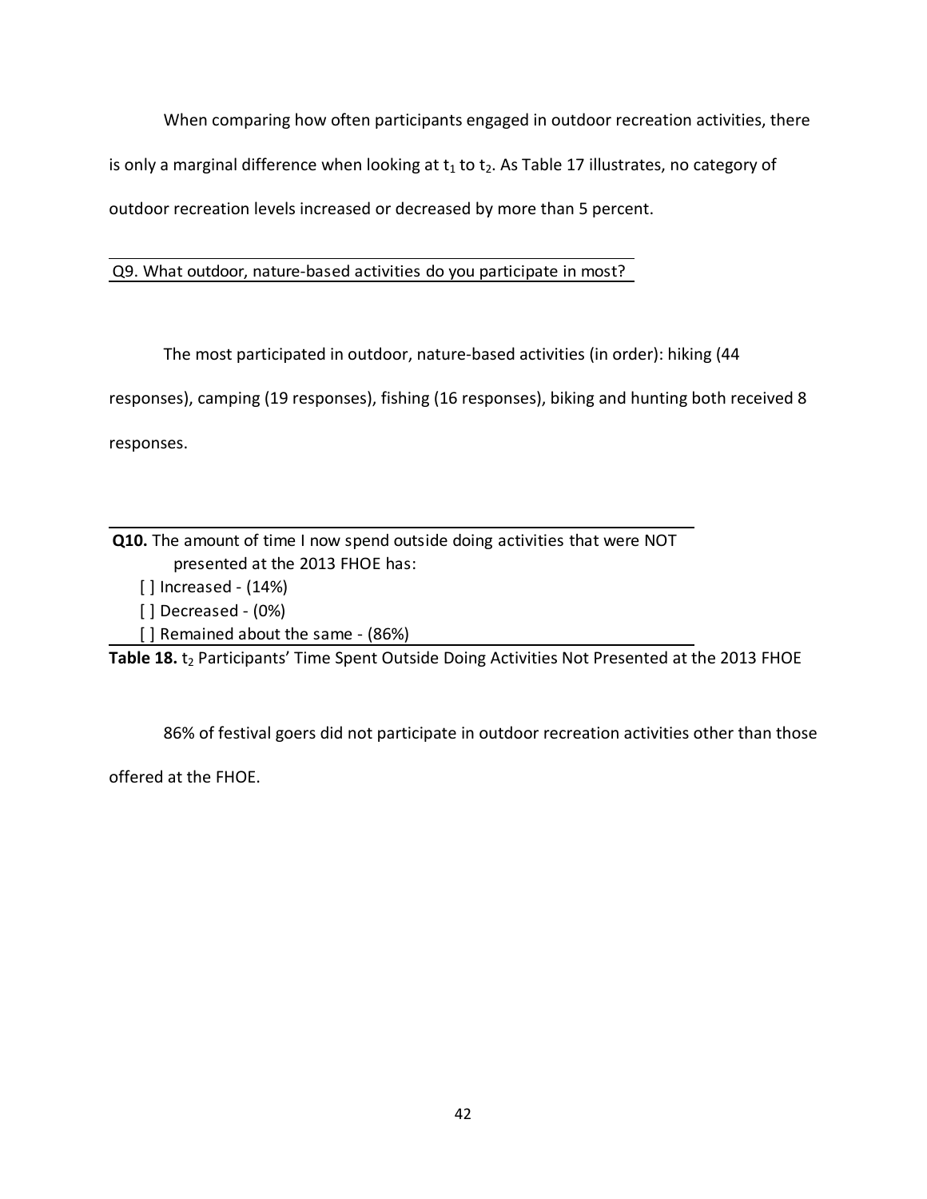When comparing how often participants engaged in outdoor recreation activities, there is only a marginal difference when looking at $t_1$ to $t_2$. As Table 17 illustrates, no category of outdoor recreation levels increased or decreased by more than 5 percent.

Q9. What outdoor, nature-based activities do you participate in most?

The most participated in outdoor, nature-based activities (in order): hiking (44 responses), camping (19 responses), fishing (16 responses), biking and hunting both received 8 responses.

**Q10.** The amount of time I now spend outside doing activities that were NOT presented at the 2013 FHOE has:

[ ] Increased - (14%)

[ ] Decreased - (0%)

[ ] Remained about the same - (86%)

**Table 18.** $t_2$ Participants' Time Spent Outside Doing Activities Not Presented at the 2013 FHOE

86% of festival goers did not participate in outdoor recreation activities other than those offered at the FHOE.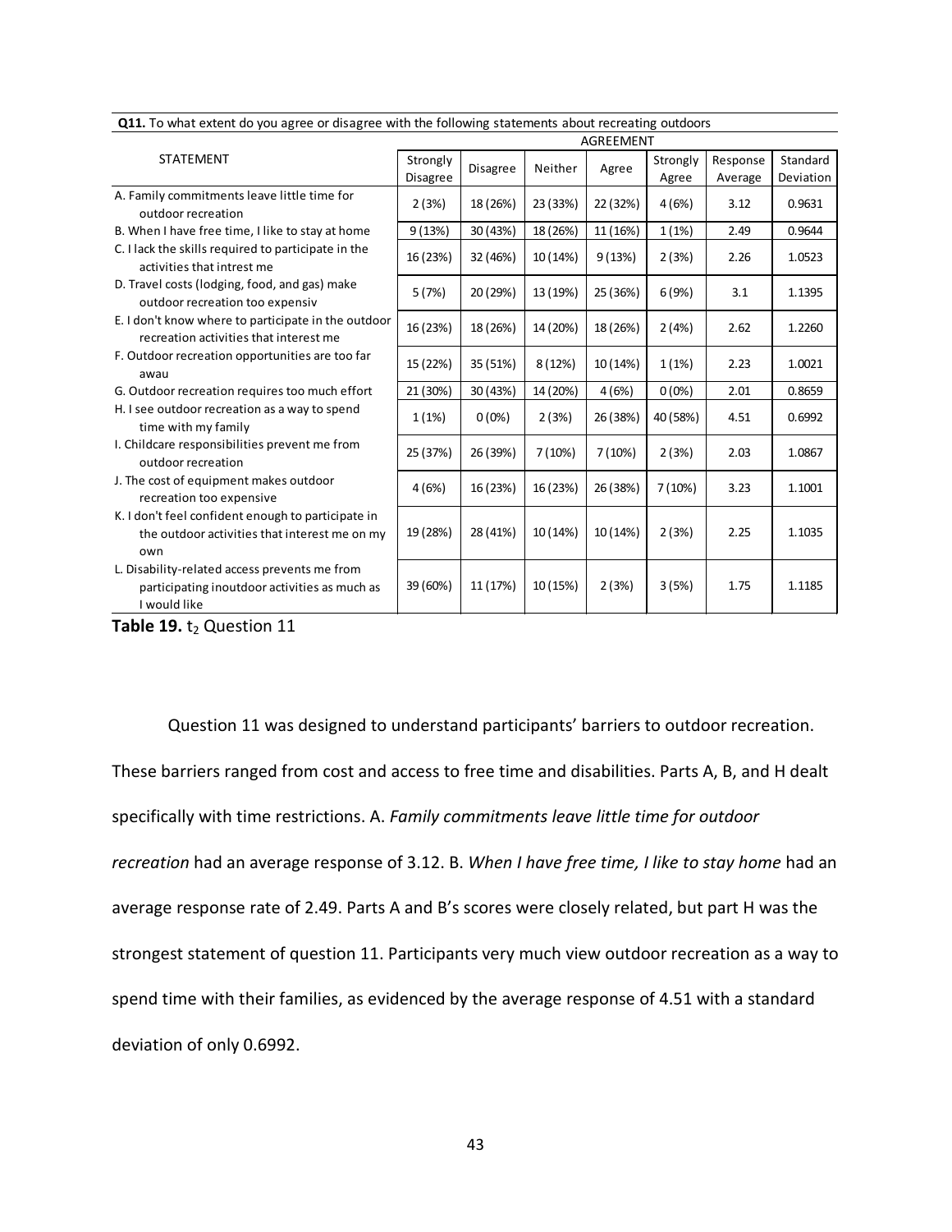**Q11.** To what extent do you agree or disagree with the following statements about recreating outdoors

| STATEMENT | AGREEMENT | | | | | | |
|---|---|---|---|---|---|---|---|
| | Strongly Disagree | Disagree | Neither | Agree | Strongly Agree | Response Average | Standard Deviation |
| A. Family commitments leave little time for outdoor recreation | 2 (3%) | 18 (26%) | 23 (33%) | 22 (32%) | 4 (6%) | 3.12 | 0.9631 |
| B. When I have free time, I like to stay at home | 9 (13%) | 30 (43%) | 18 (26%) | 11 (16%) | 1 (1%) | 2.49 | 0.9644 |
| C. I lack the skills required to participate in the activities that intrest me | 16 (23%) | 32 (46%) | 10 (14%) | 9 (13%) | 2 (3%) | 2.26 | 1.0523 |
| D. Travel costs (lodging, food, and gas) make outdoor recreation too expensiv | 5 (7%) | 20 (29%) | 13 (19%) | 25 (36%) | 6 (9%) | 3.1 | 1.1395 |
| E. I don't know where to participate in the outdoor recreation activities that interest me | 16 (23%) | 18 (26%) | 14 (20%) | 18 (26%) | 2 (4%) | 2.62 | 1.2260 |
| F. Outdoor recreation opportunities are too far awau | 15 (22%) | 35 (51%) | 8 (12%) | 10 (14%) | 1 (1%) | 2.23 | 1.0021 |
| G. Outdoor recreation requires too much effort | 21 (30%) | 30 (43%) | 14 (20%) | 4 (6%) | 0 (0%) | 2.01 | 0.8659 |
| H. I see outdoor recreation as a way to spend time with my family | 1 (1%) | 0 (0%) | 2 (3%) | 26 (38%) | 40 (58%) | 4.51 | 0.6992 |
| I. Childcare responsibilities prevent me from outdoor recreation | 25 (37%) | 26 (39%) | 7 (10%) | 7 (10%) | 2 (3%) | 2.03 | 1.0867 |
| J. The cost of equipment makes outdoor recreation too expensive | 4 (6%) | 16 (23%) | 16 (23%) | 26 (38%) | 7 (10%) | 3.23 | 1.1001 |
| K. I don't feel confident enough to participate in the outdoor activities that interest me on my own | 19 (28%) | 28 (41%) | 10 (14%) | 10 (14%) | 2 (3%) | 2.25 | 1.1035 |
| L. Disability-related access prevents me from participating inoutdoor activities as much as I would like | 39 (60%) | 11 (17%) | 10 (15%) | 2 (3%) | 3 (5%) | 1.75 | 1.1185 |

**Table 19.** $t_2$ Question 11

Question 11 was designed to understand participants' barriers to outdoor recreation. These barriers ranged from cost and access to free time and disabilities. Parts A, B, and H dealt specifically with time restrictions. A. *Family commitments leave little time for outdoor recreation* had an average response of 3.12. B. *When I have free time, I like to stay home* had an average response rate of 2.49. Parts A and B's scores were closely related, but part H was the strongest statement of question 11. Participants very much view outdoor recreation as a way to spend time with their families, as evidenced by the average response of 4.51 with a standard deviation of only 0.6992.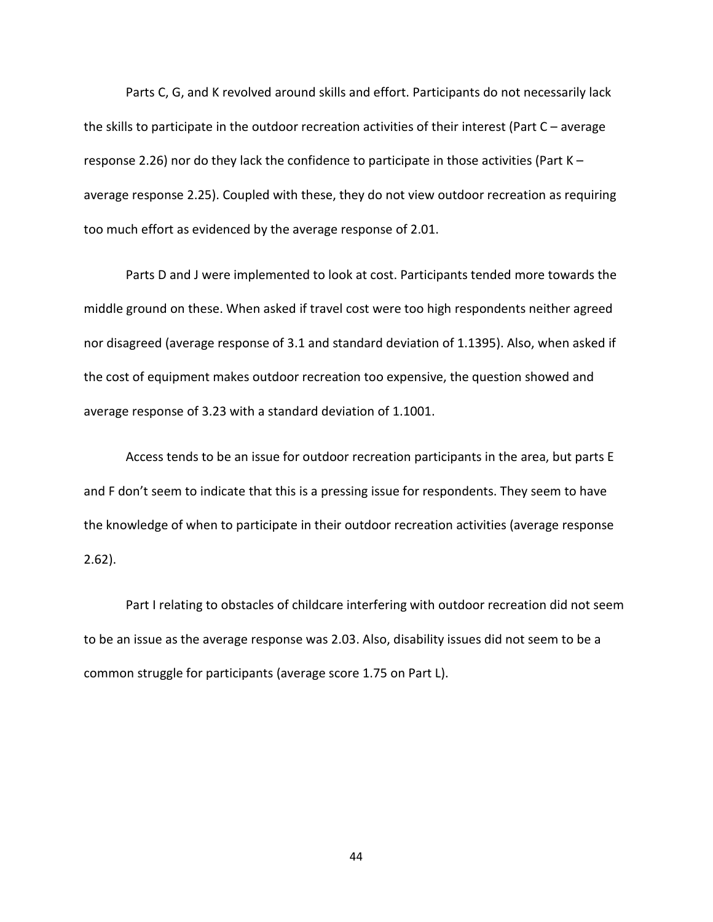Parts C, G, and K revolved around skills and effort. Participants do not necessarily lack the skills to participate in the outdoor recreation activities of their interest (Part C – average response 2.26) nor do they lack the confidence to participate in those activities (Part K – average response 2.25). Coupled with these, they do not view outdoor recreation as requiring too much effort as evidenced by the average response of 2.01.

Parts D and J were implemented to look at cost. Participants tended more towards the middle ground on these. When asked if travel cost were too high respondents neither agreed nor disagreed (average response of 3.1 and standard deviation of 1.1395). Also, when asked if the cost of equipment makes outdoor recreation too expensive, the question showed and average response of 3.23 with a standard deviation of 1.1001.

Access tends to be an issue for outdoor recreation participants in the area, but parts E and F don't seem to indicate that this is a pressing issue for respondents. They seem to have the knowledge of when to participate in their outdoor recreation activities (average response 2.62).

Part I relating to obstacles of childcare interfering with outdoor recreation did not seem to be an issue as the average response was 2.03. Also, disability issues did not seem to be a common struggle for participants (average score 1.75 on Part L).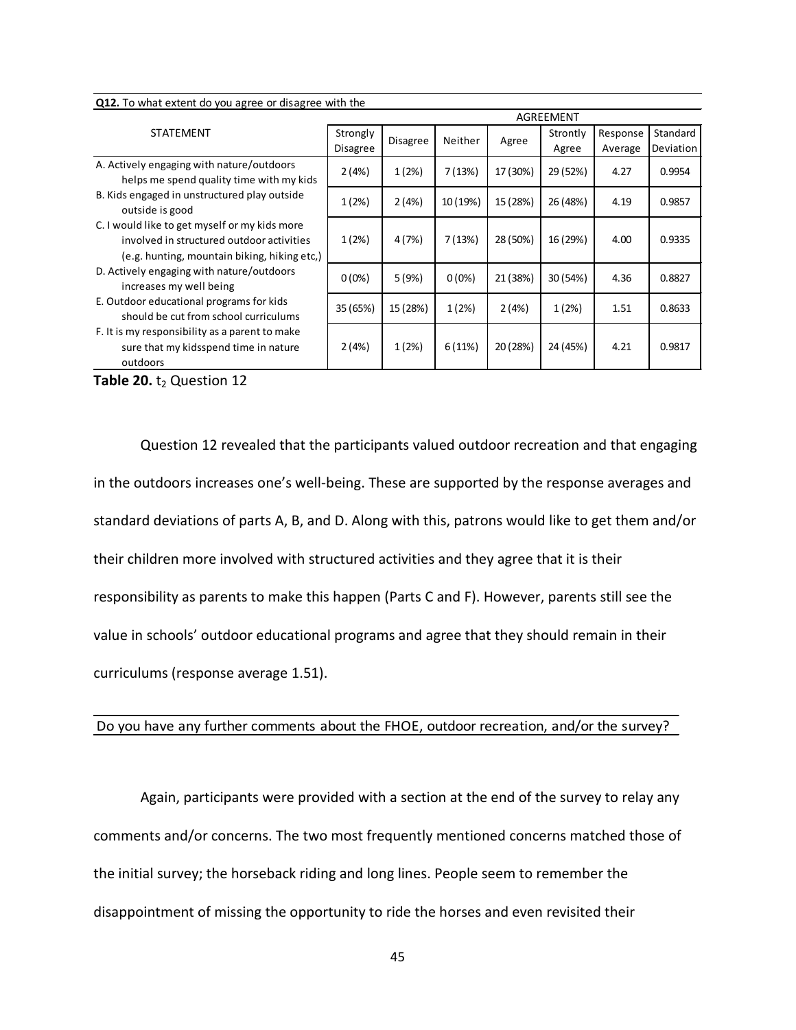**Q12.** To what extent do you agree or disagree with the

| STATEMENT | AGREEMENT | | | | | | |
|---|---|---|---|---|---|---|---|
| | Strongly Disagree | Disagree | Neither | Agree | Strontly Agree | Response Average | Standard Deviation |
| A. Actively engaging with nature/outdoors helps me spend quality time with my kids | 2 (4%) | 1 (2%) | 7 (13%) | 17 (30%) | 29 (52%) | 4.27 | 0.9954 |
| B. Kids engaged in unstructured play outside outside is good | 1 (2%) | 2 (4%) | 10 (19%) | 15 (28%) | 26 (48%) | 4.19 | 0.9857 |
| C. I would like to get myself or my kids more involved in structured outdoor activities (e.g. hunting, mountain biking, hiking etc,) | 1 (2%) | 4 (7%) | 7 (13%) | 28 (50%) | 16 (29%) | 4.00 | 0.9335 |
| D. Actively engaging with nature/outdoors increases my well being | 0 (0%) | 5 (9%) | 0 (0%) | 21 (38%) | 30 (54%) | 4.36 | 0.8827 |
| E. Outdoor educational programs for kids should be cut from school curriculums | 35 (65%) | 15 (28%) | 1 (2%) | 2 (4%) | 1 (2%) | 1.51 | 0.8633 |
| F. It is my responsibility as a parent to make sure that my kidsspend time in nature outdoors | 2 (4%) | 1 (2%) | 6 (11%) | 20 (28%) | 24 (45%) | 4.21 | 0.9817 |

**Table 20.** $t_2$ Question 12

Question 12 revealed that the participants valued outdoor recreation and that engaging in the outdoors increases one's well-being. These are supported by the response averages and standard deviations of parts A, B, and D. Along with this, patrons would like to get them and/or their children more involved with structured activities and they agree that it is their responsibility as parents to make this happen (Parts C and F). However, parents still see the value in schools' outdoor educational programs and agree that they should remain in their curriculums (response average 1.51).

Do you have any further comments about the FHOE, outdoor recreation, and/or the survey?

Again, participants were provided with a section at the end of the survey to relay any comments and/or concerns. The two most frequently mentioned concerns matched those of the initial survey; the horseback riding and long lines. People seem to remember the disappointment of missing the opportunity to ride the horses and even revisited their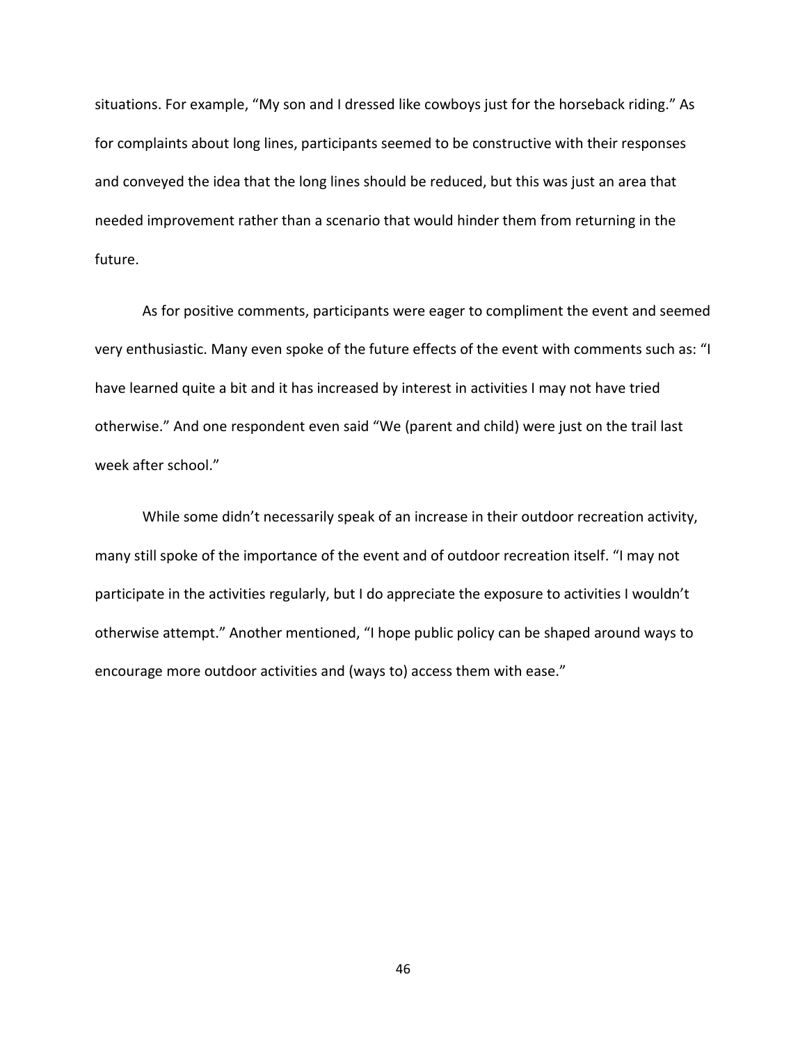situations. For example, "My son and I dressed like cowboys just for the horseback riding." As for complaints about long lines, participants seemed to be constructive with their responses and conveyed the idea that the long lines should be reduced, but this was just an area that needed improvement rather than a scenario that would hinder them from returning in the future.

As for positive comments, participants were eager to compliment the event and seemed very enthusiastic. Many even spoke of the future effects of the event with comments such as: "I have learned quite a bit and it has increased by interest in activities I may not have tried otherwise." And one respondent even said "We (parent and child) were just on the trail last week after school."

While some didn't necessarily speak of an increase in their outdoor recreation activity, many still spoke of the importance of the event and of outdoor recreation itself. "I may not participate in the activities regularly, but I do appreciate the exposure to activities I wouldn't otherwise attempt." Another mentioned, "I hope public policy can be shaped around ways to encourage more outdoor activities and (ways to) access them with ease."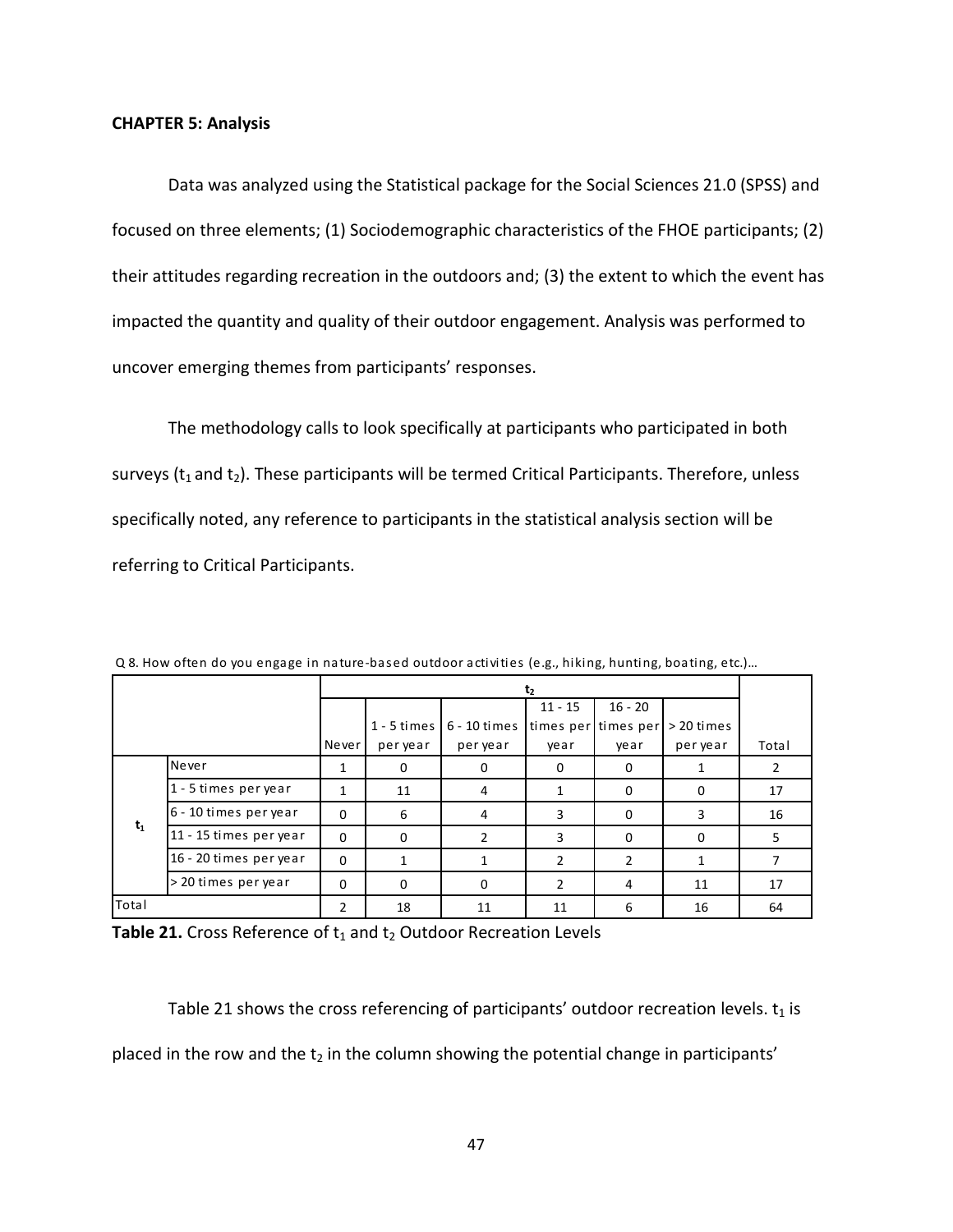**CHAPTER 5: Analysis**

Data was analyzed using the Statistical package for the Social Sciences 21.0 (SPSS) and focused on three elements; (1) Sociodemographic characteristics of the FHOE participants; (2) their attitudes regarding recreation in the outdoors and; (3) the extent to which the event has impacted the quantity and quality of their outdoor engagement. Analysis was performed to uncover emerging themes from participants' responses.

The methodology calls to look specifically at participants who participated in both surveys ($t_1$ and $t_2$). These participants will be termed Critical Participants. Therefore, unless specifically noted, any reference to participants in the statistical analysis section will be referring to Critical Participants.

Q 8. How often do you engage in nature-based outdoor activities (e.g., hiking, hunting, boating, etc.)…

| | | $t_2$ | | | | | | |
|---|---|---|---|---|---|---|---|---|
| | | Never | 1 - 5 times per year | 6 - 10 times per year | 11 - 15 times per year | 16 - 20 times per year | > 20 times per year | Total |
| $t_1$ | Never | 1 | 0 | 0 | 0 | 0 | 1 | 2 |
| | 1 - 5 times per year | 1 | 11 | 4 | 1 | 0 | 0 | 17 |
| | 6 - 10 times per year | 0 | 6 | 4 | 3 | 0 | 3 | 16 |
| | 11 - 15 times per year | 0 | 0 | 2 | 3 | 0 | 0 | 5 |
| | 16 - 20 times per year | 0 | 1 | 1 | 2 | 2 | 1 | 7 |
| | > 20 times per year | 0 | 0 | 0 | 2 | 4 | 11 | 17 |
| Total | | 2 | 18 | 11 | 11 | 6 | 16 | 64 |

**Table 21.** Cross Reference of $t_1$ and $t_2$ Outdoor Recreation Levels

Table 21 shows the cross referencing of participants' outdoor recreation levels. $t_1$ is placed in the row and the $t_2$ in the column showing the potential change in participants'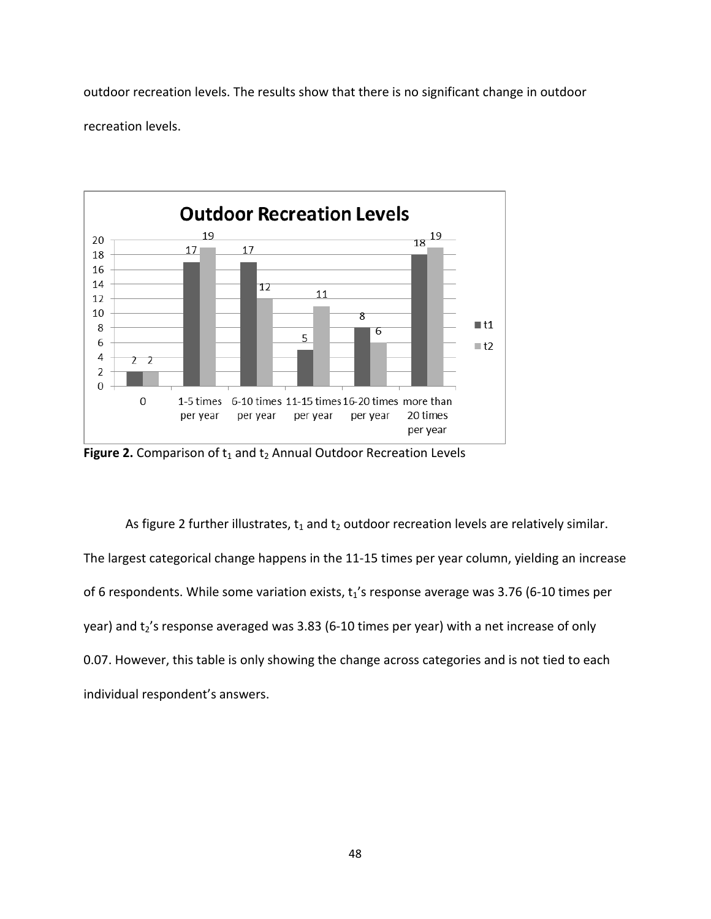outdoor recreation levels. The results show that there is no significant change in outdoor recreation levels.

Outdoor Recreation Levels

20
18
16
14
12
10
8
6
4
2
0

2 2
17 19
17 12
5 11
8 6
18 19

0
1-5 times per year
6-10 times per year
11-15 times per year
16-20 times per year
more than 20 times per year

t1
t2

**Figure 2.** Comparison of $t_1$ and $t_2$ Annual Outdoor Recreation Levels

As figure 2 further illustrates, $t_1$ and $t_2$ outdoor recreation levels are relatively similar. The largest categorical change happens in the 11-15 times per year column, yielding an increase of 6 respondents. While some variation exists, $t_1$'s response average was 3.76 (6-10 times per year) and $t_2$'s response averaged was 3.83 (6-10 times per year) with a net increase of only 0.07. However, this table is only showing the change across categories and is not tied to each individual respondent's answers.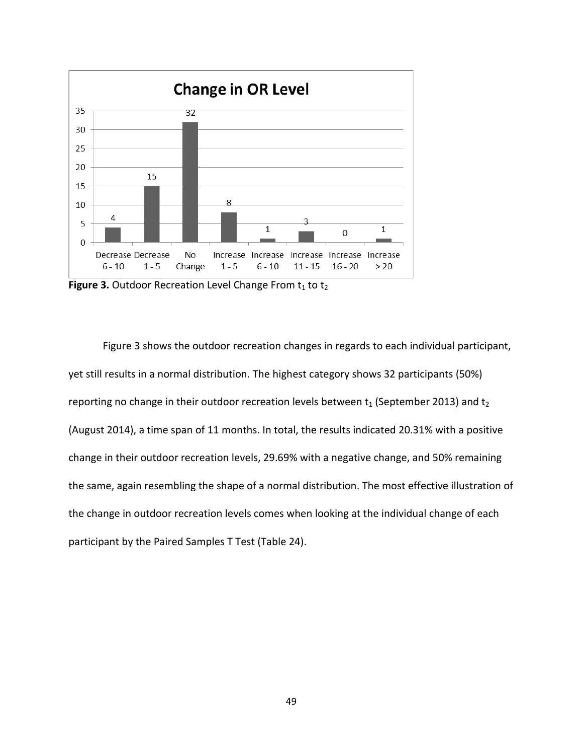Change in OR Level

35
30
25
20
15
10
5
0

4
15
32
8
1
3
0
1

Decrease 6 - 10
Decrease 1 - 5
No Change
Increase 1 - 5
Increase 6 - 10
Increase 11 - 15
Increase 16 - 20
Increase > 20

**Figure 3.** Outdoor Recreation Level Change From $t_1$ to $t_2$

Figure 3 shows the outdoor recreation changes in regards to each individual participant, yet still results in a normal distribution. The highest category shows 32 participants (50%) reporting no change in their outdoor recreation levels between $t_1$ (September 2013) and $t_2$ (August 2014), a time span of 11 months. In total, the results indicated 20.31% with a positive change in their outdoor recreation levels, 29.69% with a negative change, and 50% remaining the same, again resembling the shape of a normal distribution. The most effective illustration of the change in outdoor recreation levels comes when looking at the individual change of each participant by the Paired Samples T Test (Table 24).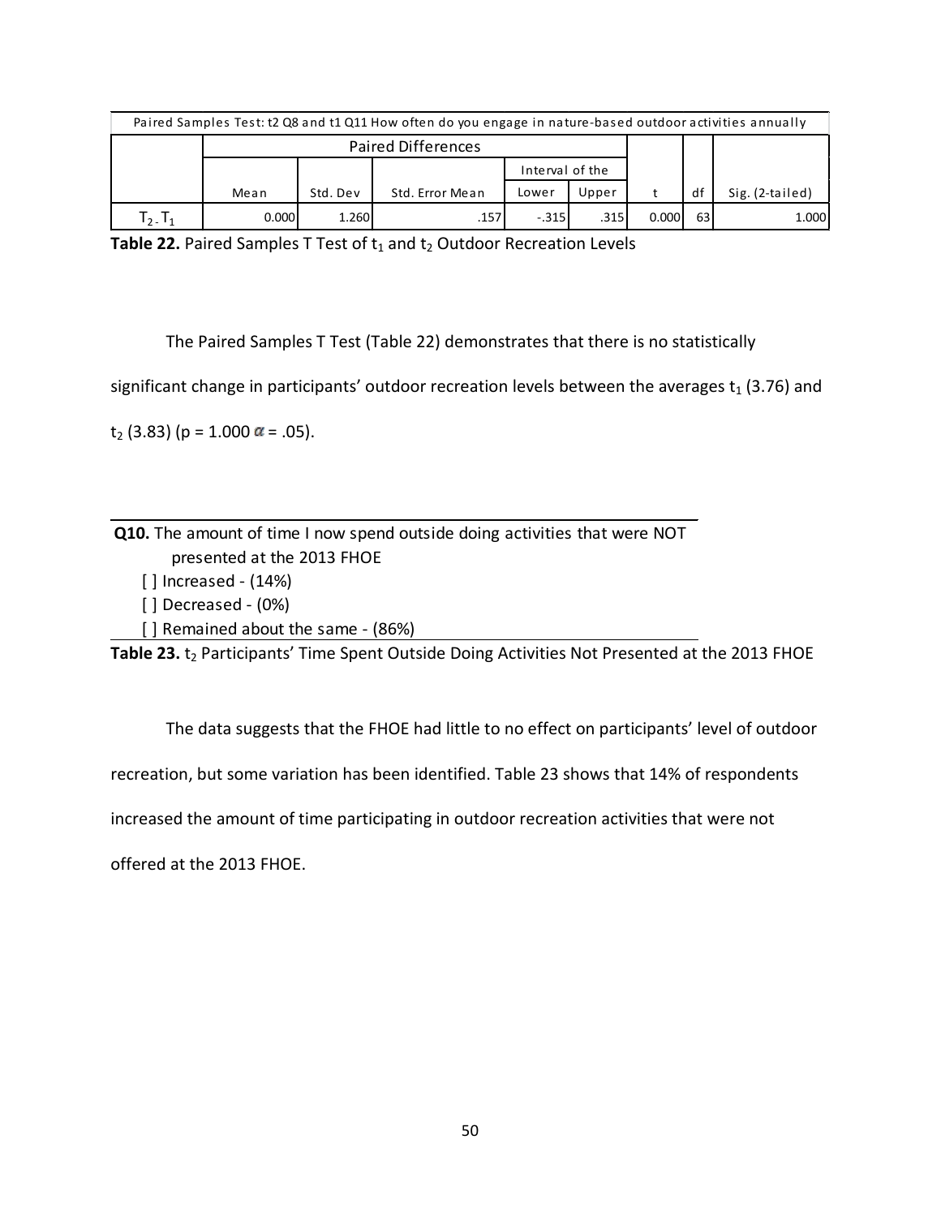| Paired Samples Test: t2 Q8 and t1 Q11 How often do you engage in nature-based outdoor activities annually | | | | | | | | |
|---|---|---|---|---|---|---|---|---|
| | Paired Differences | | | | | | | |
| | | | | Interval of the | | | | |
| | Mean | Std. Dev | Std. Error Mean | Lower | Upper | t | df | Sig. (2-tailed) |
| $T_2 - T_1$ | 0.000 | 1.260 | .157 | -.315 | .315 | 0.000 | 63 | 1.000 |

**Table 22.** Paired Samples T Test of $t_1$ and $t_2$ Outdoor Recreation Levels

The Paired Samples T Test (Table 22) demonstrates that there is no statistically significant change in participants' outdoor recreation levels between the averages $t_1$ (3.76) and $t_2$ (3.83) ($p = 1.000$ $\alpha = .05$).

**Q10.** The amount of time I now spend outside doing activities that were NOT presented at the 2013 FHOE

[ ] Increased - (14%)
[ ] Decreased - (0%)
[ ] Remained about the same - (86%)

**Table 23.** $t_2$ Participants' Time Spent Outside Doing Activities Not Presented at the 2013 FHOE

The data suggests that the FHOE had little to no effect on participants' level of outdoor recreation, but some variation has been identified. Table 23 shows that 14% of respondents increased the amount of time participating in outdoor recreation activities that were not offered at the 2013 FHOE.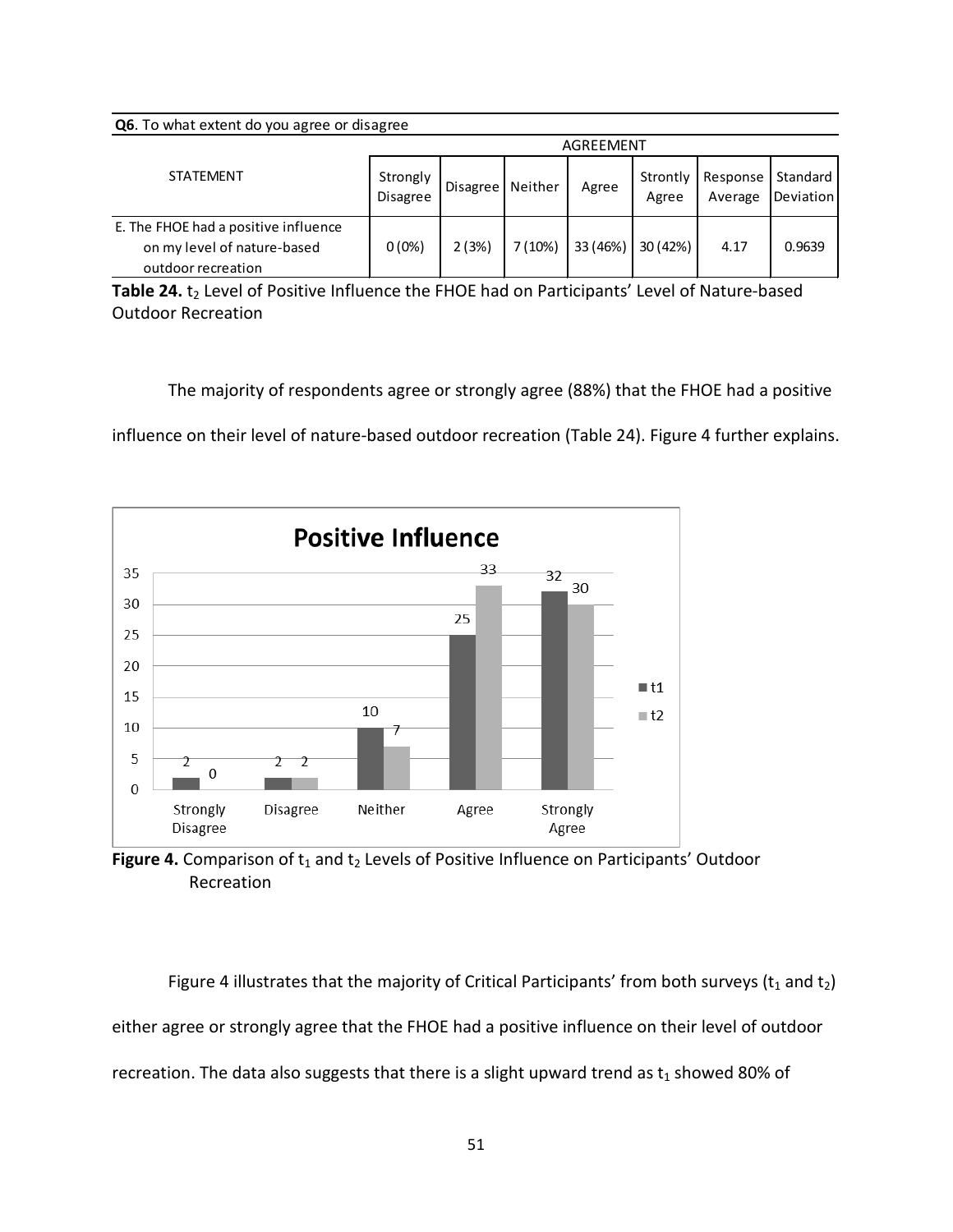| **Q6**. To what extent do you agree or disagree | | | | | | | |
|---|---|---|---|---|---|---|---|
| | AGREEMENT | | | | | | |
| STATEMENT | Strongly Disagree | Disagree | Neither | Agree | Strontly Agree | Response Average | Standard Deviation |
| E. The FHOE had a positive influence on my level of nature-based outdoor recreation | 0 (0%) | 2 (3%) | 7 (10%) | 33 (46%) | 30 (42%) | 4.17 | 0.9639 |

**Table 24.** $t_2$ Level of Positive Influence the FHOE had on Participants' Level of Nature-based Outdoor Recreation

The majority of respondents agree or strongly agree (88%) that the FHOE had a positive influence on their level of nature-based outdoor recreation (Table 24). Figure 4 further explains.

Positive Influence

35
30
25
20
15
10
5
0

2 0
2 2
10 7
25 33
32 30

Strongly Disagree
Disagree
Neither
Agree
Strongly Agree

t1
t2

**Figure 4.** Comparison of $t_1$ and $t_2$ Levels of Positive Influence on Participants' Outdoor Recreation

Figure 4 illustrates that the majority of Critical Participants' from both surveys ($t_1$ and $t_2$) either agree or strongly agree that the FHOE had a positive influence on their level of outdoor recreation. The data also suggests that there is a slight upward trend as $t_1$ showed 80% of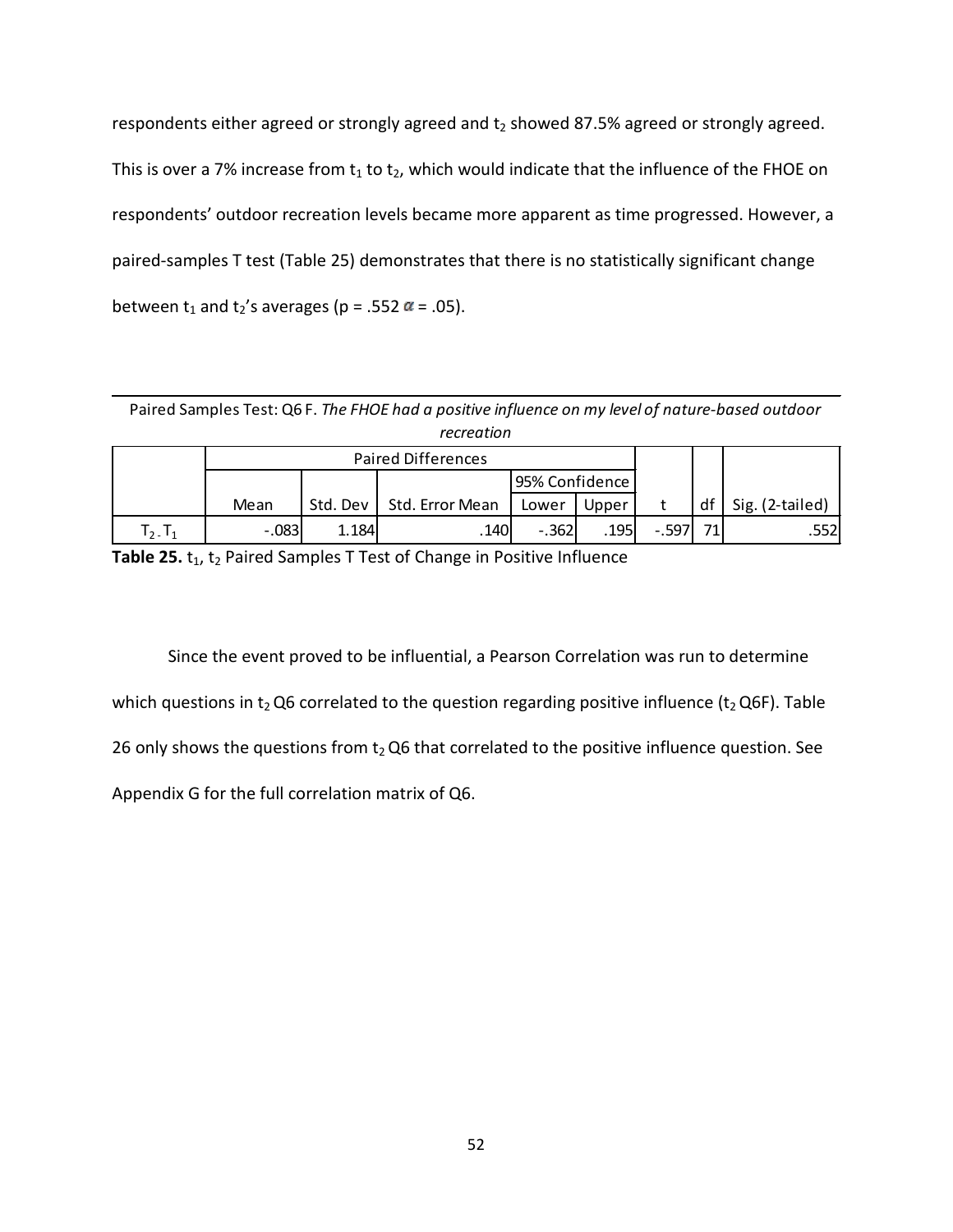respondents either agreed or strongly agreed and $t_2$ showed 87.5% agreed or strongly agreed. This is over a 7% increase from $t_1$ to $t_2$, which would indicate that the influence of the FHOE on respondents' outdoor recreation levels became more apparent as time progressed. However, a paired-samples T test (Table 25) demonstrates that there is no statistically significant change between $t_1$ and $t_2$'s averages ($p = .552$ $\alpha = .05$).

Paired Samples Test: Q6 F. *The FHOE had a positive influence on my level of nature-based outdoor recreation*

| | Paired Differences | | | | | | | |
|---|---|---|---|---|---|---|---|---|
| | | | | 95% Confidence | | | | |
| | Mean | Std. Dev | Std. Error Mean | Lower | Upper | t | df | Sig. (2-tailed) |
| $T_2 - T_1$ | -.083 | 1.184 | .140 | -.362 | .195 | -.597 | 71 | .552 |

**Table 25.** $t_1$, $t_2$ Paired Samples T Test of Change in Positive Influence

Since the event proved to be influential, a Pearson Correlation was run to determine which questions in $t_2$ Q6 correlated to the question regarding positive influence ($t_2$ Q6F). Table 26 only shows the questions from $t_2$ Q6 that correlated to the positive influence question. See Appendix G for the full correlation matrix of Q6.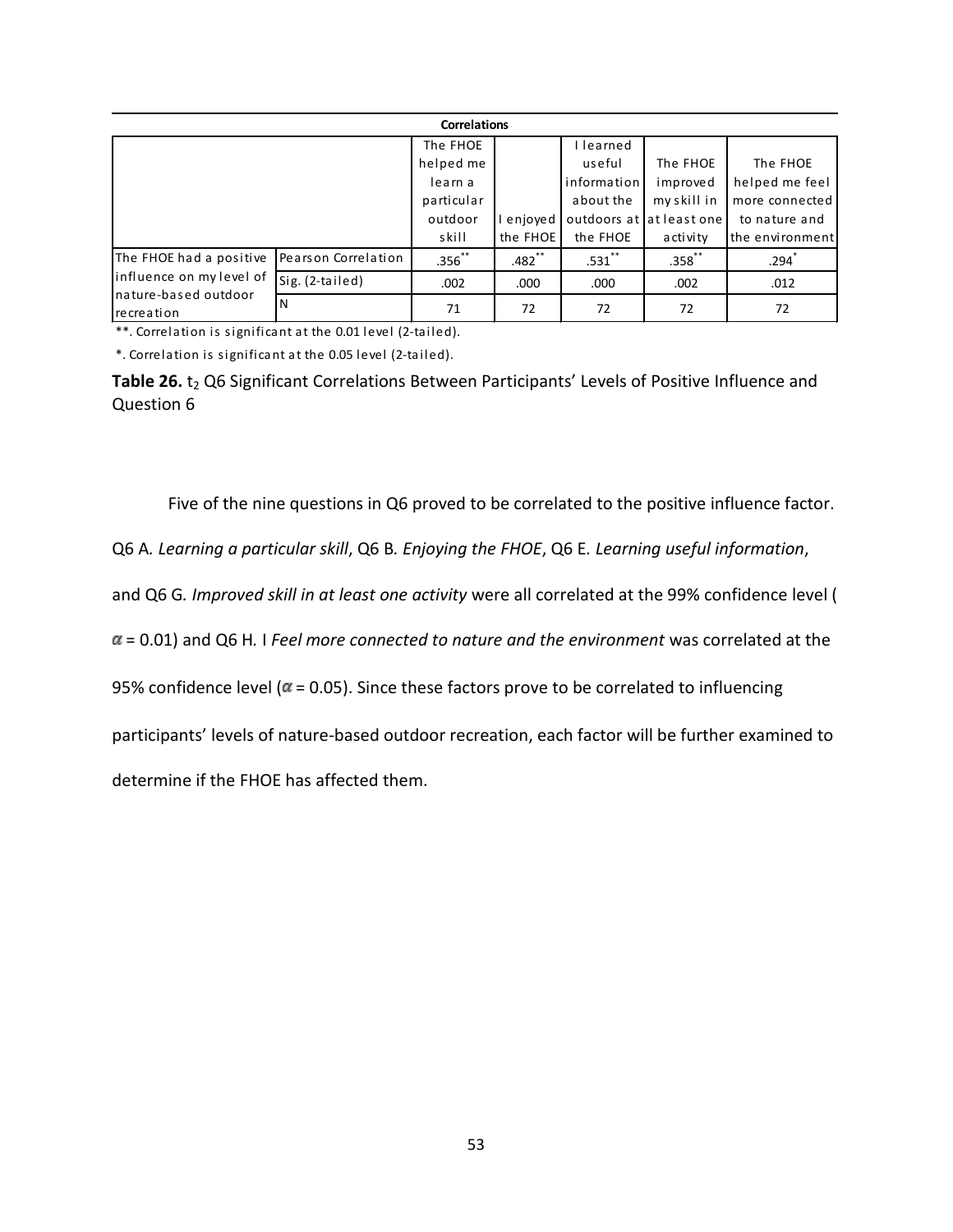| Correlations | | | | | | |
|---|---|---|---|---|---|---|
| | | The FHOE helped me learn a particular outdoor skill | I enjoyed the FHOE | I learned useful information about the outdoors at the FHOE | The FHOE improved my skill in at least one activity | The FHOE helped me feel more connected to nature and the environment |
| The FHOE had a positive influence on my level of nature-based outdoor recreation | Pearson Correlation | .356** | .482** | .531** | .358** | .294* |
| | Sig. (2-tailed) | .002 | .000 | .000 | .002 | .012 |
| | N | 71 | 72 | 72 | 72 | 72 |

**. Correlation is significant at the 0.01 level (2-tailed).

*. Correlation is significant at the 0.05 level (2-tailed).

**Table 26.** $t_2$ Q6 Significant Correlations Between Participants' Levels of Positive Influence and Question 6

Five of the nine questions in Q6 proved to be correlated to the positive influence factor. Q6 A. *Learning a particular skill*, Q6 B. *Enjoying the FHOE*, Q6 E. *Learning useful information*, and Q6 G. *Improved skill in at least one activity* were all correlated at the 99% confidence level ( $\alpha$ = 0.01) and Q6 H. I *Feel more connected to nature and the environment* was correlated at the 95% confidence level ($\alpha$ = 0.05). Since these factors prove to be correlated to influencing participants' levels of nature-based outdoor recreation, each factor will be further examined to determine if the FHOE has affected them.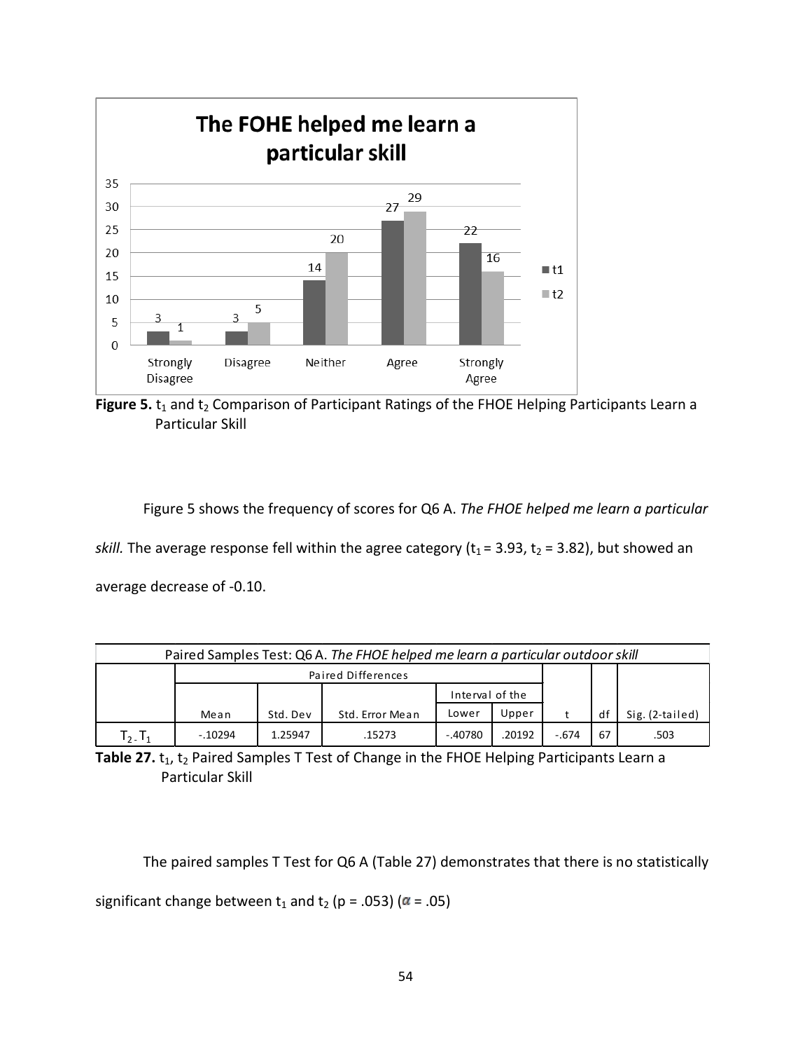The FOHE helped me learn a particular skill

35
30
25
20
15
10
5
0

Strongly Disagree: 3, 1
Disagree: 3, 5
Neither: 14, 20
Agree: 27, 29
Strongly Agree: 22, 16

t1
t2

**Figure 5.** $t_1$ and $t_2$ Comparison of Participant Ratings of the FHOE Helping Participants Learn a Particular Skill

Figure 5 shows the frequency of scores for Q6 A. *The FHOE helped me learn a particular skill.* The average response fell within the agree category ($t_1$ = 3.93, $t_2$ = 3.82), but showed an average decrease of -0.10.

| Paired Samples Test: Q6 A. *The FHOE helped me learn a particular outdoor skill* | | | | | | | | |
|---|---|---|---|---|---|---|---|---|
| | Paired Differences | | | | | | | |
| | | | | Interval of the | | | | |
| | Mean | Std. Dev | Std. Error Mean | Lower | Upper | t | df | Sig. (2-tailed) |
| $T_2 - T_1$ | -.10294 | 1.25947 | .15273 | -.40780 | .20192 | -.674 | 67 | .503 |

**Table 27.** $t_1$, $t_2$ Paired Samples T Test of Change in the FHOE Helping Participants Learn a Particular Skill

The paired samples T Test for Q6 A (Table 27) demonstrates that there is no statistically significant change between $t_1$ and $t_2$ ($p$ = .053) ($\alpha$ = .05)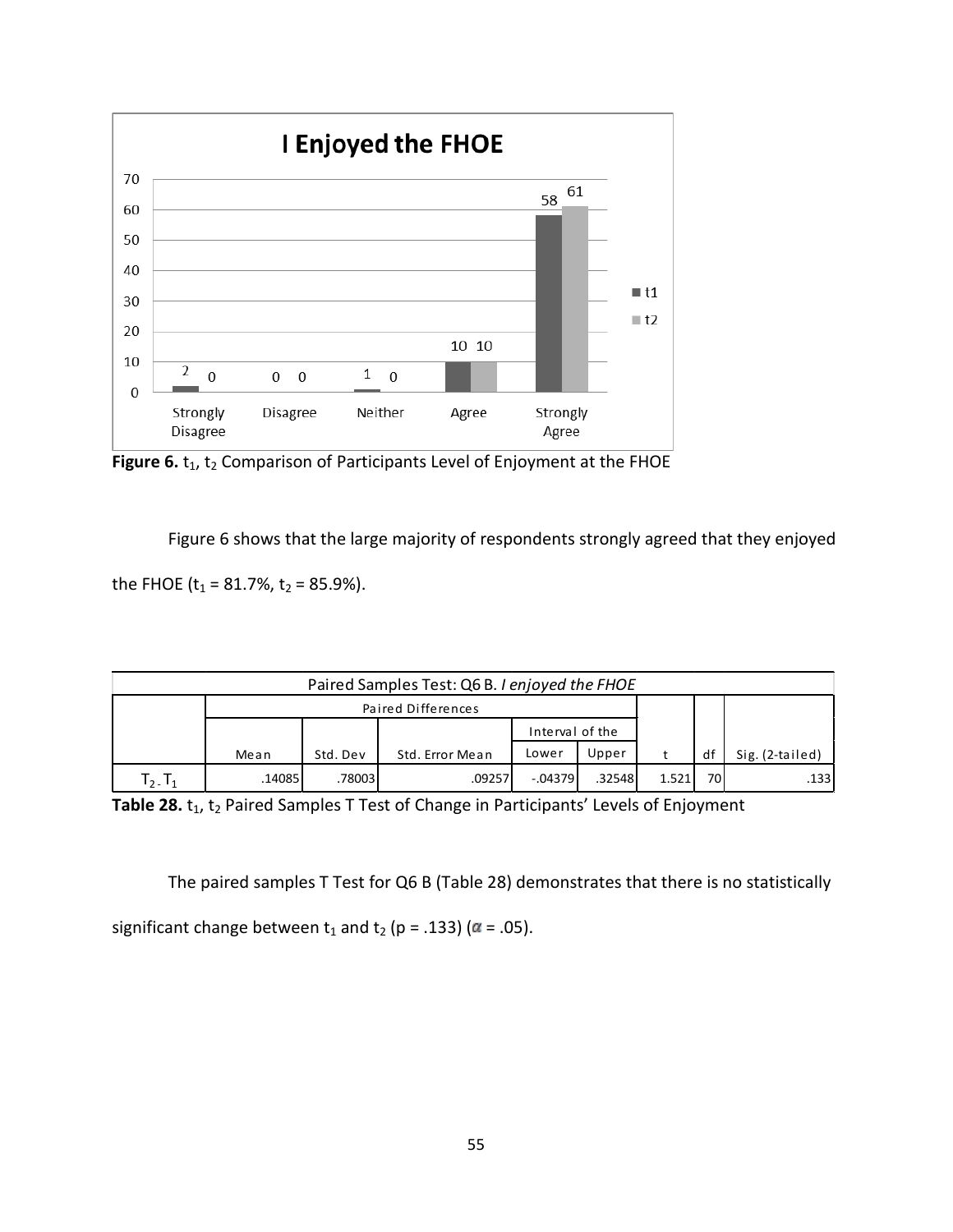I Enjoyed the FHOE

70
60
50
40
30
20
10
0

2 0
0 0
1 0
10 10
58 61

Strongly Disagree
Disagree
Neither
Agree
Strongly Agree

t1
t2

**Figure 6.** $t_1$, $t_2$ Comparison of Participants Level of Enjoyment at the FHOE

Figure 6 shows that the large majority of respondents strongly agreed that they enjoyed the FHOE ($t_1$ = 81.7%, $t_2$ = 85.9%).

Paired Samples Test: Q6 B. *I enjoyed the FHOE*

| | Paired Differences | | | | | t | df | Sig. (2-tailed) |
|---|---|---|---|---|---|---|---|---|
| | | | | Interval of the | | | | |
| | Mean | Std. Dev | Std. Error Mean | Lower | Upper | | | |
| $T_2 - T_1$ | .14085 | .78003 | .09257 | -.04379 | .32548 | 1.521 | 70 | .133 |

**Table 28.** $t_1$, $t_2$ Paired Samples T Test of Change in Participants' Levels of Enjoyment

The paired samples T Test for Q6 B (Table 28) demonstrates that there is no statistically significant change between $t_1$ and $t_2$ ($p$ = .133) ($\alpha$ = .05).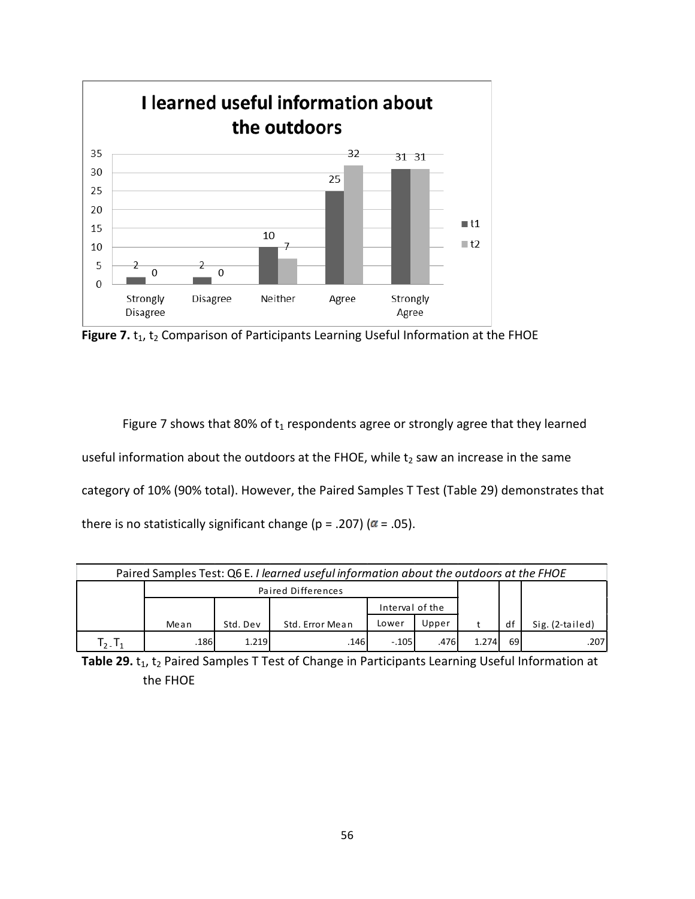I learned useful information about the outdoors

35
30
25
20
15
10
5
0

2 0 2 0 10 7 25 32 31 31

Strongly Disagree
Disagree
Neither
Agree
Strongly Agree

t1
t2

**Figure 7.** $t_1$, $t_2$ Comparison of Participants Learning Useful Information at the FHOE

Figure 7 shows that 80% of $t_1$ respondents agree or strongly agree that they learned useful information about the outdoors at the FHOE, while $t_2$ saw an increase in the same category of 10% (90% total). However, the Paired Samples T Test (Table 29) demonstrates that there is no statistically significant change ($p = .207$) ($\alpha = .05$).

| Paired Samples Test: Q6 E. *I learned useful information about the outdoors at the FHOE* | | | | | | | | |
|---|---|---|---|---|---|---|---|---|
| | Paired Differences | | | | | | | |
| | | | | Interval of the | | | | |
| | Mean | Std. Dev | Std. Error Mean | Lower | Upper | t | df | Sig. (2-tailed) |
| $T_2 - T_1$ | .186 | 1.219 | .146 | -.105 | .476 | 1.274 | 69 | .207 |

**Table 29.** $t_1$, $t_2$ Paired Samples T Test of Change in Participants Learning Useful Information at the FHOE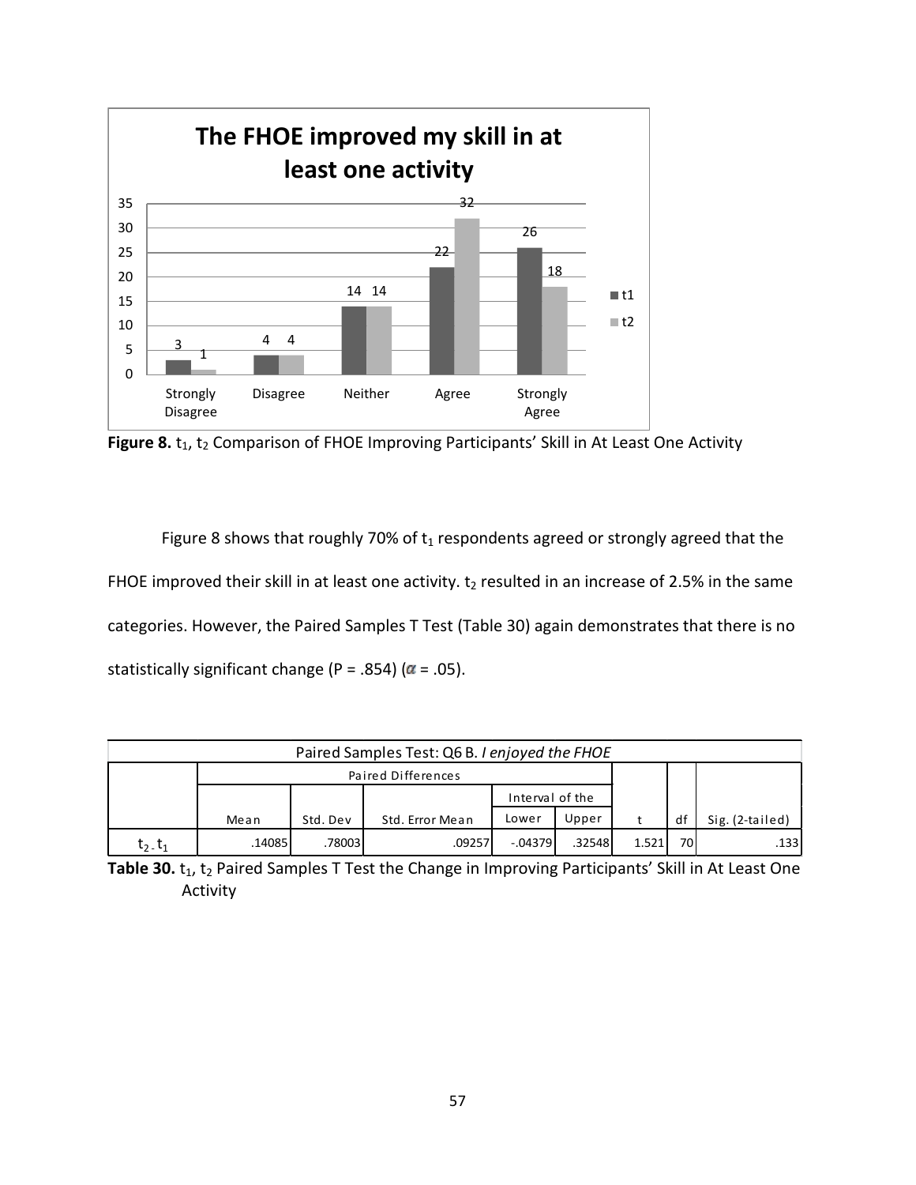The FHOE improved my skill in at least one activity

35
30
25
20
15
10
5
0

3 1
4 4
14 14
22 32
26 18

Strongly Disagree
Disagree
Neither
Agree
Strongly Agree

t1
t2

**Figure 8.** $t_1$, $t_2$ Comparison of FHOE Improving Participants' Skill in At Least One Activity

Figure 8 shows that roughly 70% of $t_1$ respondents agreed or strongly agreed that the FHOE improved their skill in at least one activity. $t_2$ resulted in an increase of 2.5% in the same categories. However, the Paired Samples T Test (Table 30) again demonstrates that there is no statistically significant change (P = .854) ($\alpha$ = .05).

| Paired Samples Test: Q6 B. *I enjoyed the FHOE* | | | | | | | | |
|---|---|---|---|---|---|---|---|---|
| | Paired Differences | | | | | | | |
| | | | | Interval of the | | | | |
| | Mean | Std. Dev | Std. Error Mean | Lower | Upper | t | df | Sig. (2-tailed) |
| $t_2 - t_1$ | .14085 | .78003 | .09257 | -.04379 | .32548 | 1.521 | 70 | .133 |

**Table 30.** $t_1$, $t_2$ Paired Samples T Test the Change in Improving Participants' Skill in At Least One Activity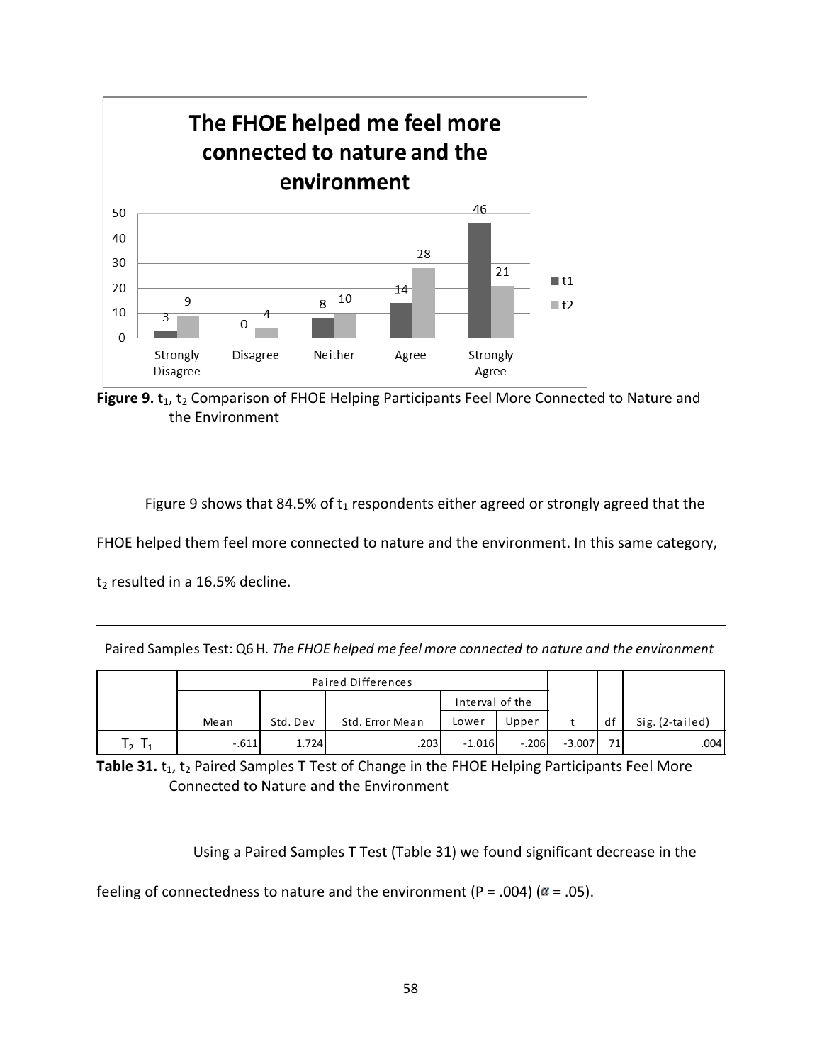**Figure 9.** $t_1$, $t_2$ Comparison of FHOE Helping Participants Feel More Connected to Nature and the Environment

Figure 9 shows that 84.5% of $t_1$ respondents either agreed or strongly agreed that the FHOE helped them feel more connected to nature and the environment. In this same category, $t_2$ resulted in a 16.5% decline.

Paired Samples Test: Q6 H. *The FHOE helped me feel more connected to nature and the environment*

| | Paired Differences | | | | | | | |
|---|---|---|---|---|---|---|---|---|
| | | | | Interval of the | | | | |
| | Mean | Std. Dev | Std. Error Mean | Lower | Upper | t | df | Sig. (2-tailed) |
| $T_2 - T_1$ | -.611 | 1.724 | .203 | -1.016 | -.206 | -3.007 | 71 | .004 |

**Table 31.** $t_1$, $t_2$ Paired Samples T Test of Change in the FHOE Helping Participants Feel More Connected to Nature and the Environment

Using a Paired Samples T Test (Table 31) we found significant decrease in the feeling of connectedness to nature and the environment ($P = .004$) ($\alpha = .05$).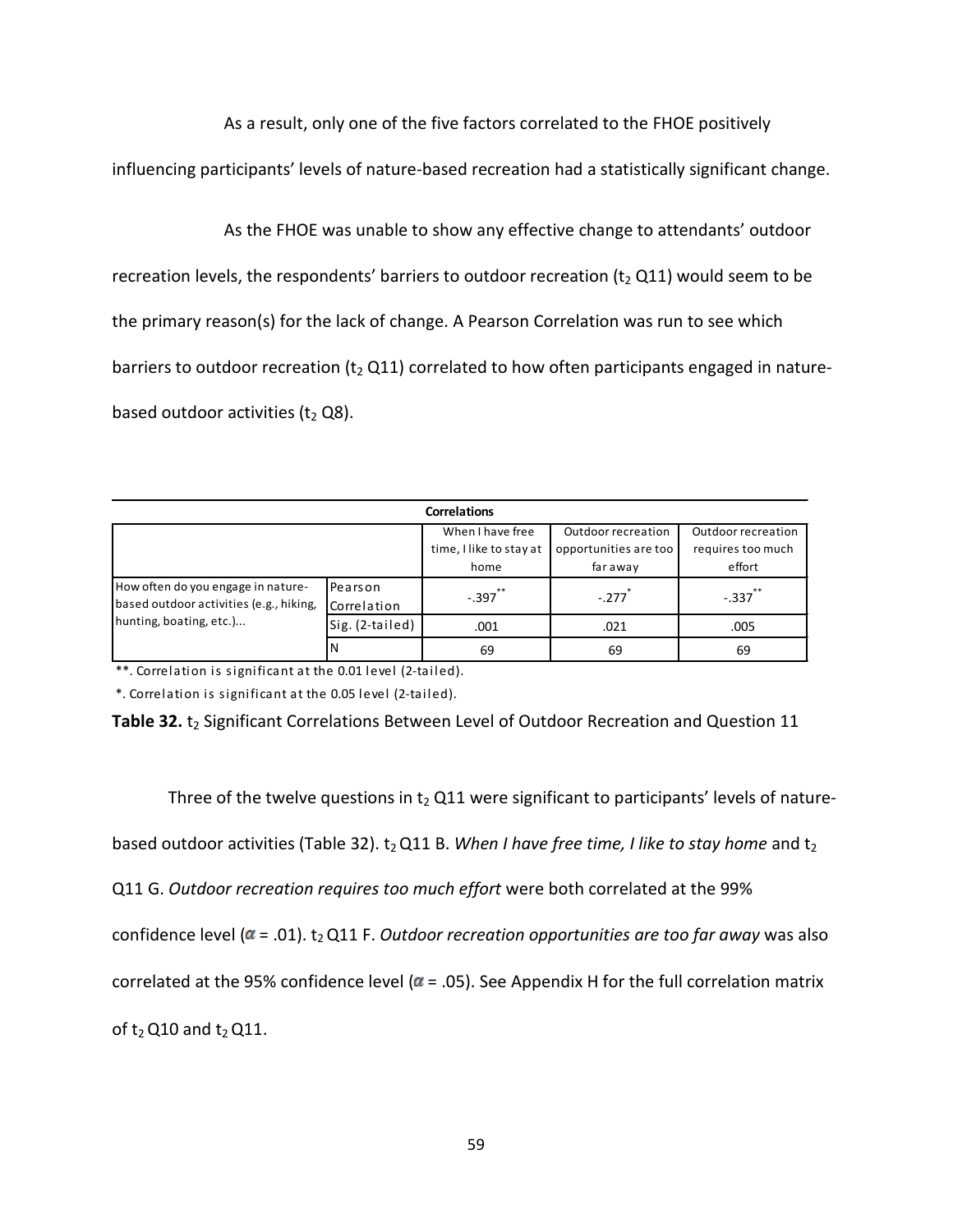As a result, only one of the five factors correlated to the FHOE positively influencing participants' levels of nature-based recreation had a statistically significant change.

As the FHOE was unable to show any effective change to attendants' outdoor recreation levels, the respondents' barriers to outdoor recreation ($t_2$ Q11) would seem to be the primary reason(s) for the lack of change. A Pearson Correlation was run to see which barriers to outdoor recreation ($t_2$ Q11) correlated to how often participants engaged in nature-based outdoor activities ($t_2$ Q8).

**Correlations**

| | | When I have free time, I like to stay at home | Outdoor recreation opportunities are too far away | Outdoor recreation requires too much effort |
|---|---|---|---|---|
| How often do you engage in nature-based outdoor activities (e.g., hiking, hunting, boating, etc.)... | Pearson Correlation | -.397** | -.277* | -.337** |
| | Sig. (2-tailed) | .001 | .021 | .005 |
| | N | 69 | 69 | 69 |

**. Correlation is significant at the 0.01 level (2-tailed).

*. Correlation is significant at the 0.05 level (2-tailed).

**Table 32.** $t_2$ Significant Correlations Between Level of Outdoor Recreation and Question 11

Three of the twelve questions in $t_2$ Q11 were significant to participants' levels of nature-based outdoor activities (Table 32). $t_2$ Q11 B. *When I have free time, I like to stay home* and $t_2$ Q11 G. *Outdoor recreation requires too much effort* were both correlated at the 99% confidence level ($\alpha$ = .01). $t_2$ Q11 F. *Outdoor recreation opportunities are too far away* was also correlated at the 95% confidence level ($\alpha$ = .05). See Appendix H for the full correlation matrix of $t_2$ Q10 and $t_2$ Q11.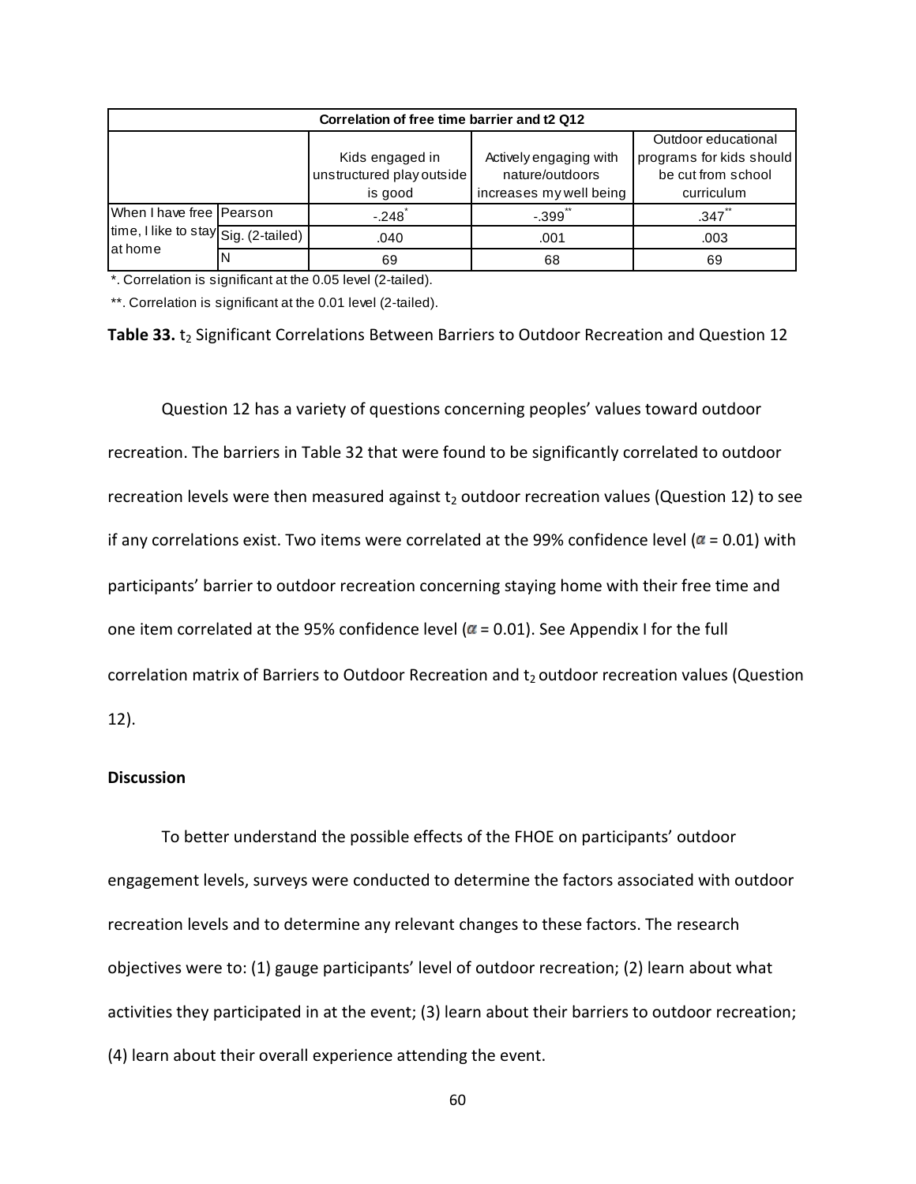| Correlation of free time barrier and t2 Q12 | | | | |
|---|---|---|---|---|
| | | Kids engaged in unstructured play outside is good | Actively engaging with nature/outdoors increases my well being | Outdoor educational programs for kids should be cut from school curriculum |
| When I have free time, I like to stay at home | Pearson | -.248* | -.399** | .347** |
| | Sig. (2-tailed) | .040 | .001 | .003 |
| | N | 69 | 68 | 69 |

*. Correlation is significant at the 0.05 level (2-tailed).

**. Correlation is significant at the 0.01 level (2-tailed).

**Table 33.** $t_2$ Significant Correlations Between Barriers to Outdoor Recreation and Question 12

Question 12 has a variety of questions concerning peoples' values toward outdoor recreation. The barriers in Table 32 that were found to be significantly correlated to outdoor recreation levels were then measured against $t_2$ outdoor recreation values (Question 12) to see if any correlations exist. Two items were correlated at the 99% confidence level ($\alpha$ = 0.01) with participants' barrier to outdoor recreation concerning staying home with their free time and one item correlated at the 95% confidence level ($\alpha$ = 0.01). See Appendix I for the full correlation matrix of Barriers to Outdoor Recreation and $t_2$ outdoor recreation values (Question 12).

### Discussion

To better understand the possible effects of the FHOE on participants' outdoor engagement levels, surveys were conducted to determine the factors associated with outdoor recreation levels and to determine any relevant changes to these factors. The research objectives were to: (1) gauge participants' level of outdoor recreation; (2) learn about what activities they participated in at the event; (3) learn about their barriers to outdoor recreation; (4) learn about their overall experience attending the event.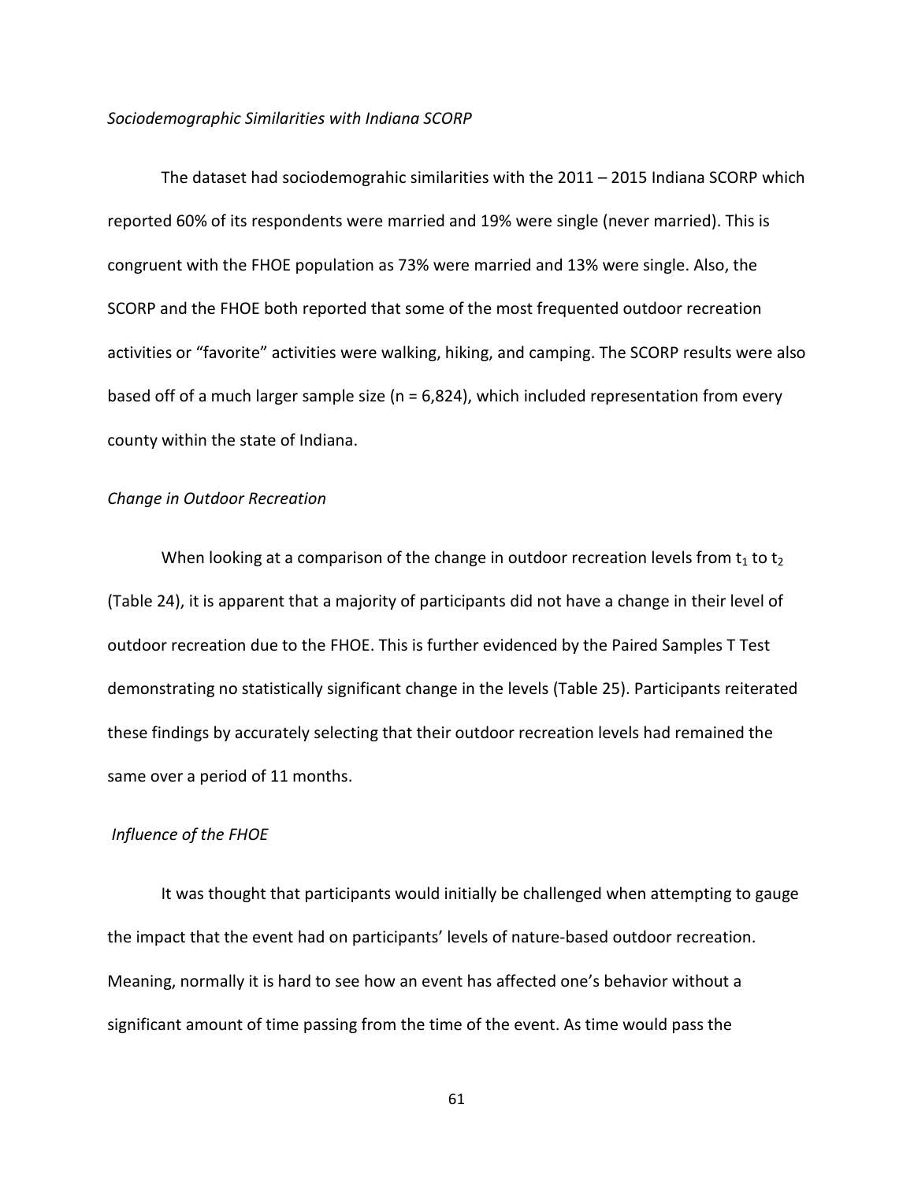*Sociodemographic Similarities with Indiana SCORP*

The dataset had sociodemograhic similarities with the 2011 – 2015 Indiana SCORP which reported 60% of its respondents were married and 19% were single (never married). This is congruent with the FHOE population as 73% were married and 13% were single. Also, the SCORP and the FHOE both reported that some of the most frequented outdoor recreation activities or "favorite" activities were walking, hiking, and camping. The SCORP results were also based off of a much larger sample size (n = 6,824), which included representation from every county within the state of Indiana.

*Change in Outdoor Recreation*

When looking at a comparison of the change in outdoor recreation levels from $t_1$ to $t_2$ (Table 24), it is apparent that a majority of participants did not have a change in their level of outdoor recreation due to the FHOE. This is further evidenced by the Paired Samples T Test demonstrating no statistically significant change in the levels (Table 25). Participants reiterated these findings by accurately selecting that their outdoor recreation levels had remained the same over a period of 11 months.

*Influence of the FHOE*

It was thought that participants would initially be challenged when attempting to gauge the impact that the event had on participants' levels of nature-based outdoor recreation. Meaning, normally it is hard to see how an event has affected one's behavior without a significant amount of time passing from the time of the event. As time would pass the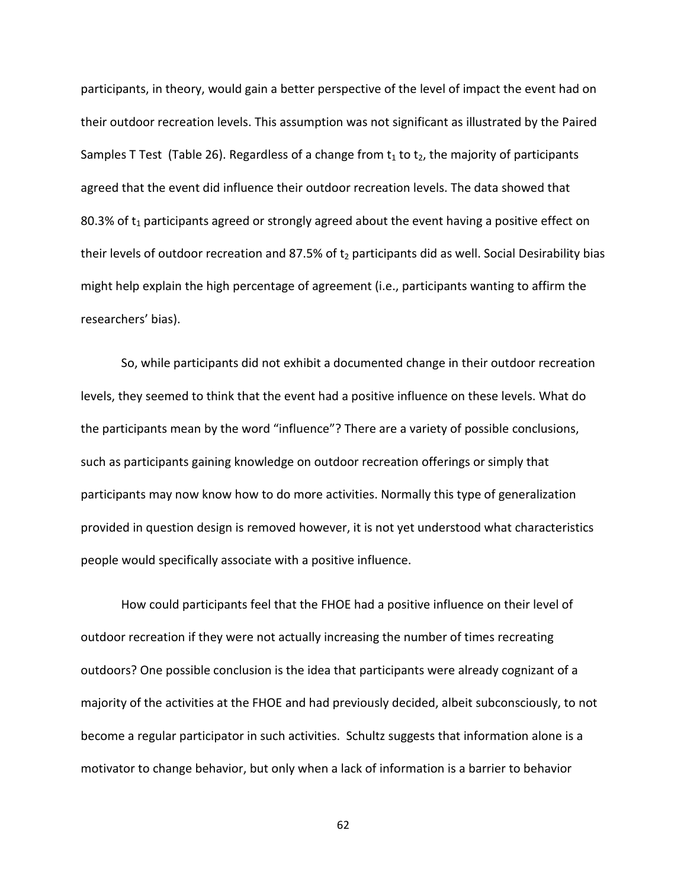participants, in theory, would gain a better perspective of the level of impact the event had on their outdoor recreation levels. This assumption was not significant as illustrated by the Paired Samples T Test (Table 26). Regardless of a change from $t_1$ to $t_2$, the majority of participants agreed that the event did influence their outdoor recreation levels. The data showed that 80.3% of $t_1$ participants agreed or strongly agreed about the event having a positive effect on their levels of outdoor recreation and 87.5% of $t_2$ participants did as well. Social Desirability bias might help explain the high percentage of agreement (i.e., participants wanting to affirm the researchers' bias).

So, while participants did not exhibit a documented change in their outdoor recreation levels, they seemed to think that the event had a positive influence on these levels. What do the participants mean by the word "influence"? There are a variety of possible conclusions, such as participants gaining knowledge on outdoor recreation offerings or simply that participants may now know how to do more activities. Normally this type of generalization provided in question design is removed however, it is not yet understood what characteristics people would specifically associate with a positive influence.

How could participants feel that the FHOE had a positive influence on their level of outdoor recreation if they were not actually increasing the number of times recreating outdoors? One possible conclusion is the idea that participants were already cognizant of a majority of the activities at the FHOE and had previously decided, albeit subconsciously, to not become a regular participator in such activities. Schultz suggests that information alone is a motivator to change behavior, but only when a lack of information is a barrier to behavior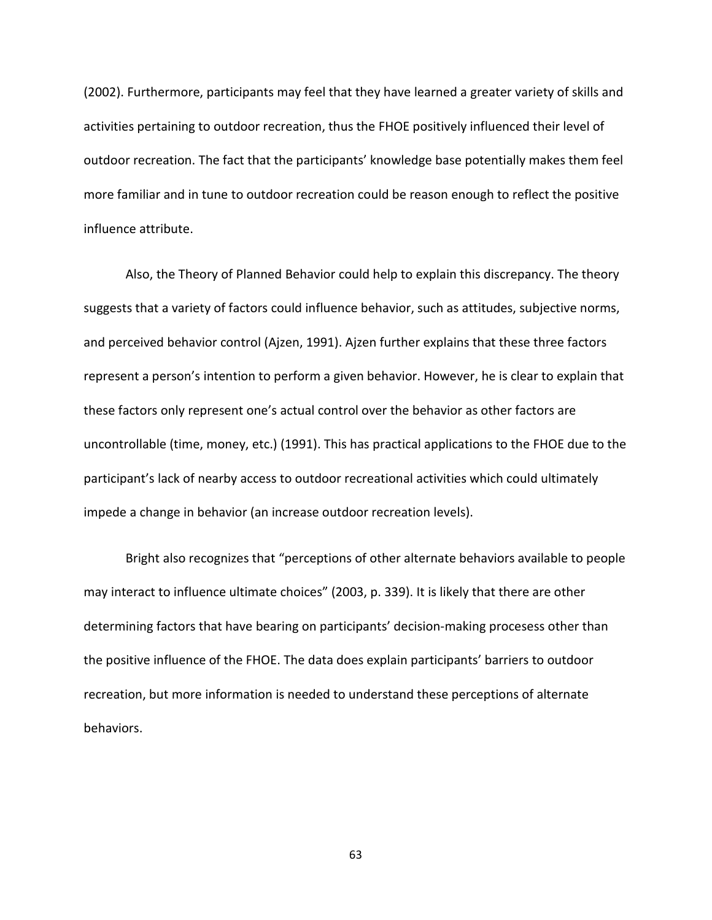(2002). Furthermore, participants may feel that they have learned a greater variety of skills and activities pertaining to outdoor recreation, thus the FHOE positively influenced their level of outdoor recreation. The fact that the participants' knowledge base potentially makes them feel more familiar and in tune to outdoor recreation could be reason enough to reflect the positive influence attribute.

Also, the Theory of Planned Behavior could help to explain this discrepancy. The theory suggests that a variety of factors could influence behavior, such as attitudes, subjective norms, and perceived behavior control (Ajzen, 1991). Ajzen further explains that these three factors represent a person's intention to perform a given behavior. However, he is clear to explain that these factors only represent one's actual control over the behavior as other factors are uncontrollable (time, money, etc.) (1991). This has practical applications to the FHOE due to the participant's lack of nearby access to outdoor recreational activities which could ultimately impede a change in behavior (an increase outdoor recreation levels).

Bright also recognizes that "perceptions of other alternate behaviors available to people may interact to influence ultimate choices" (2003, p. 339). It is likely that there are other determining factors that have bearing on participants' decision-making procesess other than the positive influence of the FHOE. The data does explain participants' barriers to outdoor recreation, but more information is needed to understand these perceptions of alternate behaviors.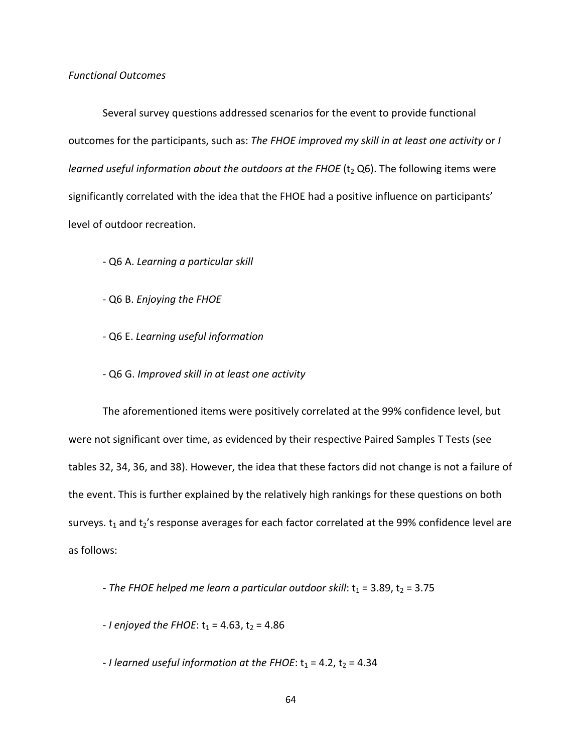*Functional Outcomes*

Several survey questions addressed scenarios for the event to provide functional outcomes for the participants, such as: *The FHOE improved my skill in at least one activity* or *I learned useful information about the outdoors at the FHOE* ($t_2$ Q6). The following items were significantly correlated with the idea that the FHOE had a positive influence on participants' level of outdoor recreation.

- Q6 A. *Learning a particular skill*
- Q6 B. *Enjoying the FHOE*
- Q6 E. *Learning useful information*
- Q6 G. *Improved skill in at least one activity*

The aforementioned items were positively correlated at the 99% confidence level, but were not significant over time, as evidenced by their respective Paired Samples T Tests (see tables 32, 34, 36, and 38). However, the idea that these factors did not change is not a failure of the event. This is further explained by the relatively high rankings for these questions on both surveys. $t_1$ and $t_2$'s response averages for each factor correlated at the 99% confidence level are as follows:

- *The FHOE helped me learn a particular outdoor skill*: $t_1 = 3.89$, $t_2 = 3.75$
- *I enjoyed the FHOE*: $t_1 = 4.63$, $t_2 = 4.86$
- *I learned useful information at the FHOE*: $t_1 = 4.2$, $t_2 = 4.34$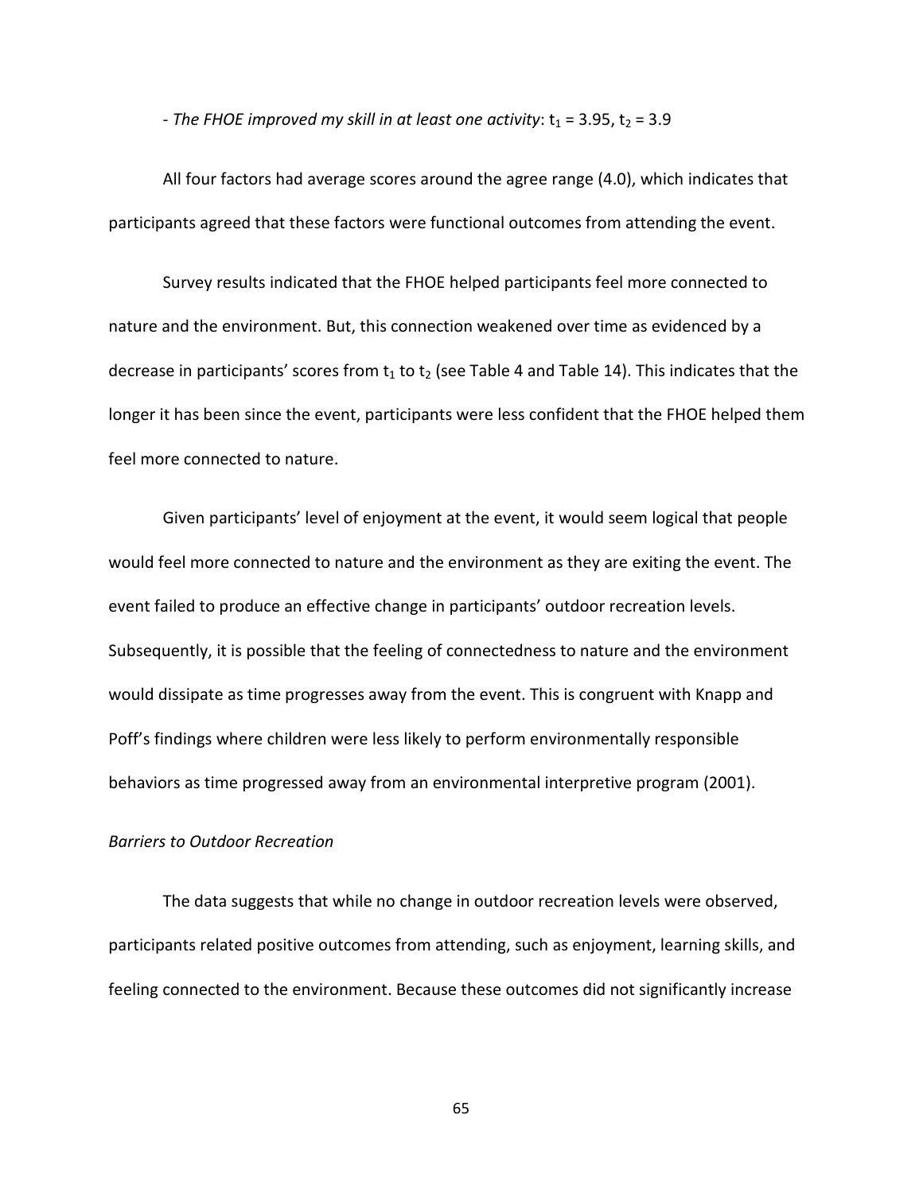- *The FHOE improved my skill in at least one activity*: $t_1$ = 3.95, $t_2$ = 3.9

All four factors had average scores around the agree range (4.0), which indicates that participants agreed that these factors were functional outcomes from attending the event.

Survey results indicated that the FHOE helped participants feel more connected to nature and the environment. But, this connection weakened over time as evidenced by a decrease in participants' scores from $t_1$ to $t_2$ (see Table 4 and Table 14). This indicates that the longer it has been since the event, participants were less confident that the FHOE helped them feel more connected to nature.

Given participants' level of enjoyment at the event, it would seem logical that people would feel more connected to nature and the environment as they are exiting the event. The event failed to produce an effective change in participants' outdoor recreation levels. Subsequently, it is possible that the feeling of connectedness to nature and the environment would dissipate as time progresses away from the event. This is congruent with Knapp and Poff's findings where children were less likely to perform environmentally responsible behaviors as time progressed away from an environmental interpretive program (2001).

*Barriers to Outdoor Recreation*

The data suggests that while no change in outdoor recreation levels were observed, participants related positive outcomes from attending, such as enjoyment, learning skills, and feeling connected to the environment. Because these outcomes did not significantly increase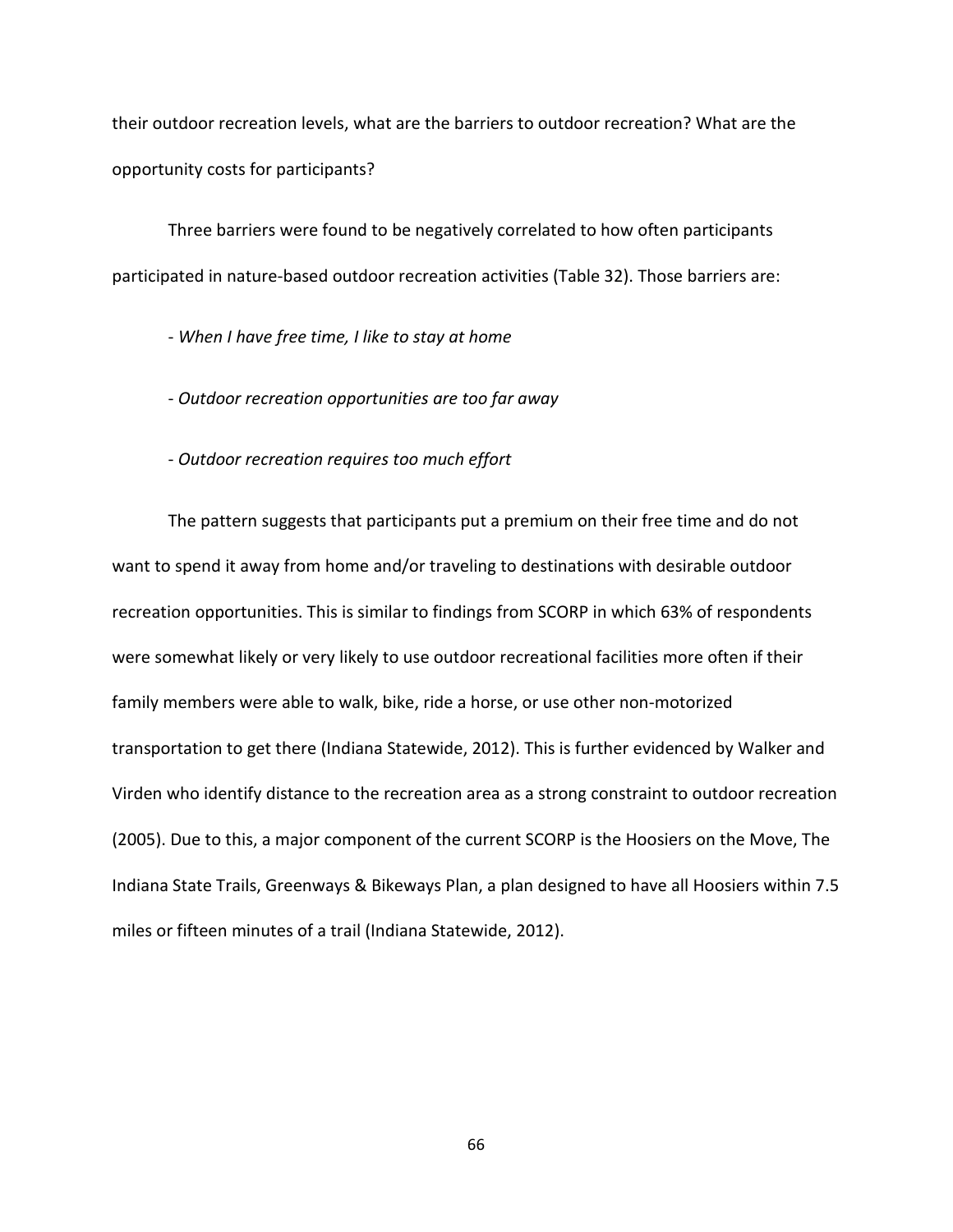their outdoor recreation levels, what are the barriers to outdoor recreation? What are the opportunity costs for participants?

Three barriers were found to be negatively correlated to how often participants participated in nature-based outdoor recreation activities (Table 32). Those barriers are:

- *When I have free time, I like to stay at home*

- *Outdoor recreation opportunities are too far away*

- *Outdoor recreation requires too much effort*

The pattern suggests that participants put a premium on their free time and do not want to spend it away from home and/or traveling to destinations with desirable outdoor recreation opportunities. This is similar to findings from SCORP in which 63% of respondents were somewhat likely or very likely to use outdoor recreational facilities more often if their family members were able to walk, bike, ride a horse, or use other non-motorized transportation to get there (Indiana Statewide, 2012). This is further evidenced by Walker and Virden who identify distance to the recreation area as a strong constraint to outdoor recreation (2005). Due to this, a major component of the current SCORP is the Hoosiers on the Move, The Indiana State Trails, Greenways & Bikeways Plan, a plan designed to have all Hoosiers within 7.5 miles or fifteen minutes of a trail (Indiana Statewide, 2012).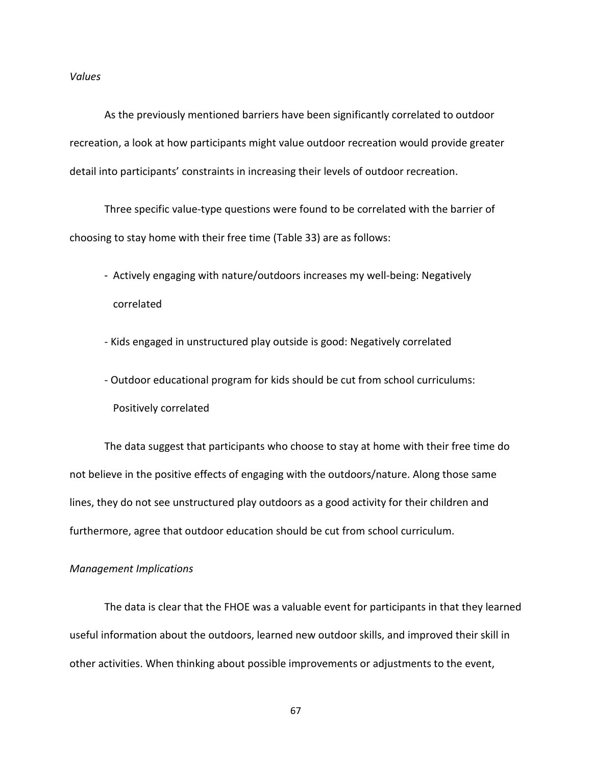*Values*

As the previously mentioned barriers have been significantly correlated to outdoor recreation, a look at how participants might value outdoor recreation would provide greater detail into participants' constraints in increasing their levels of outdoor recreation.

Three specific value-type questions were found to be correlated with the barrier of choosing to stay home with their free time (Table 33) are as follows:

- Actively engaging with nature/outdoors increases my well-being: Negatively correlated
- Kids engaged in unstructured play outside is good: Negatively correlated
- Outdoor educational program for kids should be cut from school curriculums: Positively correlated

The data suggest that participants who choose to stay at home with their free time do not believe in the positive effects of engaging with the outdoors/nature. Along those same lines, they do not see unstructured play outdoors as a good activity for their children and furthermore, agree that outdoor education should be cut from school curriculum.

*Management Implications*

The data is clear that the FHOE was a valuable event for participants in that they learned useful information about the outdoors, learned new outdoor skills, and improved their skill in other activities. When thinking about possible improvements or adjustments to the event,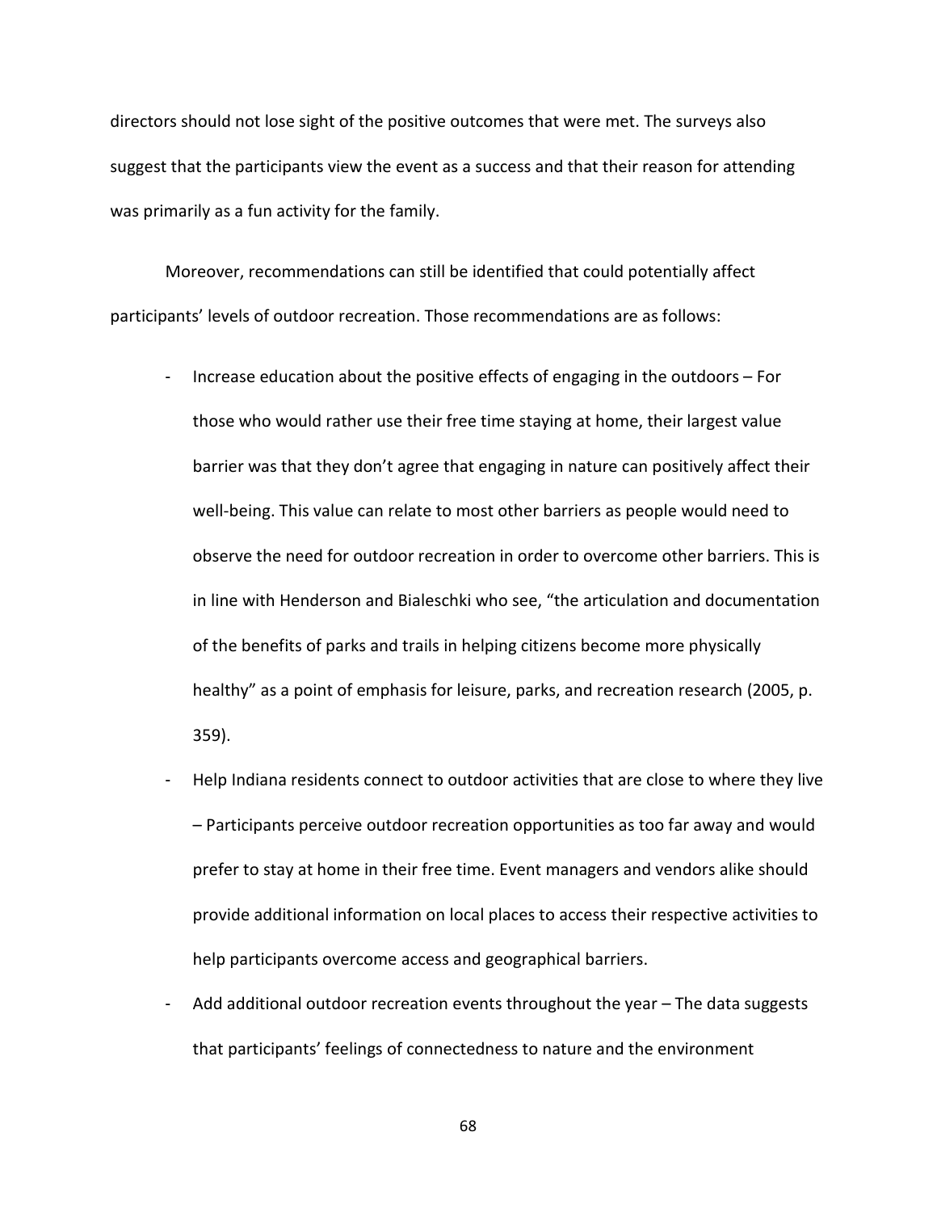directors should not lose sight of the positive outcomes that were met. The surveys also suggest that the participants view the event as a success and that their reason for attending was primarily as a fun activity for the family.

Moreover, recommendations can still be identified that could potentially affect participants' levels of outdoor recreation. Those recommendations are as follows:

- Increase education about the positive effects of engaging in the outdoors – For those who would rather use their free time staying at home, their largest value barrier was that they don't agree that engaging in nature can positively affect their well-being. This value can relate to most other barriers as people would need to observe the need for outdoor recreation in order to overcome other barriers. This is in line with Henderson and Bialeschki who see, "the articulation and documentation of the benefits of parks and trails in helping citizens become more physically healthy" as a point of emphasis for leisure, parks, and recreation research (2005, p. 359).
- Help Indiana residents connect to outdoor activities that are close to where they live – Participants perceive outdoor recreation opportunities as too far away and would prefer to stay at home in their free time. Event managers and vendors alike should provide additional information on local places to access their respective activities to help participants overcome access and geographical barriers.
- Add additional outdoor recreation events throughout the year – The data suggests that participants' feelings of connectedness to nature and the environment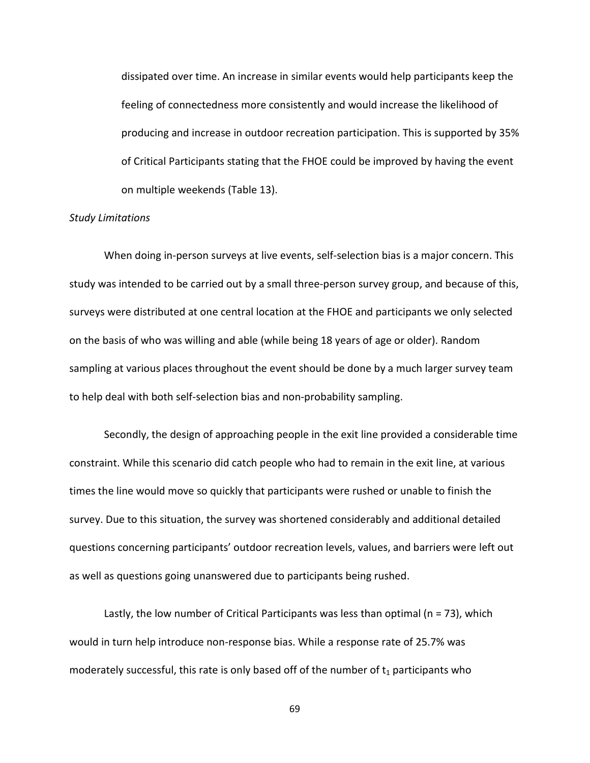dissipated over time. An increase in similar events would help participants keep the feeling of connectedness more consistently and would increase the likelihood of producing and increase in outdoor recreation participation. This is supported by 35% of Critical Participants stating that the FHOE could be improved by having the event on multiple weekends (Table 13).

*Study Limitations*

When doing in-person surveys at live events, self-selection bias is a major concern. This study was intended to be carried out by a small three-person survey group, and because of this, surveys were distributed at one central location at the FHOE and participants we only selected on the basis of who was willing and able (while being 18 years of age or older). Random sampling at various places throughout the event should be done by a much larger survey team to help deal with both self-selection bias and non-probability sampling.

Secondly, the design of approaching people in the exit line provided a considerable time constraint. While this scenario did catch people who had to remain in the exit line, at various times the line would move so quickly that participants were rushed or unable to finish the survey. Due to this situation, the survey was shortened considerably and additional detailed questions concerning participants' outdoor recreation levels, values, and barriers were left out as well as questions going unanswered due to participants being rushed.

Lastly, the low number of Critical Participants was less than optimal (n = 73), which would in turn help introduce non-response bias. While a response rate of 25.7% was moderately successful, this rate is only based off of the number of $t_1$ participants who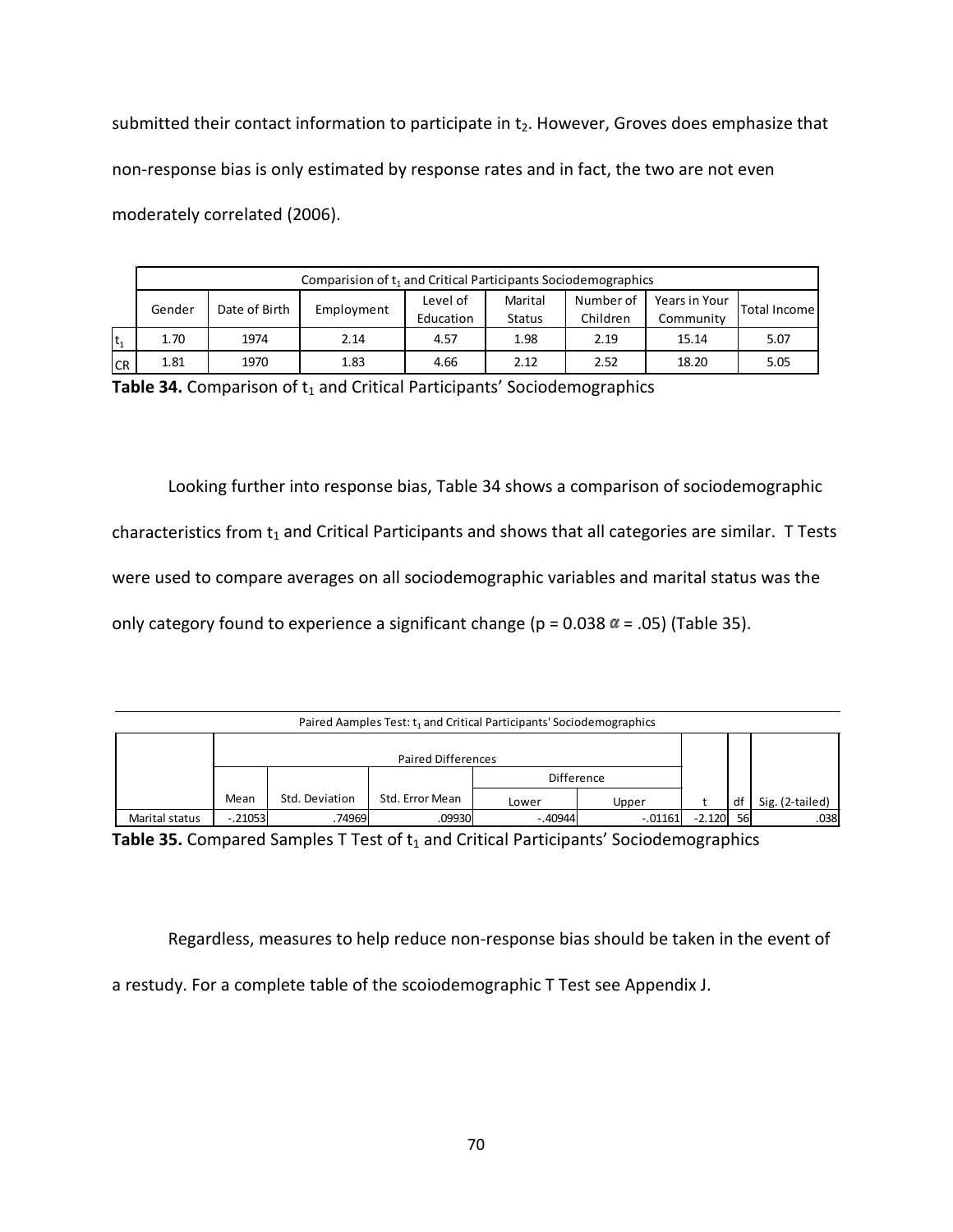submitted their contact information to participate in $t_2$. However, Groves does emphasize that non-response bias is only estimated by response rates and in fact, the two are not even moderately correlated (2006).

| Comparision of $t_1$ and Critical Participants Sociodemographics | | | | | | | | |
|---|---|---|---|---|---|---|---|---|
| | Gender | Date of Birth | Employment | Level of Education | Marital Status | Number of Children | Years in Your Community | Total Income |
| $t_1$ | 1.70 | 1974 | 2.14 | 4.57 | 1.98 | 2.19 | 15.14 | 5.07 |
| CR | 1.81 | 1970 | 1.83 | 4.66 | 2.12 | 2.52 | 18.20 | 5.05 |

**Table 34.** Comparison of $t_1$ and Critical Participants' Sociodemographics

Looking further into response bias, Table 34 shows a comparison of sociodemographic characteristics from $t_1$ and Critical Participants and shows that all categories are similar. T Tests were used to compare averages on all sociodemographic variables and marital status was the only category found to experience a significant change ($p = 0.038$ $\alpha = .05$) (Table 35).

| Paired Aamples Test: $t_1$ and Critical Participants' Sociodemographics | | | | | | | | |
|---|---|---|---|---|---|---|---|---|
| | Paired Differences | | | | | | | |
| | | | | Difference | | | | |
| | Mean | Std. Deviation | Std. Error Mean | Lower | Upper | t | df | Sig. (2-tailed) |
| Marital status | -.21053 | .74969 | .09930 | -.40944 | -.01161 | -2.120 | 56 | .038 |

**Table 35.** Compared Samples T Test of $t_1$ and Critical Participants' Sociodemographics

Regardless, measures to help reduce non-response bias should be taken in the event of a restudy. For a complete table of the scoiodemographic T Test see Appendix J.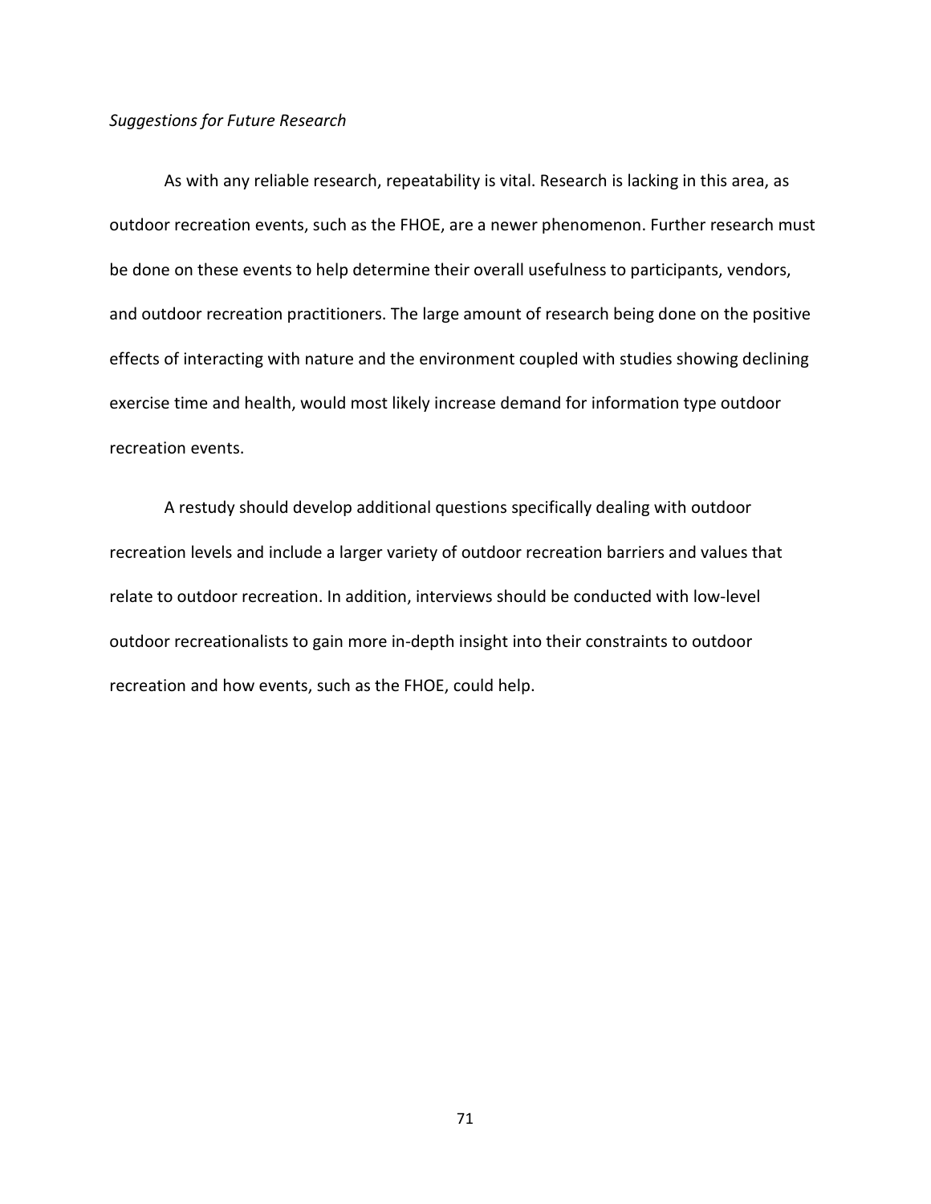*Suggestions for Future Research*

As with any reliable research, repeatability is vital. Research is lacking in this area, as outdoor recreation events, such as the FHOE, are a newer phenomenon. Further research must be done on these events to help determine their overall usefulness to participants, vendors, and outdoor recreation practitioners. The large amount of research being done on the positive effects of interacting with nature and the environment coupled with studies showing declining exercise time and health, would most likely increase demand for information type outdoor recreation events.

A restudy should develop additional questions specifically dealing with outdoor recreation levels and include a larger variety of outdoor recreation barriers and values that relate to outdoor recreation. In addition, interviews should be conducted with low-level outdoor recreationalists to gain more in-depth insight into their constraints to outdoor recreation and how events, such as the FHOE, could help.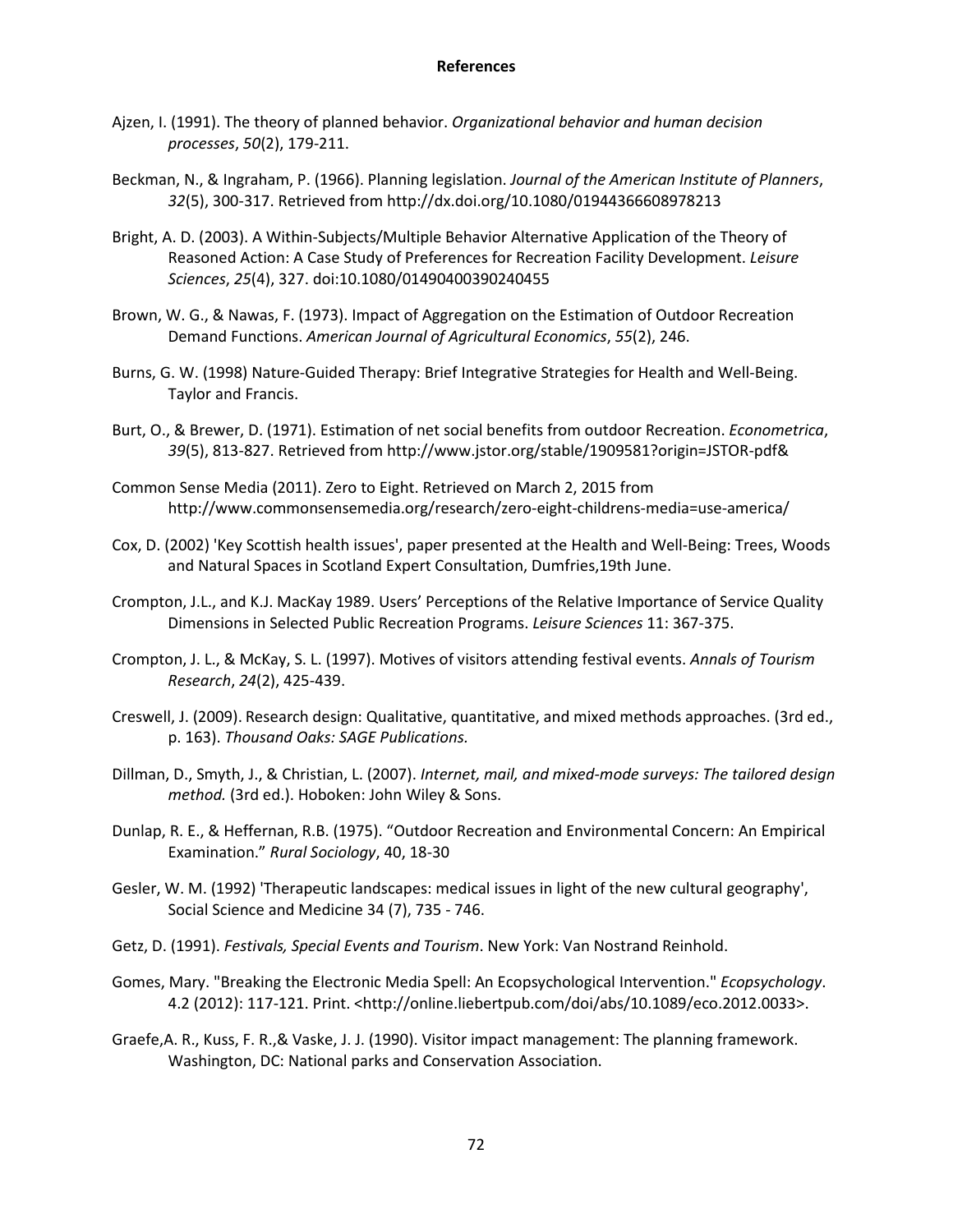# References

Ajzen, I. (1991). The theory of planned behavior. *Organizational behavior and human decision processes*, *50*(2), 179-211.

Beckman, N., & Ingraham, P. (1966). Planning legislation. *Journal of the American Institute of Planners*, *32*(5), 300-317. Retrieved from http://dx.doi.org/10.1080/01944366608978213

Bright, A. D. (2003). A Within-Subjects/Multiple Behavior Alternative Application of the Theory of Reasoned Action: A Case Study of Preferences for Recreation Facility Development. *Leisure Sciences*, *25*(4), 327. doi:10.1080/01490400390240455

Brown, W. G., & Nawas, F. (1973). Impact of Aggregation on the Estimation of Outdoor Recreation Demand Functions. *American Journal of Agricultural Economics*, *55*(2), 246.

Burns, G. W. (1998) Nature-Guided Therapy: Brief Integrative Strategies for Health and Well-Being. Taylor and Francis.

Burt, O., & Brewer, D. (1971). Estimation of net social benefits from outdoor Recreation. *Econometrica*, *39*(5), 813-827. Retrieved from http://www.jstor.org/stable/1909581?origin=JSTOR-pdf&

Common Sense Media (2011). Zero to Eight. Retrieved on March 2, 2015 from http://www.commonsensemedia.org/research/zero-eight-childrens-media=use-america/

Cox, D. (2002) 'Key Scottish health issues', paper presented at the Health and Well-Being: Trees, Woods and Natural Spaces in Scotland Expert Consultation, Dumfries,19th June.

Crompton, J.L., and K.J. MacKay 1989. Users' Perceptions of the Relative Importance of Service Quality Dimensions in Selected Public Recreation Programs. *Leisure Sciences* 11: 367-375.

Crompton, J. L., & McKay, S. L. (1997). Motives of visitors attending festival events. *Annals of Tourism Research*, *24*(2), 425-439.

Creswell, J. (2009). Research design: Qualitative, quantitative, and mixed methods approaches. (3rd ed., p. 163). *Thousand Oaks: SAGE Publications.*

Dillman, D., Smyth, J., & Christian, L. (2007). *Internet, mail, and mixed-mode surveys: The tailored design method.* (3rd ed.). Hoboken: John Wiley & Sons.

Dunlap, R. E., & Heffernan, R.B. (1975). "Outdoor Recreation and Environmental Concern: An Empirical Examination." *Rural Sociology*, 40, 18-30

Gesler, W. M. (1992) 'Therapeutic landscapes: medical issues in light of the new cultural geography', Social Science and Medicine 34 (7), 735 - 746.

Getz, D. (1991). *Festivals, Special Events and Tourism*. New York: Van Nostrand Reinhold.

Gomes, Mary. "Breaking the Electronic Media Spell: An Ecopsychological Intervention." *Ecopsychology*. 4.2 (2012): 117-121. Print. <http://online.liebertpub.com/doi/abs/10.1089/eco.2012.0033>.

Graefe,A. R., Kuss, F. R.,& Vaske, J. J. (1990). Visitor impact management: The planning framework. Washington, DC: National parks and Conservation Association.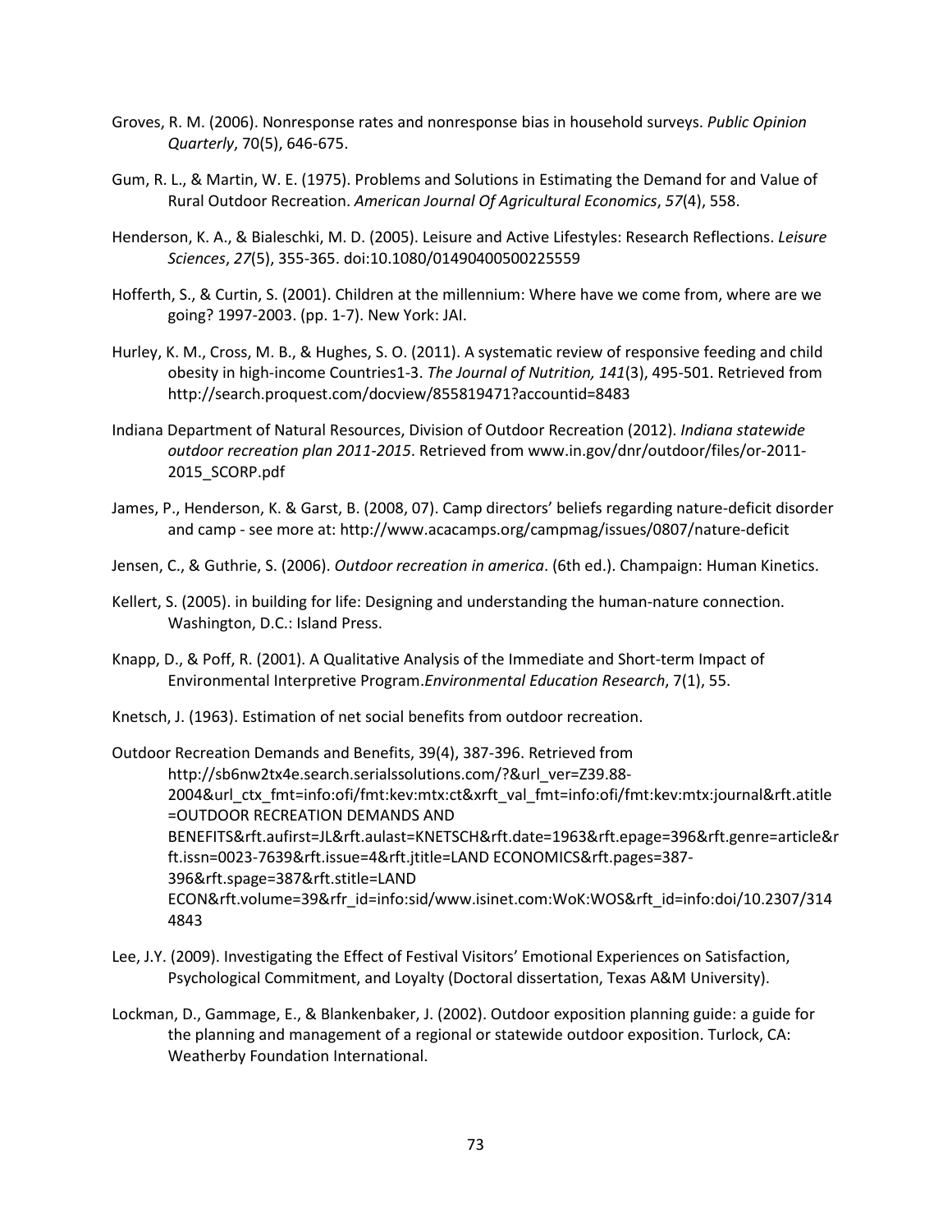Groves, R. M. (2006). Nonresponse rates and nonresponse bias in household surveys. *Public Opinion Quarterly*, 70(5), 646-675.

Gum, R. L., & Martin, W. E. (1975). Problems and Solutions in Estimating the Demand for and Value of Rural Outdoor Recreation. *American Journal Of Agricultural Economics*, *57*(4), 558.

Henderson, K. A., & Bialeschki, M. D. (2005). Leisure and Active Lifestyles: Research Reflections. *Leisure Sciences*, *27*(5), 355-365. doi:10.1080/01490400500225559

Hofferth, S., & Curtin, S. (2001). Children at the millennium: Where have we come from, where are we going? 1997-2003. (pp. 1-7). New York: JAI.

Hurley, K. M., Cross, M. B., & Hughes, S. O. (2011). A systematic review of responsive feeding and child obesity in high-income Countries1-3. *The Journal of Nutrition, 141*(3), 495-501. Retrieved from http://search.proquest.com/docview/855819471?accountid=8483

Indiana Department of Natural Resources, Division of Outdoor Recreation (2012). *Indiana statewide outdoor recreation plan 2011-2015*. Retrieved from www.in.gov/dnr/outdoor/files/or-2011-2015_SCORP.pdf

James, P., Henderson, K. & Garst, B. (2008, 07). Camp directors' beliefs regarding nature-deficit disorder and camp - see more at: http://www.acacamps.org/campmag/issues/0807/nature-deficit

Jensen, C., & Guthrie, S. (2006). *Outdoor recreation in america*. (6th ed.). Champaign: Human Kinetics.

Kellert, S. (2005). in building for life: Designing and understanding the human-nature connection. Washington, D.C.: Island Press.

Knapp, D., & Poff, R. (2001). A Qualitative Analysis of the Immediate and Short-term Impact of Environmental Interpretive Program.*Environmental Education Research*, 7(1), 55.

Knetsch, J. (1963). Estimation of net social benefits from outdoor recreation.

Outdoor Recreation Demands and Benefits, 39(4), 387-396. Retrieved from http://sb6nw2tx4e.search.serialssolutions.com/?&url_ver=Z39.88-2004&url_ctx_fmt=info:ofi/fmt:kev:mtx:ct&xrft_val_fmt=info:ofi/fmt:kev:mtx:journal&rft.atitle=OUTDOOR RECREATION DEMANDS AND BENEFITS&rft.aufirst=JL&rft.aulast=KNETSCH&rft.date=1963&rft.epage=396&rft.genre=article&rft.issn=0023-7639&rft.issue=4&rft.jtitle=LAND ECONOMICS&rft.pages=387-396&rft.spage=387&rft.stitle=LAND ECON&rft.volume=39&rfr_id=info:sid/www.isinet.com:WoK:WOS&rft_id=info:doi/10.2307/3144843

Lee, J.Y. (2009). Investigating the Effect of Festival Visitors' Emotional Experiences on Satisfaction, Psychological Commitment, and Loyalty (Doctoral dissertation, Texas A&M University).

Lockman, D., Gammage, E., & Blankenbaker, J. (2002). Outdoor exposition planning guide: a guide for the planning and management of a regional or statewide outdoor exposition. Turlock, CA: Weatherby Foundation International.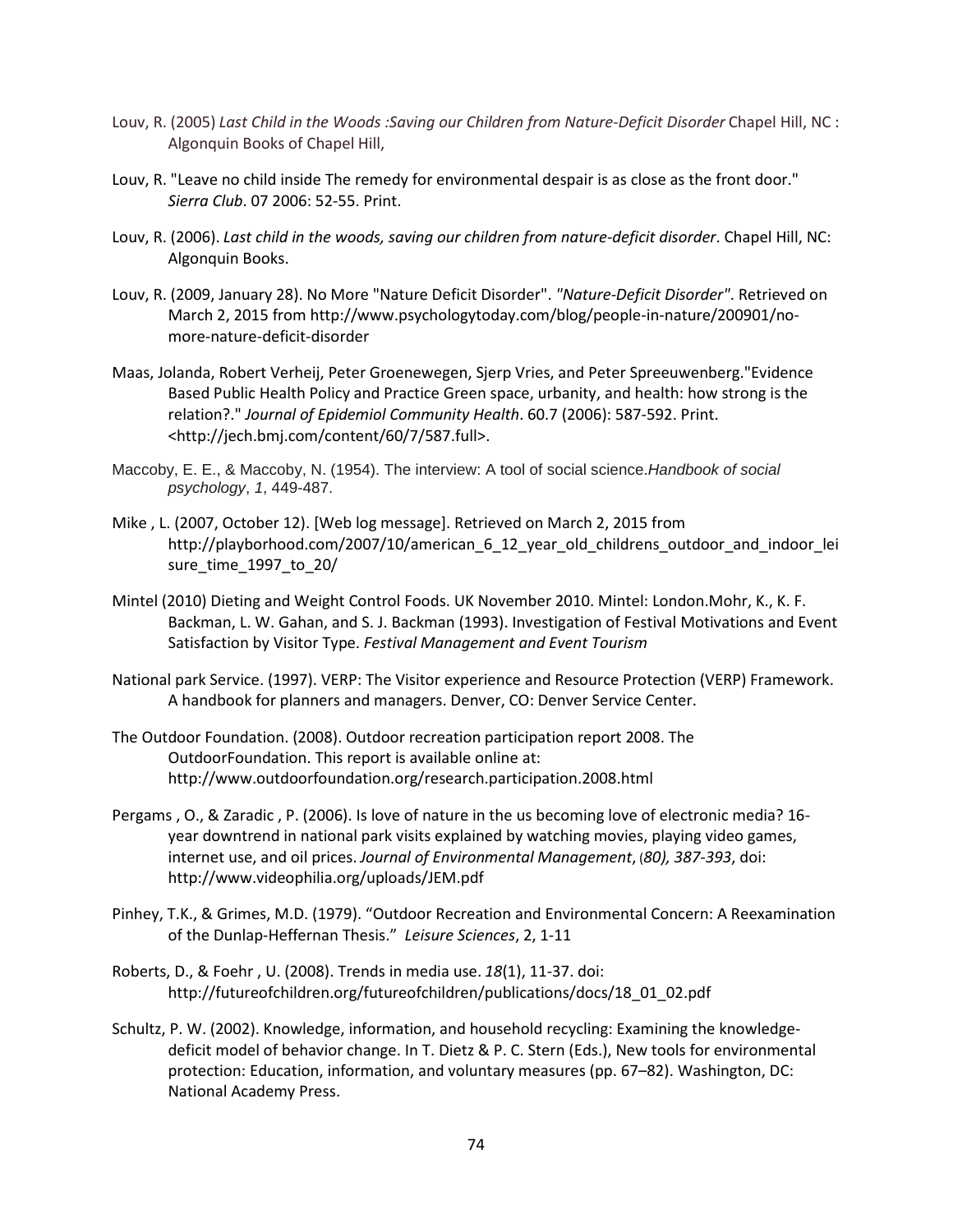Louv, R. (2005) *Last Child in the Woods :Saving our Children from Nature-Deficit Disorder* Chapel Hill, NC : Algonquin Books of Chapel Hill,

Louv, R. "Leave no child inside The remedy for environmental despair is as close as the front door." *Sierra Club*. 07 2006: 52-55. Print.

Louv, R. (2006). *Last child in the woods, saving our children from nature-deficit disorder*. Chapel Hill, NC: Algonquin Books.

Louv, R. (2009, January 28). No More "Nature Deficit Disorder". *"Nature-Deficit Disorder"*. Retrieved on March 2, 2015 from http://www.psychologytoday.com/blog/people-in-nature/200901/no-more-nature-deficit-disorder

Maas, Jolanda, Robert Verheij, Peter Groenewegen, Sjerp Vries, and Peter Spreeuwenberg."Evidence Based Public Health Policy and Practice Green space, urbanity, and health: how strong is the relation?." *Journal of Epidemiol Community Health*. 60.7 (2006): 587-592. Print. <http://jech.bmj.com/content/60/7/587.full>.

Maccoby, E. E., & Maccoby, N. (1954). The interview: A tool of social science.*Handbook of social psychology*, *1*, 449-487.

Mike , L. (2007, October 12). [Web log message]. Retrieved on March 2, 2015 from http://playborhood.com/2007/10/american_6_12_year_old_childrens_outdoor_and_indoor_leisure_time_1997_to_20/

Mintel (2010) Dieting and Weight Control Foods. UK November 2010. Mintel: London.Mohr, K., K. F. Backman, L. W. Gahan, and S. J. Backman (1993). Investigation of Festival Motivations and Event Satisfaction by Visitor Type. *Festival Management and Event Tourism*

National park Service. (1997). VERP: The Visitor experience and Resource Protection (VERP) Framework. A handbook for planners and managers. Denver, CO: Denver Service Center.

The Outdoor Foundation. (2008). Outdoor recreation participation report 2008. The OutdoorFoundation. This report is available online at: http://www.outdoorfoundation.org/research.participation.2008.html

Pergams , O., & Zaradic , P. (2006). Is love of nature in the us becoming love of electronic media? 16-year downtrend in national park visits explained by watching movies, playing video games, internet use, and oil prices. *Journal of Environmental Management*, (*80), 387-393*, doi: http://www.videophilia.org/uploads/JEM.pdf

Pinhey, T.K., & Grimes, M.D. (1979). "Outdoor Recreation and Environmental Concern: A Reexamination of the Dunlap-Heffernan Thesis." *Leisure Sciences*, 2, 1-11

Roberts, D., & Foehr , U. (2008). Trends in media use. *18*(1), 11-37. doi: http://futureofchildren.org/futureofchildren/publications/docs/18_01_02.pdf

Schultz, P. W. (2002). Knowledge, information, and household recycling: Examining the knowledge-deficit model of behavior change. In T. Dietz & P. C. Stern (Eds.), New tools for environmental protection: Education, information, and voluntary measures (pp. 67–82). Washington, DC: National Academy Press.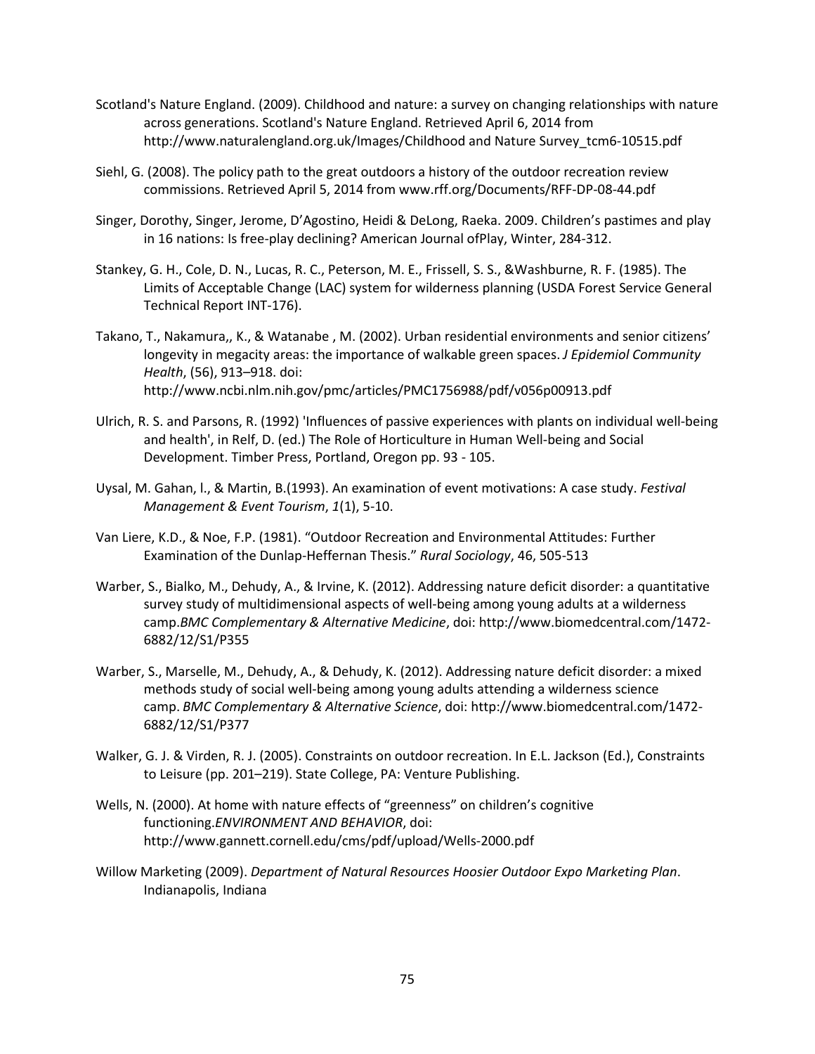Scotland's Nature England. (2009). Childhood and nature: a survey on changing relationships with nature across generations. Scotland's Nature England. Retrieved April 6, 2014 from http://www.naturalengland.org.uk/Images/Childhood and Nature Survey_tcm6-10515.pdf

Siehl, G. (2008). The policy path to the great outdoors a history of the outdoor recreation review commissions. Retrieved April 5, 2014 from www.rff.org/Documents/RFF-DP-08-44.pdf

Singer, Dorothy, Singer, Jerome, D'Agostino, Heidi & DeLong, Raeka. 2009. Children's pastimes and play in 16 nations: Is free-play declining? American Journal ofPlay, Winter, 284-312.

Stankey, G. H., Cole, D. N., Lucas, R. C., Peterson, M. E., Frissell, S. S., &Washburne, R. F. (1985). The Limits of Acceptable Change (LAC) system for wilderness planning (USDA Forest Service General Technical Report INT-176).

Takano, T., Nakamura,, K., & Watanabe , M. (2002). Urban residential environments and senior citizens' longevity in megacity areas: the importance of walkable green spaces. *J Epidemiol Community Health*, (56), 913–918. doi: http://www.ncbi.nlm.nih.gov/pmc/articles/PMC1756988/pdf/v056p00913.pdf

Ulrich, R. S. and Parsons, R. (1992) 'Influences of passive experiences with plants on individual well-being and health', in Relf, D. (ed.) The Role of Horticulture in Human Well-being and Social Development. Timber Press, Portland, Oregon pp. 93 - 105.

Uysal, M. Gahan, l., & Martin, B.(1993). An examination of event motivations: A case study. *Festival Management & Event Tourism*, *1*(1), 5-10.

Van Liere, K.D., & Noe, F.P. (1981). "Outdoor Recreation and Environmental Attitudes: Further Examination of the Dunlap-Heffernan Thesis." *Rural Sociology*, 46, 505-513

Warber, S., Bialko, M., Dehudy, A., & Irvine, K. (2012). Addressing nature deficit disorder: a quantitative survey study of multidimensional aspects of well-being among young adults at a wilderness camp.*BMC Complementary & Alternative Medicine*, doi: http://www.biomedcentral.com/1472-6882/12/S1/P355

Warber, S., Marselle, M., Dehudy, A., & Dehudy, K. (2012). Addressing nature deficit disorder: a mixed methods study of social well-being among young adults attending a wilderness science camp. *BMC Complementary & Alternative Science*, doi: http://www.biomedcentral.com/1472-6882/12/S1/P377

Walker, G. J. & Virden, R. J. (2005). Constraints on outdoor recreation. In E.L. Jackson (Ed.), Constraints to Leisure (pp. 201–219). State College, PA: Venture Publishing.

Wells, N. (2000). At home with nature effects of "greenness" on children's cognitive functioning.*ENVIRONMENT AND BEHAVIOR*, doi: http://www.gannett.cornell.edu/cms/pdf/upload/Wells-2000.pdf

Willow Marketing (2009). *Department of Natural Resources Hoosier Outdoor Expo Marketing Plan*. Indianapolis, Indiana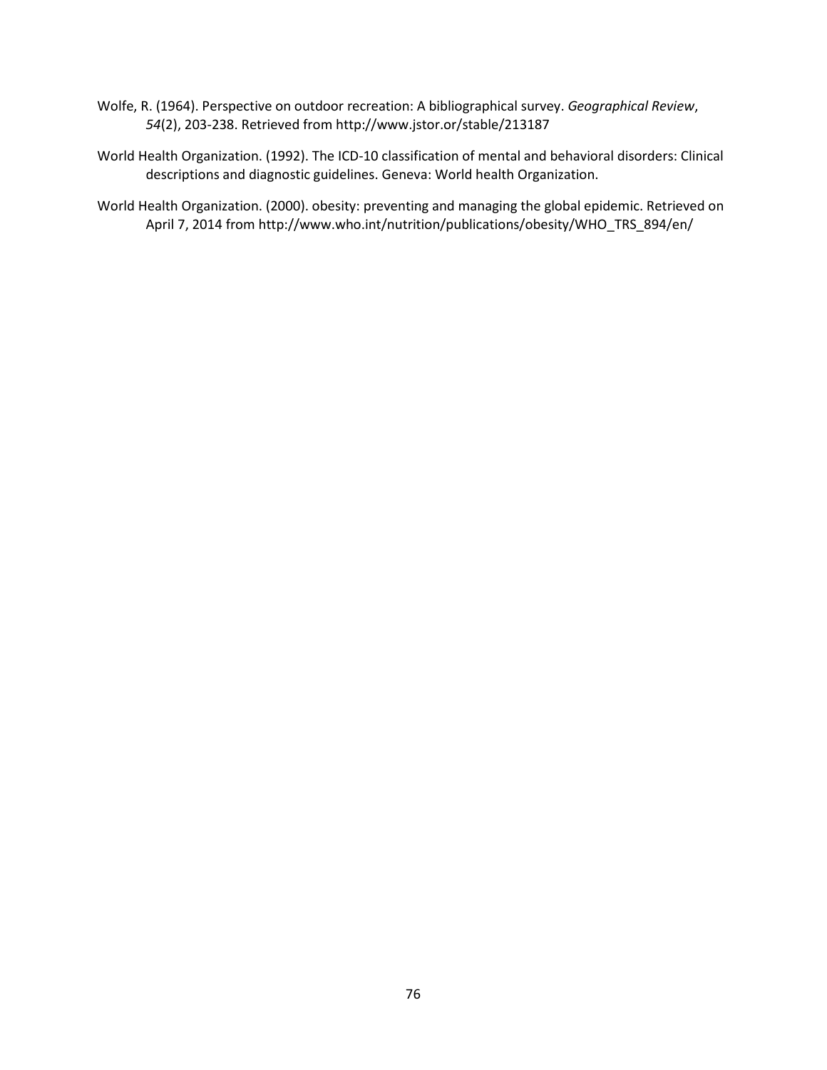Wolfe, R. (1964). Perspective on outdoor recreation: A bibliographical survey. *Geographical Review*, *54*(2), 203-238. Retrieved from http://www.jstor.or/stable/213187

World Health Organization. (1992). The ICD-10 classification of mental and behavioral disorders: Clinical descriptions and diagnostic guidelines. Geneva: World health Organization.

World Health Organization. (2000). obesity: preventing and managing the global epidemic. Retrieved on April 7, 2014 from http://www.who.int/nutrition/publications/obesity/WHO_TRS_894/en/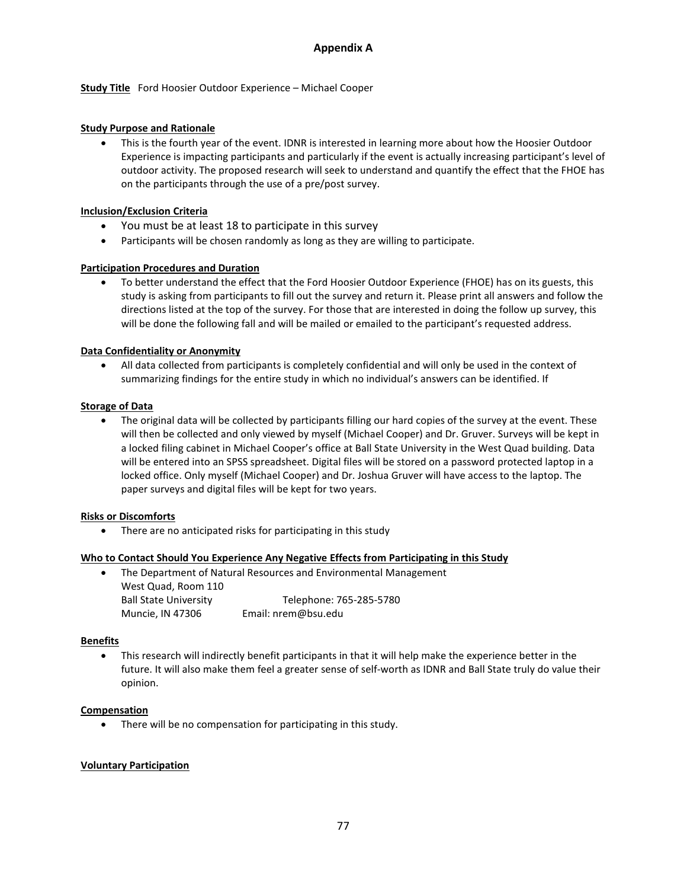## Appendix A

**Study Title** Ford Hoosier Outdoor Experience – Michael Cooper

**Study Purpose and Rationale**

- This is the fourth year of the event. IDNR is interested in learning more about how the Hoosier Outdoor Experience is impacting participants and particularly if the event is actually increasing participant's level of outdoor activity. The proposed research will seek to understand and quantify the effect that the FHOE has on the participants through the use of a pre/post survey.

**Inclusion/Exclusion Criteria**

- You must be at least 18 to participate in this survey
- Participants will be chosen randomly as long as they are willing to participate.

**Participation Procedures and Duration**

- To better understand the effect that the Ford Hoosier Outdoor Experience (FHOE) has on its guests, this study is asking from participants to fill out the survey and return it. Please print all answers and follow the directions listed at the top of the survey. For those that are interested in doing the follow up survey, this will be done the following fall and will be mailed or emailed to the participant's requested address.

**Data Confidentiality or Anonymity**

- All data collected from participants is completely confidential and will only be used in the context of summarizing findings for the entire study in which no individual's answers can be identified. If

**Storage of Data**

- The original data will be collected by participants filling our hard copies of the survey at the event. These will then be collected and only viewed by myself (Michael Cooper) and Dr. Gruver. Surveys will be kept in a locked filing cabinet in Michael Cooper's office at Ball State University in the West Quad building. Data will be entered into an SPSS spreadsheet. Digital files will be stored on a password protected laptop in a locked office. Only myself (Michael Cooper) and Dr. Joshua Gruver will have access to the laptop. The paper surveys and digital files will be kept for two years.

**Risks or Discomforts**

- There are no anticipated risks for participating in this study

**Who to Contact Should You Experience Any Negative Effects from Participating in this Study**

- The Department of Natural Resources and Environmental Management
  West Quad, Room 110
  Ball State University Telephone: 765-285-5780
  Muncie, IN 47306 Email: nrem@bsu.edu

**Benefits**

- This research will indirectly benefit participants in that it will help make the experience better in the future. It will also make them feel a greater sense of self-worth as IDNR and Ball State truly do value their opinion.

**Compensation**

- There will be no compensation for participating in this study.

**Voluntary Participation**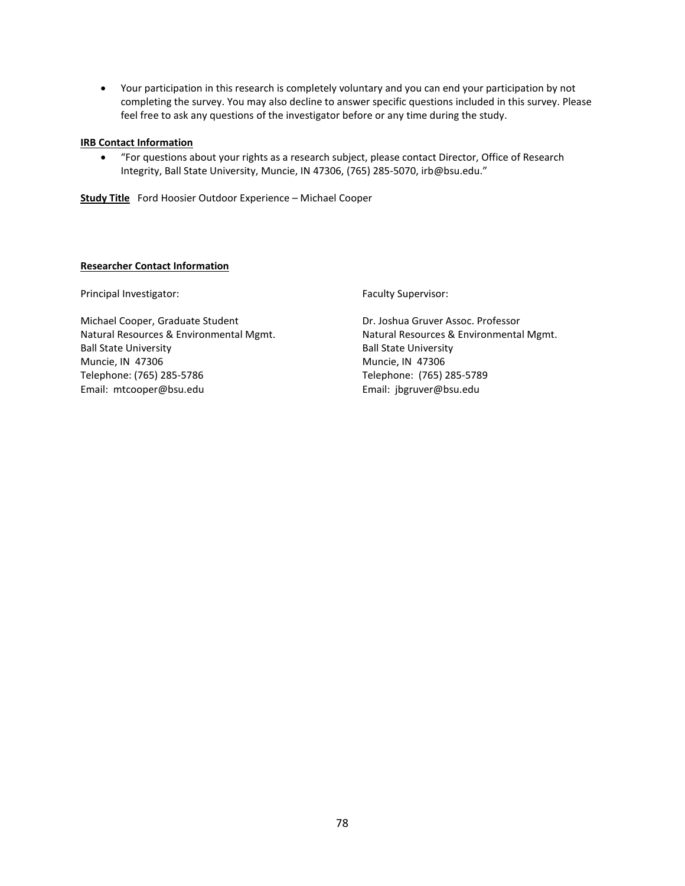- Your participation in this research is completely voluntary and you can end your participation by not completing the survey. You may also decline to answer specific questions included in this survey. Please feel free to ask any questions of the investigator before or any time during the study.

**IRB Contact Information**

- "For questions about your rights as a research subject, please contact Director, Office of Research Integrity, Ball State University, Muncie, IN 47306, (765) 285-5070, irb@bsu.edu."

**Study Title** Ford Hoosier Outdoor Experience – Michael Cooper

**Researcher Contact Information**

Principal Investigator:

Michael Cooper, Graduate Student
Natural Resources & Environmental Mgmt.
Ball State University
Muncie, IN 47306
Telephone: (765) 285-5786
Email: mtcooper@bsu.edu

Faculty Supervisor:

Dr. Joshua Gruver Assoc. Professor
Natural Resources & Environmental Mgmt.
Ball State University
Muncie, IN 47306
Telephone: (765) 285-5789
Email: jbgruver@bsu.edu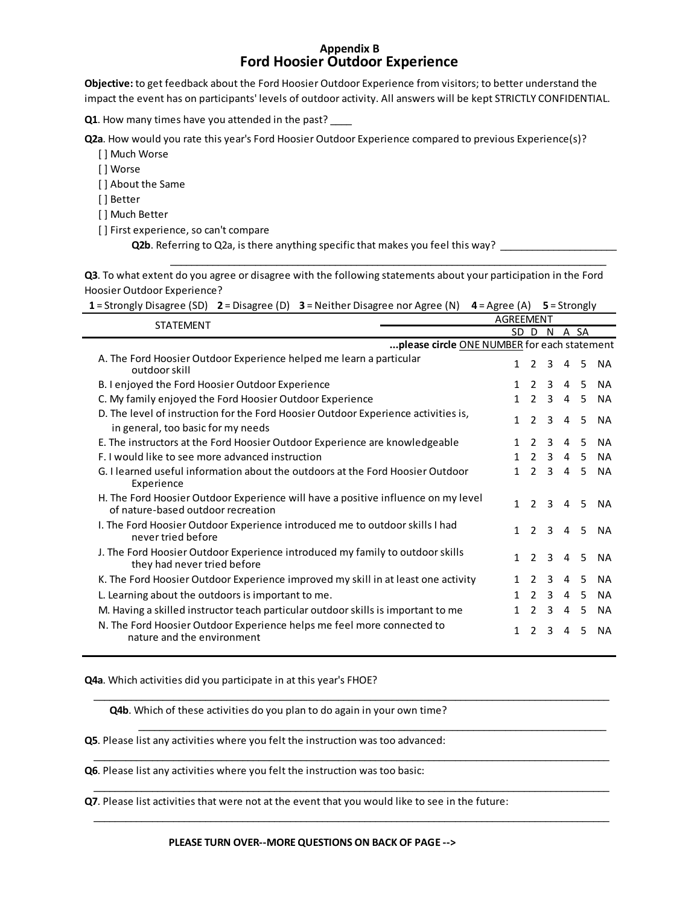## Appendix B

# Ford Hoosier Outdoor Experience

**Objective:** to get feedback about the Ford Hoosier Outdoor Experience from visitors; to better understand the impact the event has on participants' levels of outdoor activity. All answers will be kept STRICTLY CONFIDENTIAL.

**Q1**. How many times have you attended in the past? ____

**Q2a**. How would you rate this year's Ford Hoosier Outdoor Experience compared to previous Experience(s)?

[ ] Much Worse
[ ] Worse
[ ] About the Same
[ ] Better
[ ] Much Better
[ ] First experience, so can't compare

**Q2b**. Referring to Q2a, is there anything specific that makes you feel this way? ____________________
______________________________________________________________________________

**Q3**. To what extent do you agree or disagree with the following statements about your participation in the Ford Hoosier Outdoor Experience?

**1** = Strongly Disagree (SD) **2** = Disagree (D) **3** = Neither Disagree nor Agree (N) **4** = Agree (A) **5** = Strongly

| STATEMENT | AGREEMENT | | | | | |
|---|---|---|---|---|---|---|
| | SD | D | N | A | SA | |
| | **...please circle** ONE NUMBER **for each statement** | | | | | |
| A. The Ford Hoosier Outdoor Experience helped me learn a particular outdoor skill | 1 | 2 | 3 | 4 | 5 | NA |
| B. I enjoyed the Ford Hoosier Outdoor Experience | 1 | 2 | 3 | 4 | 5 | NA |
| C. My family enjoyed the Ford Hoosier Outdoor Experience | 1 | 2 | 3 | 4 | 5 | NA |
| D. The level of instruction for the Ford Hoosier Outdoor Experience activities is, in general, too basic for my needs | 1 | 2 | 3 | 4 | 5 | NA |
| E. The instructors at the Ford Hoosier Outdoor Experience are knowledgeable | 1 | 2 | 3 | 4 | 5 | NA |
| F. I would like to see more advanced instruction | 1 | 2 | 3 | 4 | 5 | NA |
| G. I learned useful information about the outdoors at the Ford Hoosier Outdoor Experience | 1 | 2 | 3 | 4 | 5 | NA |
| H. The Ford Hoosier Outdoor Experience will have a positive influence on my level of nature-based outdoor recreation | 1 | 2 | 3 | 4 | 5 | NA |
| I. The Ford Hoosier Outdoor Experience introduced me to outdoor skills I had never tried before | 1 | 2 | 3 | 4 | 5 | NA |
| J. The Ford Hoosier Outdoor Experience introduced my family to outdoor skills they had never tried before | 1 | 2 | 3 | 4 | 5 | NA |
| K. The Ford Hoosier Outdoor Experience improved my skill in at least one activity | 1 | 2 | 3 | 4 | 5 | NA |
| L. Learning about the outdoors is important to me. | 1 | 2 | 3 | 4 | 5 | NA |
| M. Having a skilled instructor teach particular outdoor skills is important to me | 1 | 2 | 3 | 4 | 5 | NA |
| N. The Ford Hoosier Outdoor Experience helps me feel more connected to nature and the environment | 1 | 2 | 3 | 4 | 5 | NA |

**Q4a**. Which activities did you participate in at this year's FHOE?
______________________________________________________________________________

**Q4b**. Which of these activities do you plan to do again in your own time?
______________________________________________________________________________

**Q5**. Please list any activities where you felt the instruction was too advanced:
______________________________________________________________________________

**Q6**. Please list any activities where you felt the instruction was too basic:
______________________________________________________________________________

**Q7**. Please list activities that were not at the event that you would like to see in the future:
______________________________________________________________________________

**PLEASE TURN OVER--MORE QUESTIONS ON BACK OF PAGE -->**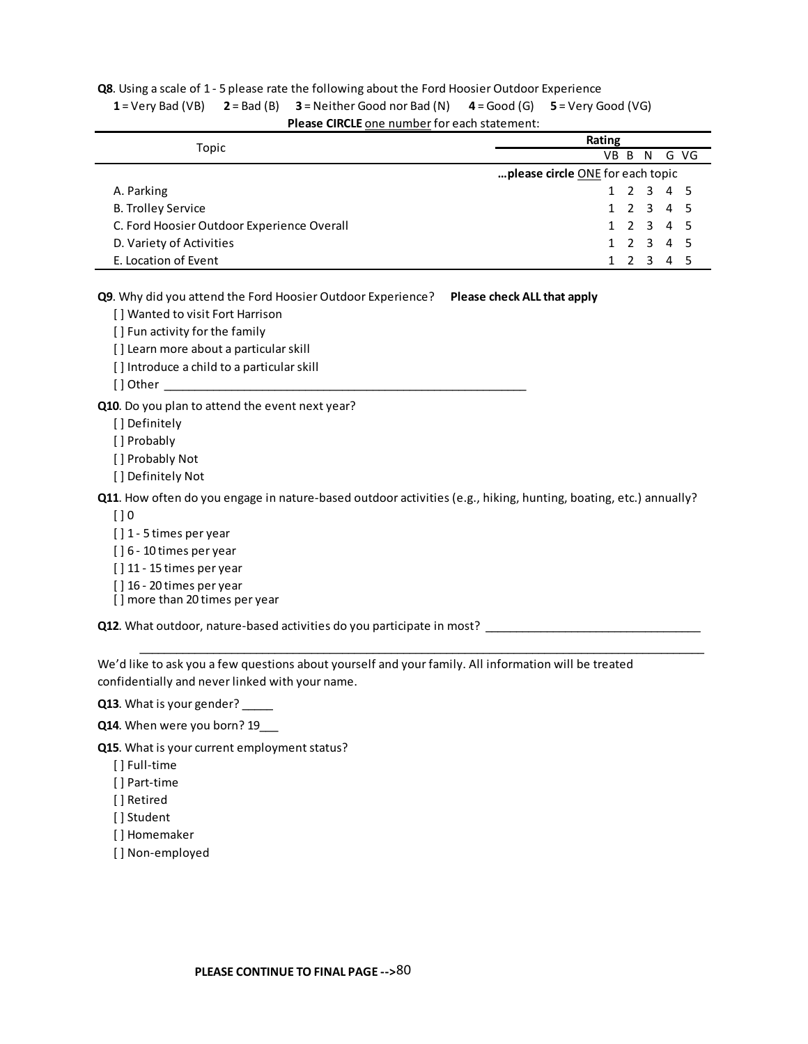**Q8**. Using a scale of 1 - 5 please rate the following about the Ford Hoosier Outdoor Experience

**1** = Very Bad (VB) **2** = Bad (B) **3** = Neither Good nor Bad (N) **4** = Good (G) **5** = Very Good (VG)

**Please CIRCLE** one number for each statement:

| Topic | Rating | | | | |
|---|---|---|---|---|---|
| | VB | B | N | G | VG |
| | **…please circle** ONE for each topic | | | | |
| A. Parking | 1 | 2 | 3 | 4 | 5 |
| B. Trolley Service | 1 | 2 | 3 | 4 | 5 |
| C. Ford Hoosier Outdoor Experience Overall | 1 | 2 | 3 | 4 | 5 |
| D. Variety of Activities | 1 | 2 | 3 | 4 | 5 |
| E. Location of Event | 1 | 2 | 3 | 4 | 5 |

**Q9**. Why did you attend the Ford Hoosier Outdoor Experience? **Please check ALL that apply**

[ ] Wanted to visit Fort Harrison
[ ] Fun activity for the family
[ ] Learn more about a particular skill
[ ] Introduce a child to a particular skill
[ ] Other ____________________________________________________________

**Q10**. Do you plan to attend the event next year?

[ ] Definitely
[ ] Probably
[ ] Probably Not
[ ] Definitely Not

**Q11**. How often do you engage in nature-based outdoor activities (e.g., hiking, hunting, boating, etc.) annually?

[ ] 0
[ ] 1 - 5 times per year
[ ] 6 - 10 times per year
[ ] 11 - 15 times per year
[ ] 16 - 20 times per year
[ ] more than 20 times per year

**Q12**. What outdoor, nature-based activities do you participate in most? ___________________________________

___________________________________________________________________________________________

We'd like to ask you a few questions about yourself and your family. All information will be treated confidentially and never linked with your name.

**Q13**. What is your gender? _____

**Q14**. When were you born? 19___

**Q15**. What is your current employment status?

[ ] Full-time
[ ] Part-time
[ ] Retired
[ ] Student
[ ] Homemaker
[ ] Non-employed

**PLEASE CONTINUE TO FINAL PAGE -->**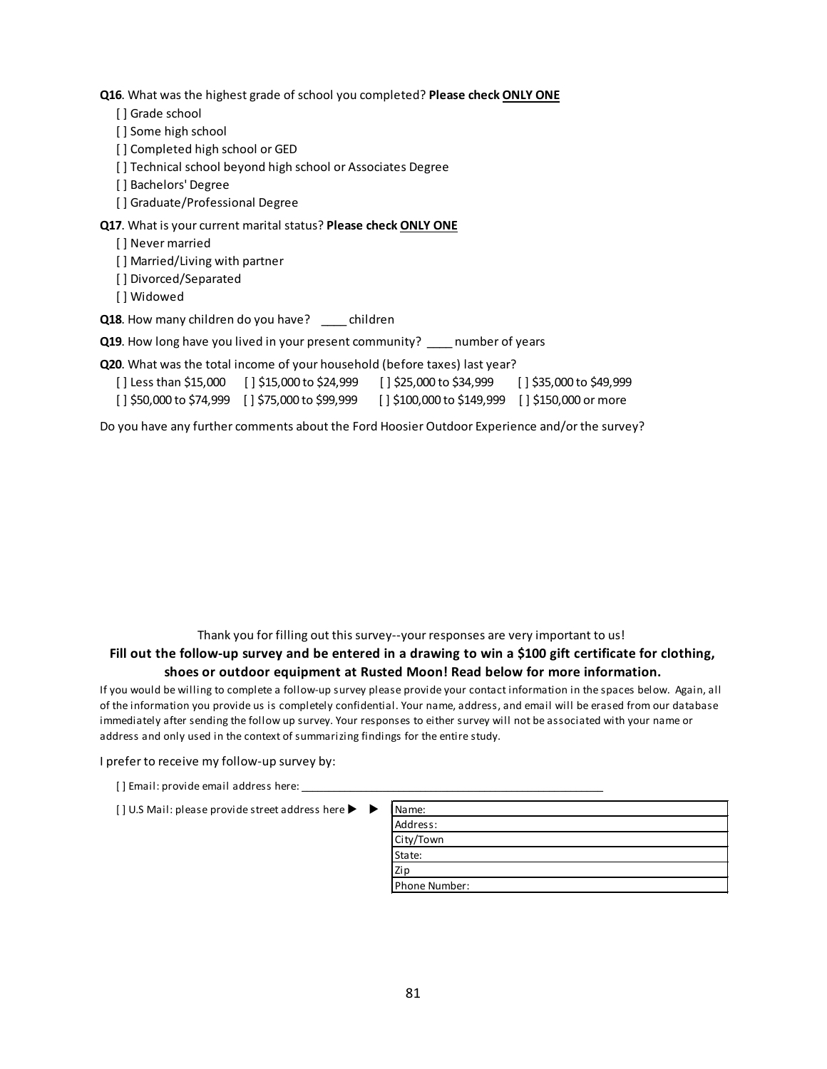**Q16**. What was the highest grade of school you completed? **Please check ONLY ONE**

[ ] Grade school
[ ] Some high school
[ ] Completed high school or GED
[ ] Technical school beyond high school or Associates Degree
[ ] Bachelors' Degree
[ ] Graduate/Professional Degree

**Q17**. What is your current marital status? **Please check ONLY ONE**

[ ] Never married
[ ] Married/Living with partner
[ ] Divorced/Separated
[ ] Widowed

**Q18**. How many children do you have? ____ children

**Q19**. How long have you lived in your present community? ____ number of years

**Q20**. What was the total income of your household (before taxes) last year?

[ ] Less than $15,000 [ ] $15,000 to $24,999 [ ] $25,000 to $34,999 [ ] $35,000 to $49,999
[ ] $50,000 to $74,999 [ ] $75,000 to $99,999 [ ] $100,000 to $149,999 [ ] $150,000 or more

Do you have any further comments about the Ford Hoosier Outdoor Experience and/or the survey?

Thank you for filling out this survey--your responses are very important to us!

**Fill out the follow-up survey and be entered in a drawing to win a $100 gift certificate for clothing, shoes or outdoor equipment at Rusted Moon! Read below for more information.**

If you would be willing to complete a follow-up survey please provide your contact information in the spaces below. Again, all of the information you provide us is completely confidential. Your name, address, and email will be erased from our database immediately after sending the follow up survey. Your responses to either survey will not be associated with your name or address and only used in the context of summarizing findings for the entire study.

I prefer to receive my follow-up survey by:

[ ] Email: provide email address here: ____________________________________________

[ ] U.S Mail: please provide street address here ▶ ▶

| Name: |
|---|
| Address: |
| City/Town |
| State: |
| Zip |
| Phone Number: |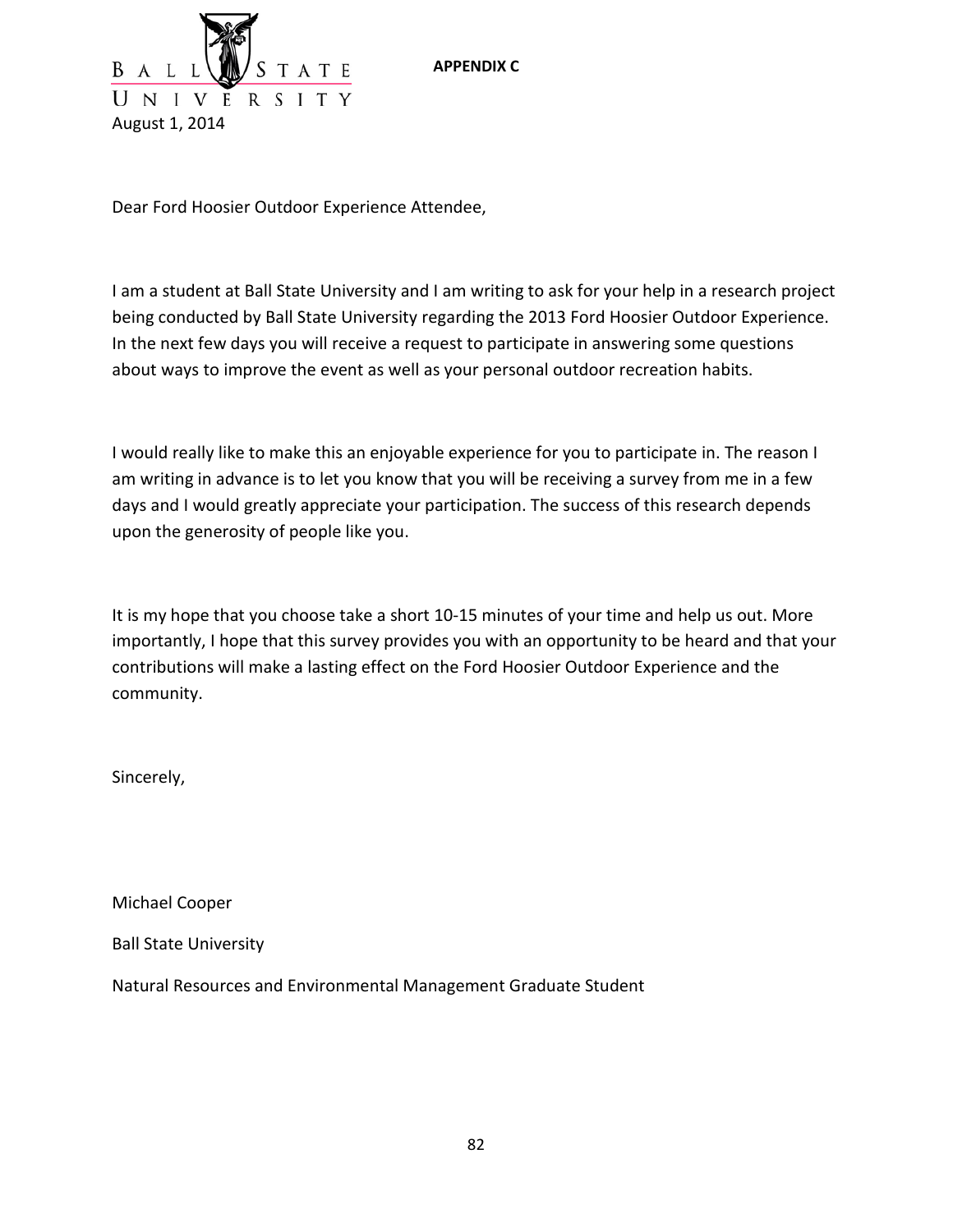BALL STATE UNIVERSITY

**APPENDIX C**

August 1, 2014

Dear Ford Hoosier Outdoor Experience Attendee,

I am a student at Ball State University and I am writing to ask for your help in a research project being conducted by Ball State University regarding the 2013 Ford Hoosier Outdoor Experience. In the next few days you will receive a request to participate in answering some questions about ways to improve the event as well as your personal outdoor recreation habits.

I would really like to make this an enjoyable experience for you to participate in. The reason I am writing in advance is to let you know that you will be receiving a survey from me in a few days and I would greatly appreciate your participation. The success of this research depends upon the generosity of people like you.

It is my hope that you choose take a short 10-15 minutes of your time and help us out. More importantly, I hope that this survey provides you with an opportunity to be heard and that your contributions will make a lasting effect on the Ford Hoosier Outdoor Experience and the community.

Sincerely,

Michael Cooper

Ball State University

Natural Resources and Environmental Management Graduate Student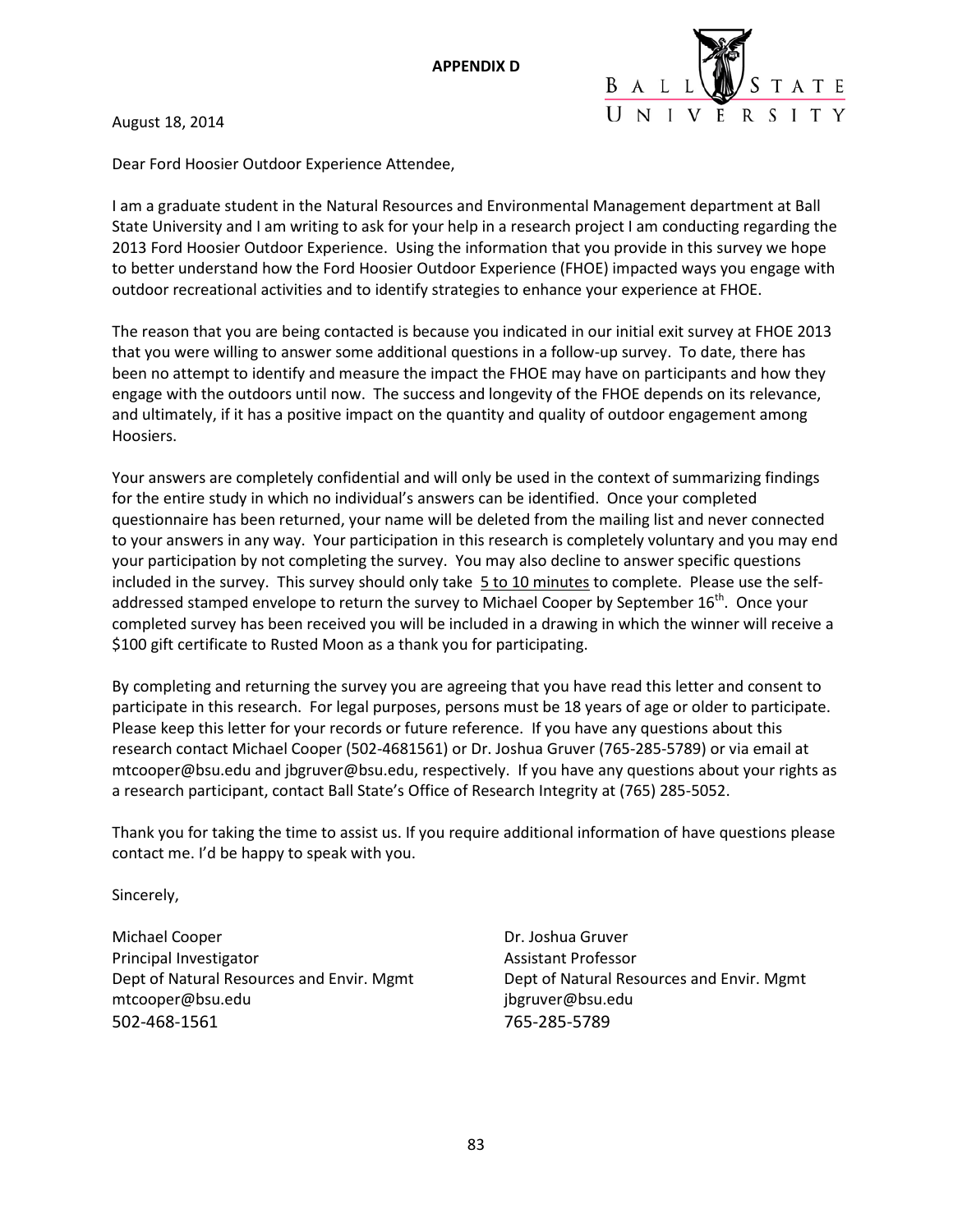**APPENDIX D**

BALL STATE UNIVERSITY

August 18, 2014

Dear Ford Hoosier Outdoor Experience Attendee,

I am a graduate student in the Natural Resources and Environmental Management department at Ball State University and I am writing to ask for your help in a research project I am conducting regarding the 2013 Ford Hoosier Outdoor Experience. Using the information that you provide in this survey we hope to better understand how the Ford Hoosier Outdoor Experience (FHOE) impacted ways you engage with outdoor recreational activities and to identify strategies to enhance your experience at FHOE.

The reason that you are being contacted is because you indicated in our initial exit survey at FHOE 2013 that you were willing to answer some additional questions in a follow-up survey. To date, there has been no attempt to identify and measure the impact the FHOE may have on participants and how they engage with the outdoors until now. The success and longevity of the FHOE depends on its relevance, and ultimately, if it has a positive impact on the quantity and quality of outdoor engagement among Hoosiers.

Your answers are completely confidential and will only be used in the context of summarizing findings for the entire study in which no individual's answers can be identified. Once your completed questionnaire has been returned, your name will be deleted from the mailing list and never connected to your answers in any way. Your participation in this research is completely voluntary and you may end your participation by not completing the survey. You may also decline to answer specific questions included in the survey. This survey should only take 5 to 10 minutes to complete. Please use the self-addressed stamped envelope to return the survey to Michael Cooper by September 16th. Once your completed survey has been received you will be included in a drawing in which the winner will receive a $100 gift certificate to Rusted Moon as a thank you for participating.

By completing and returning the survey you are agreeing that you have read this letter and consent to participate in this research. For legal purposes, persons must be 18 years of age or older to participate. Please keep this letter for your records or future reference. If you have any questions about this research contact Michael Cooper (502-4681561) or Dr. Joshua Gruver (765-285-5789) or via email at mtcooper@bsu.edu and jbgruver@bsu.edu, respectively. If you have any questions about your rights as a research participant, contact Ball State's Office of Research Integrity at (765) 285-5052.

Thank you for taking the time to assist us. If you require additional information of have questions please contact me. I'd be happy to speak with you.

Sincerely,

Michael Cooper
Principal Investigator
Dept of Natural Resources and Envir. Mgmt
mtcooper@bsu.edu
502-468-1561

Dr. Joshua Gruver
Assistant Professor
Dept of Natural Resources and Envir. Mgmt
jbgruver@bsu.edu
765-285-5789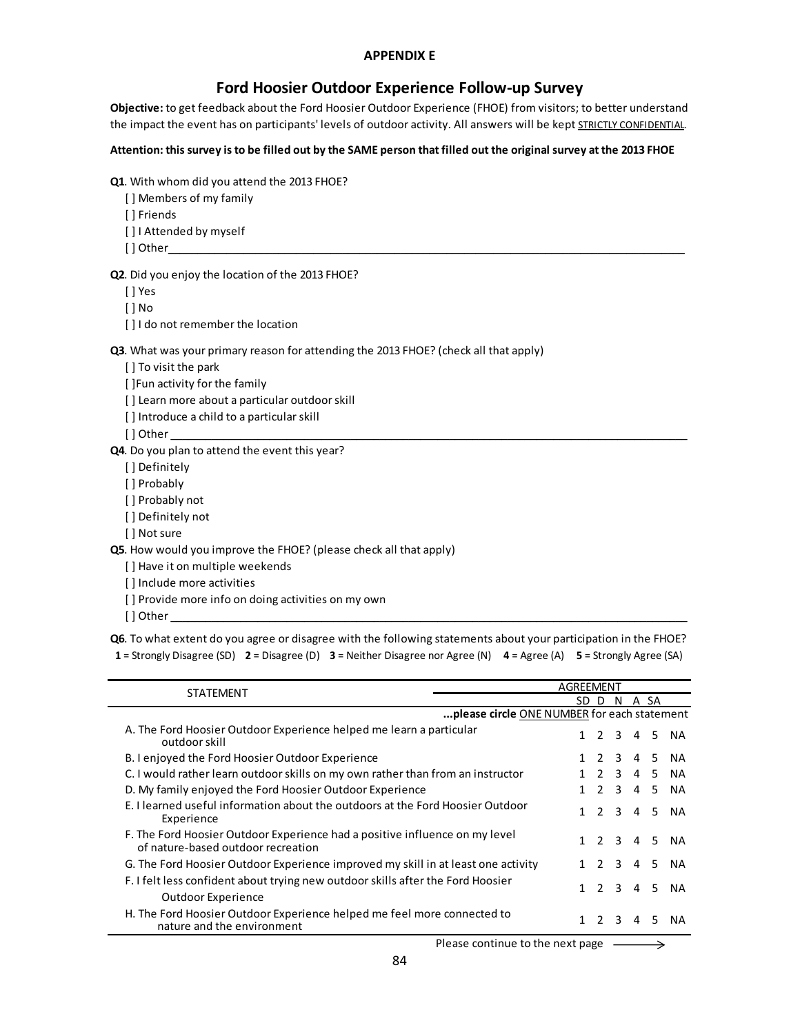**APPENDIX E**

## Ford Hoosier Outdoor Experience Follow-up Survey

**Objective:** to get feedback about the Ford Hoosier Outdoor Experience (FHOE) from visitors; to better understand the impact the event has on participants' levels of outdoor activity. All answers will be kept STRICTLY CONFIDENTIAL.

**Attention: this survey is to be filled out by the SAME person that filled out the original survey at the 2013 FHOE**

**Q1**. With whom did you attend the 2013 FHOE?

[ ] Members of my family
[ ] Friends
[ ] I Attended by myself
[ ] Other___________________________________________

**Q2**. Did you enjoy the location of the 2013 FHOE?

[ ] Yes
[ ] No
[ ] I do not remember the location

**Q3**. What was your primary reason for attending the 2013 FHOE? (check all that apply)

[ ] To visit the park
[ ]Fun activity for the family
[ ] Learn more about a particular outdoor skill
[ ] Introduce a child to a particular skill
[ ] Other ___________________________________________

**Q4**. Do you plan to attend the event this year?

[ ] Definitely
[ ] Probably
[ ] Probably not
[ ] Definitely not
[ ] Not sure

**Q5**. How would you improve the FHOE? (please check all that apply)

[ ] Have it on multiple weekends
[ ] Include more activities
[ ] Provide more info on doing activities on my own
[ ] Other ___________________________________________

**Q6**. To what extent do you agree or disagree with the following statements about your participation in the FHOE?
**1** = Strongly Disagree (SD) **2** = Disagree (D) **3** = Neither Disagree nor Agree (N) **4** = Agree (A) **5** = Strongly Agree (SA)

| STATEMENT | AGREEMENT | | | | | |
|---|---|---|---|---|---|---|
| | SD | D | N | A | SA | |
| ...**please circle** ONE NUMBER **for each statement** | | | | | | |
| A. The Ford Hoosier Outdoor Experience helped me learn a particular outdoor skill | 1 | 2 | 3 | 4 | 5 | NA |
| B. I enjoyed the Ford Hoosier Outdoor Experience | 1 | 2 | 3 | 4 | 5 | NA |
| C. I would rather learn outdoor skills on my own rather than from an instructor | 1 | 2 | 3 | 4 | 5 | NA |
| D. My family enjoyed the Ford Hoosier Outdoor Experience | 1 | 2 | 3 | 4 | 5 | NA |
| E. I learned useful information about the outdoors at the Ford Hoosier Outdoor Experience | 1 | 2 | 3 | 4 | 5 | NA |
| F. The Ford Hoosier Outdoor Experience had a positive influence on my level of nature-based outdoor recreation | 1 | 2 | 3 | 4 | 5 | NA |
| G. The Ford Hoosier Outdoor Experience improved my skill in at least one activity | 1 | 2 | 3 | 4 | 5 | NA |
| F. I felt less confident about trying new outdoor skills after the Ford Hoosier Outdoor Experience | 1 | 2 | 3 | 4 | 5 | NA |
| H. The Ford Hoosier Outdoor Experience helped me feel more connected to nature and the environment | 1 | 2 | 3 | 4 | 5 | NA |

Please continue to the next page ⟶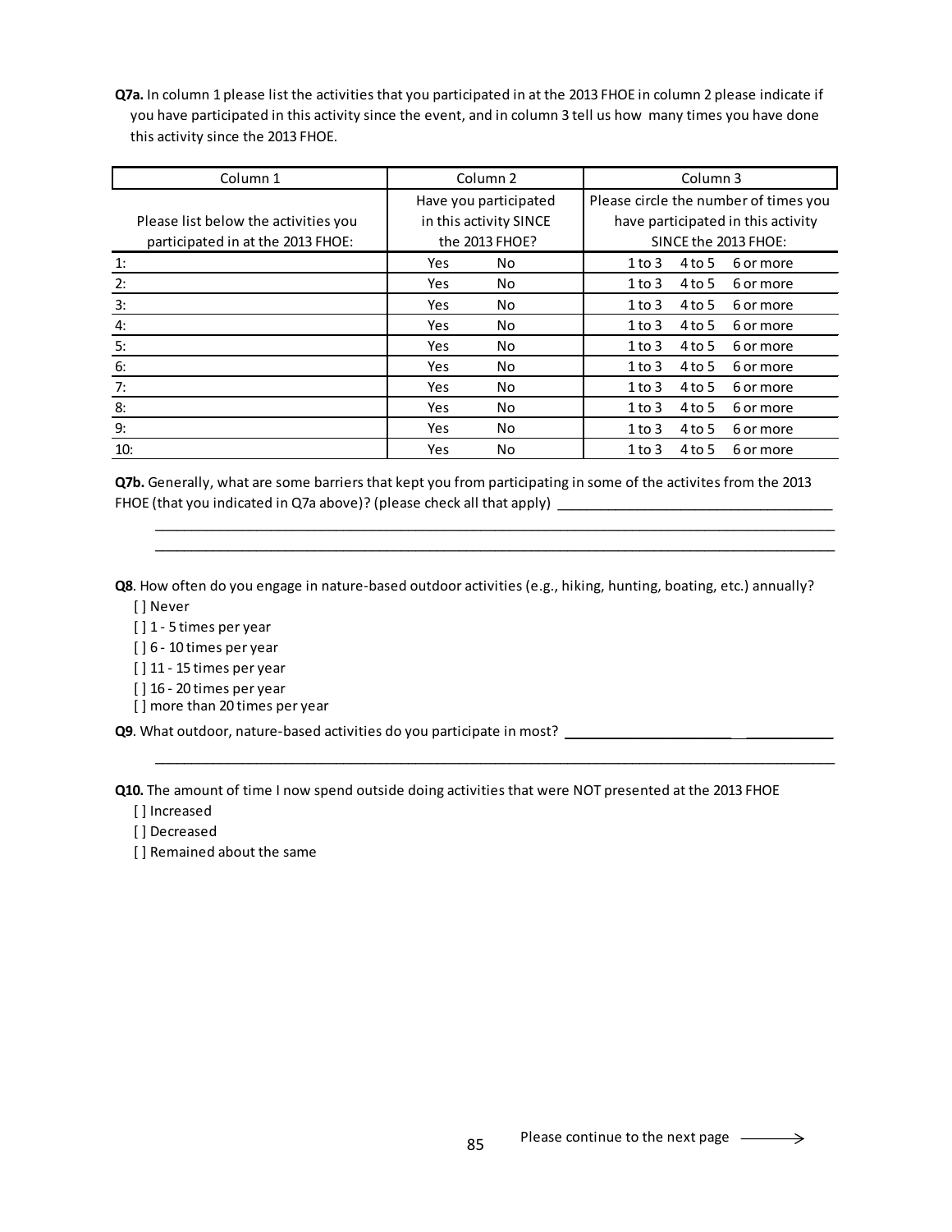**Q7a.** In column 1 please list the activities that you participated in at the 2013 FHOE in column 2 please indicate if you have participated in this activity since the event, and in column 3 tell us how many times you have done this activity since the 2013 FHOE.

| Column 1 | Column 2 | Column 3 |
|---|---|---|
| Please list below the activities you participated in at the 2013 FHOE: | Have you participated in this activity SINCE the 2013 FHOE? | Please circle the number of times you have participated in this activity SINCE the 2013 FHOE: |
| 1: | Yes No | 1 to 3 4 to 5 6 or more |
| 2: | Yes No | 1 to 3 4 to 5 6 or more |
| 3: | Yes No | 1 to 3 4 to 5 6 or more |
| 4: | Yes No | 1 to 3 4 to 5 6 or more |
| 5: | Yes No | 1 to 3 4 to 5 6 or more |
| 6: | Yes No | 1 to 3 4 to 5 6 or more |
| 7: | Yes No | 1 to 3 4 to 5 6 or more |
| 8: | Yes No | 1 to 3 4 to 5 6 or more |
| 9: | Yes No | 1 to 3 4 to 5 6 or more |
| 10: | Yes No | 1 to 3 4 to 5 6 or more |

**Q7b.** Generally, what are some barriers that kept you from participating in some of the activites from the 2013 FHOE (that you indicated in Q7a above)? (please check all that apply) ___________________________________

___________________________________________________________________________________________

___________________________________________________________________________________________

**Q8**. How often do you engage in nature-based outdoor activities (e.g., hiking, hunting, boating, etc.) annually?

[ ] Never
[ ] 1 - 5 times per year
[ ] 6 - 10 times per year
[ ] 11 - 15 times per year
[ ] 16 - 20 times per year
[ ] more than 20 times per year

**Q9**. What outdoor, nature-based activities do you participate in most? ___________________________

___________________________________________________________________________________________

**Q10.** The amount of time I now spend outside doing activities that were NOT presented at the 2013 FHOE

[ ] Increased
[ ] Decreased
[ ] Remained about the same

Please continue to the next page ⟶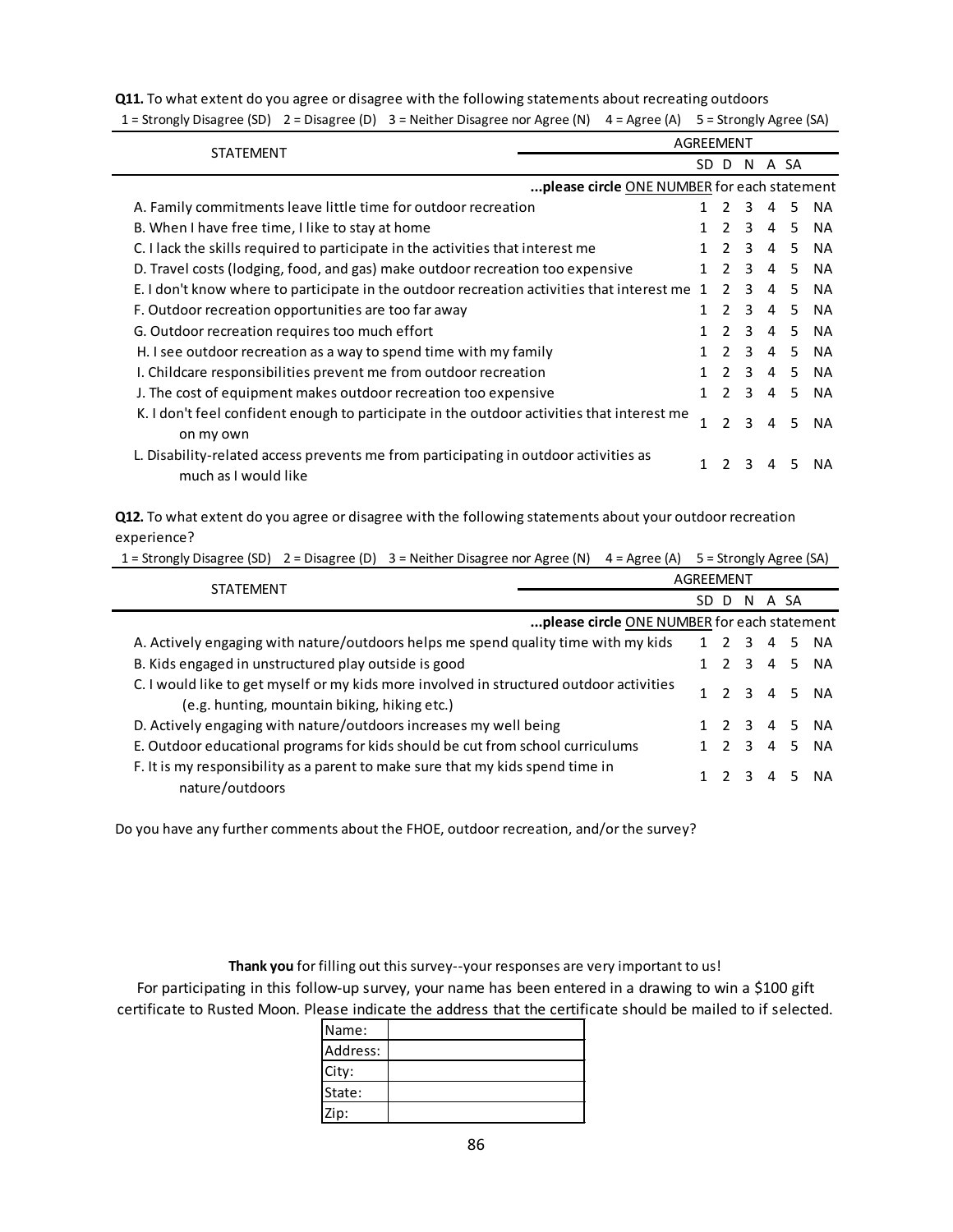**Q11.** To what extent do you agree or disagree with the following statements about recreating outdoors

1 = Strongly Disagree (SD) 2 = Disagree (D) 3 = Neither Disagree nor Agree (N) 4 = Agree (A) 5 = Strongly Agree (SA)

| STATEMENT | AGREEMENT | | | | | |
|---|---|---|---|---|---|---|
| | SD | D | N | A | SA | |
| **...please circle** ONE NUMBER for each statement | | | | | | |
| A. Family commitments leave little time for outdoor recreation | 1 | 2 | 3 | 4 | 5 | NA |
| B. When I have free time, I like to stay at home | 1 | 2 | 3 | 4 | 5 | NA |
| C. I lack the skills required to participate in the activities that interest me | 1 | 2 | 3 | 4 | 5 | NA |
| D. Travel costs (lodging, food, and gas) make outdoor recreation too expensive | 1 | 2 | 3 | 4 | 5 | NA |
| E. I don't know where to participate in the outdoor recreation activities that interest me | 1 | 2 | 3 | 4 | 5 | NA |
| F. Outdoor recreation opportunities are too far away | 1 | 2 | 3 | 4 | 5 | NA |
| G. Outdoor recreation requires too much effort | 1 | 2 | 3 | 4 | 5 | NA |
| H. I see outdoor recreation as a way to spend time with my family | 1 | 2 | 3 | 4 | 5 | NA |
| I. Childcare responsibilities prevent me from outdoor recreation | 1 | 2 | 3 | 4 | 5 | NA |
| J. The cost of equipment makes outdoor recreation too expensive | 1 | 2 | 3 | 4 | 5 | NA |
| K. I don't feel confident enough to participate in the outdoor activities that interest me on my own | 1 | 2 | 3 | 4 | 5 | NA |
| L. Disability-related access prevents me from participating in outdoor activities as much as I would like | 1 | 2 | 3 | 4 | 5 | NA |

**Q12.** To what extent do you agree or disagree with the following statements about your outdoor recreation experience?

1 = Strongly Disagree (SD) 2 = Disagree (D) 3 = Neither Disagree nor Agree (N) 4 = Agree (A) 5 = Strongly Agree (SA)

| STATEMENT | AGREEMENT | | | | | |
|---|---|---|---|---|---|---|
| | SD | D | N | A | SA | |
| **...please circle** ONE NUMBER for each statement | | | | | | |
| A. Actively engaging with nature/outdoors helps me spend quality time with my kids | 1 | 2 | 3 | 4 | 5 | NA |
| B. Kids engaged in unstructured play outside is good | 1 | 2 | 3 | 4 | 5 | NA |
| C. I would like to get myself or my kids more involved in structured outdoor activities (e.g. hunting, mountain biking, hiking etc.) | 1 | 2 | 3 | 4 | 5 | NA |
| D. Actively engaging with nature/outdoors increases my well being | 1 | 2 | 3 | 4 | 5 | NA |
| E. Outdoor educational programs for kids should be cut from school curriculums | 1 | 2 | 3 | 4 | 5 | NA |
| F. It is my responsibility as a parent to make sure that my kids spend time in nature/outdoors | 1 | 2 | 3 | 4 | 5 | NA |

Do you have any further comments about the FHOE, outdoor recreation, and/or the survey?

**Thank you** for filling out this survey--your responses are very important to us!

For participating in this follow-up survey, your name has been entered in a drawing to win a $100 gift certificate to Rusted Moon. Please indicate the address that the certificate should be mailed to if selected.

| | |
|---|---|
| Name: | |
| Address: | |
| City: | |
| State: | |
| Zip: | |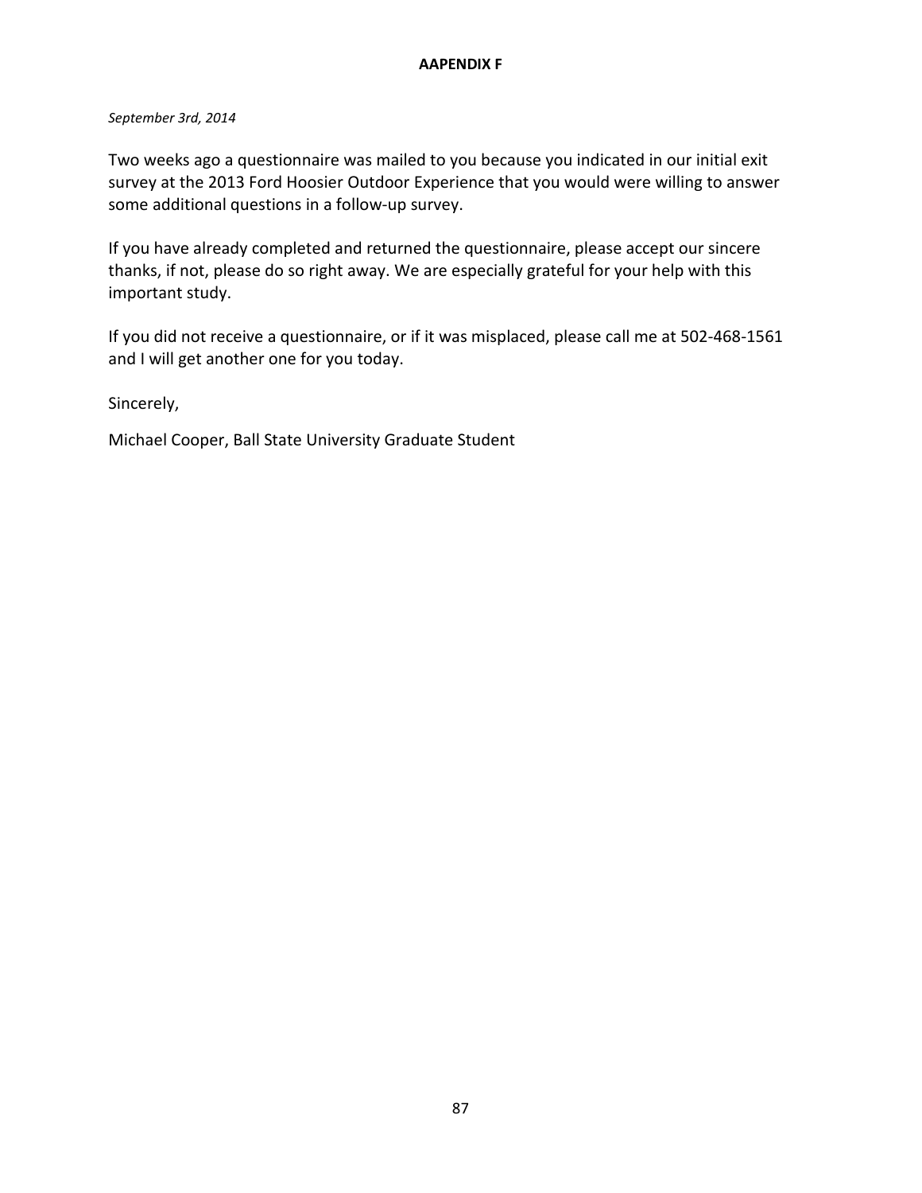**AAPENDIX F**

*September 3rd, 2014*

Two weeks ago a questionnaire was mailed to you because you indicated in our initial exit survey at the 2013 Ford Hoosier Outdoor Experience that you would were willing to answer some additional questions in a follow-up survey.

If you have already completed and returned the questionnaire, please accept our sincere thanks, if not, please do so right away. We are especially grateful for your help with this important study.

If you did not receive a questionnaire, or if it was misplaced, please call me at 502-468-1561 and I will get another one for you today.

Sincerely,

Michael Cooper, Ball State University Graduate Student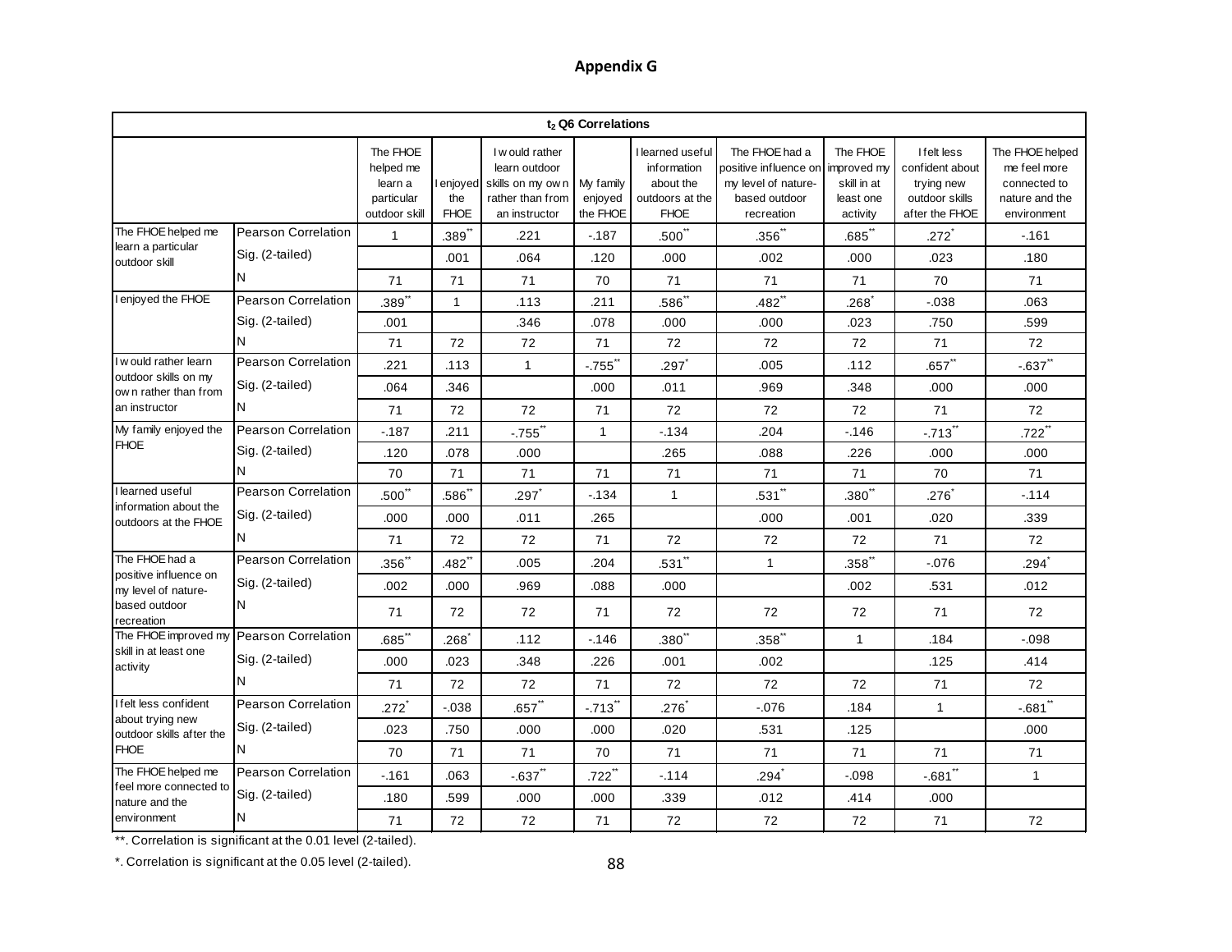**Appendix G**

| $t_2$ Q6 Correlations | | | | | | | | | | |
|---|---|---|---|---|---|---|---|---|---|---|
| | | The FHOE helped me learn a particular outdoor skill | I enjoyed the FHOE | I would rather learn outdoor skills on my own rather than from an instructor | My family enjoyed the FHOE | I learned useful information about the outdoors at the FHOE | The FHOE had a positive influence on my level of nature-based outdoor recreation | The FHOE improved my skill in at least one activity | I felt less confident about trying new outdoor skills after the FHOE | The FHOE helped me feel more connected to nature and the environment |
| The FHOE helped me learn a particular outdoor skill | Pearson Correlation | 1 | .389** | .221 | -.187 | .500** | .356** | .685** | .272* | -.161 |
| | Sig. (2-tailed) | | .001 | .064 | .120 | .000 | .002 | .000 | .023 | .180 |
| | N | 71 | 71 | 71 | 70 | 71 | 71 | 71 | 70 | 71 |
| I enjoyed the FHOE | Pearson Correlation | .389** | 1 | .113 | .211 | .586** | .482** | .268* | -.038 | .063 |
| | Sig. (2-tailed) | .001 | | .346 | .078 | .000 | .000 | .023 | .750 | .599 |
| | N | 71 | 72 | 72 | 71 | 72 | 72 | 72 | 71 | 72 |
| I would rather learn outdoor skills on my own rather than from an instructor | Pearson Correlation | .221 | .113 | 1 | -.755** | .297* | .005 | .112 | .657** | -.637** |
| | Sig. (2-tailed) | .064 | .346 | | .000 | .011 | .969 | .348 | .000 | .000 |
| | N | 71 | 72 | 72 | 71 | 72 | 72 | 72 | 71 | 72 |
| My family enjoyed the FHOE | Pearson Correlation | -.187 | .211 | -.755** | 1 | -.134 | .204 | -.146 | -.713** | .722** |
| | Sig. (2-tailed) | .120 | .078 | .000 | | .265 | .088 | .226 | .000 | .000 |
| | N | 70 | 71 | 71 | 71 | 71 | 71 | 71 | 70 | 71 |
| I learned useful information about the outdoors at the FHOE | Pearson Correlation | .500** | .586** | .297* | -.134 | 1 | .531** | .380** | .276* | -.114 |
| | Sig. (2-tailed) | .000 | .000 | .011 | .265 | | .000 | .001 | .020 | .339 |
| | N | 71 | 72 | 72 | 71 | 72 | 72 | 72 | 71 | 72 |
| The FHOE had a positive influence on my level of nature-based outdoor recreation | Pearson Correlation | .356** | .482** | .005 | .204 | .531** | 1 | .358** | -.076 | .294* |
| | Sig. (2-tailed) | .002 | .000 | .969 | .088 | .000 | | .002 | .531 | .012 |
| | N | 71 | 72 | 72 | 71 | 72 | 72 | 72 | 71 | 72 |
| The FHOE improved my skill in at least one activity | Pearson Correlation | .685** | .268* | .112 | -.146 | .380** | .358** | 1 | .184 | -.098 |
| | Sig. (2-tailed) | .000 | .023 | .348 | .226 | .001 | .002 | | .125 | .414 |
| | N | 71 | 72 | 72 | 71 | 72 | 72 | 72 | 71 | 72 |
| I felt less confident about trying new outdoor skills after the FHOE | Pearson Correlation | .272* | -.038 | .657** | -.713** | .276* | -.076 | .184 | 1 | -.681** |
| | Sig. (2-tailed) | .023 | .750 | .000 | .000 | .020 | .531 | .125 | | .000 |
| | N | 70 | 71 | 71 | 70 | 71 | 71 | 71 | 71 | 71 |
| The FHOE helped me feel more connected to nature and the environment | Pearson Correlation | -.161 | .063 | -.637** | .722** | -.114 | .294* | -.098 | -.681** | 1 |
| | Sig. (2-tailed) | .180 | .599 | .000 | .000 | .339 | .012 | .414 | .000 | |
| | N | 71 | 72 | 72 | 71 | 72 | 72 | 72 | 71 | 72 |

**. Correlation is significant at the 0.01 level (2-tailed).

*. Correlation is significant at the 0.05 level (2-tailed).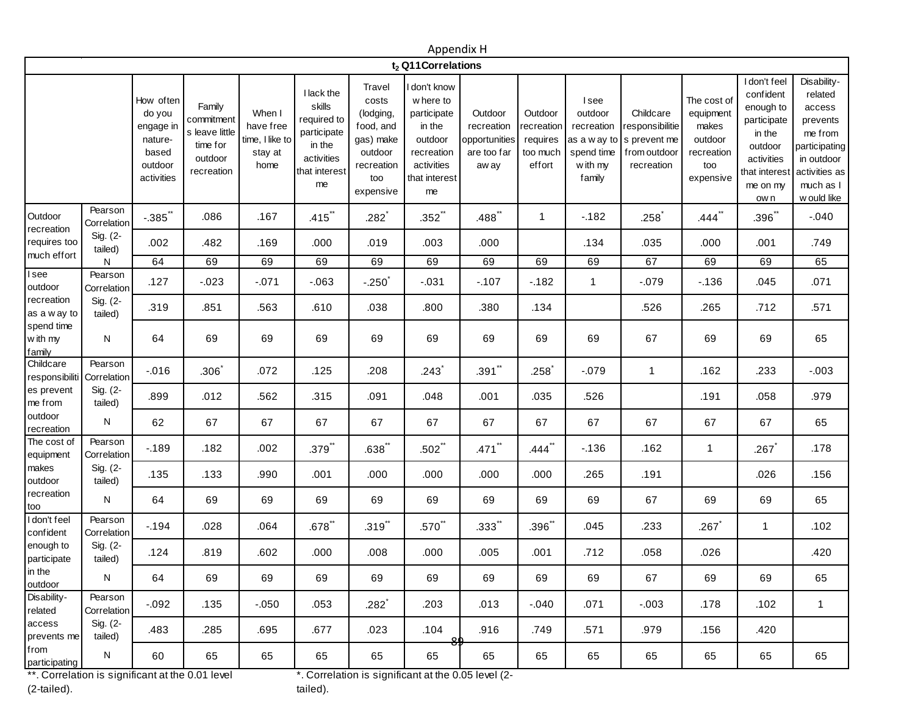Appendix H

**$t_2$ Q11Correlations**

| | | How often do you engage in nature-based outdoor activities | Family commitments leave little time for outdoor recreation | When I have free time, I like to stay at home | I lack the skills required to participate in the activities that interest me | Travel costs (lodging, food, and gas) make outdoor recreation too expensive | I don't know where to participate in the outdoor recreation activities that interest me | Outdoor recreation opportunities are too far away | Outdoor recreation requires too much effort | I see outdoor recreation as a way to spend time with my family | Childcare responsibilities prevent me from outdoor recreation | The cost of equipment makes outdoor recreation too expensive | I don't feel confident enough to participate in the outdoor activities that interest me on my own | Disability-related access prevents me from participating in outdoor activities as much as I would like |
|---|---|---|---|---|---|---|---|---|---|---|---|---|---|---|
| Outdoor recreation requires too much effort | Pearson Correlation | -.385** | .086 | .167 | .415** | .282* | .352** | .488** | 1 | -.182 | .258* | .444** | .396** | -.040 |
| | Sig. (2-tailed) | .002 | .482 | .169 | .000 | .019 | .003 | .000 | | .134 | .035 | .000 | .001 | .749 |
| | N | 64 | 69 | 69 | 69 | 69 | 69 | 69 | 69 | 69 | 67 | 69 | 69 | 65 |
| I see outdoor recreation as a way to spend time with my family | Pearson Correlation | .127 | -.023 | -.071 | -.063 | -.250* | -.031 | -.107 | -.182 | 1 | -.079 | -.136 | .045 | .071 |
| | Sig. (2-tailed) | .319 | .851 | .563 | .610 | .038 | .800 | .380 | .134 | | .526 | .265 | .712 | .571 |
| | N | 64 | 69 | 69 | 69 | 69 | 69 | 69 | 69 | 69 | 67 | 69 | 69 | 65 |
| Childcare responsibilities prevent me from outdoor recreation | Pearson Correlation | -.016 | .306* | .072 | .125 | .208 | .243* | .391** | .258* | -.079 | 1 | .162 | .233 | -.003 |
| | Sig. (2-tailed) | .899 | .012 | .562 | .315 | .091 | .048 | .001 | .035 | .526 | | .191 | .058 | .979 |
| | N | 62 | 67 | 67 | 67 | 67 | 67 | 67 | 67 | 67 | 67 | 67 | 67 | 65 |
| The cost of equipment makes outdoor recreation too | Pearson Correlation | -.189 | .182 | .002 | .379** | .638** | .502** | .471** | .444** | -.136 | .162 | 1 | .267* | .178 |
| | Sig. (2-tailed) | .135 | .133 | .990 | .001 | .000 | .000 | .000 | .000 | .265 | .191 | | .026 | .156 |
| | N | 64 | 69 | 69 | 69 | 69 | 69 | 69 | 69 | 69 | 67 | 69 | 69 | 65 |
| I don't feel confident enough to participate in the outdoor | Pearson Correlation | -.194 | .028 | .064 | .678** | .319** | .570** | .333** | .396** | .045 | .233 | .267* | 1 | .102 |
| | Sig. (2-tailed) | .124 | .819 | .602 | .000 | .008 | .000 | .005 | .001 | .712 | .058 | .026 | | .420 |
| | N | 64 | 69 | 69 | 69 | 69 | 69 | 69 | 69 | 69 | 67 | 69 | 69 | 65 |
| Disability-related access prevents me from participating | Pearson Correlation | -.092 | .135 | -.050 | .053 | .282* | .203 | .013 | -.040 | .071 | -.003 | .178 | .102 | 1 |
| | Sig. (2-tailed) | .483 | .285 | .695 | .677 | .023 | .104 | .916 | .749 | .571 | .979 | .156 | .420 | |
| | N | 60 | 65 | 65 | 65 | 65 | 65 | 65 | 65 | 65 | 65 | 65 | 65 | 65 |

**. Correlation is significant at the 0.01 level (2-tailed).

*. Correlation is significant at the 0.05 level (2-tailed).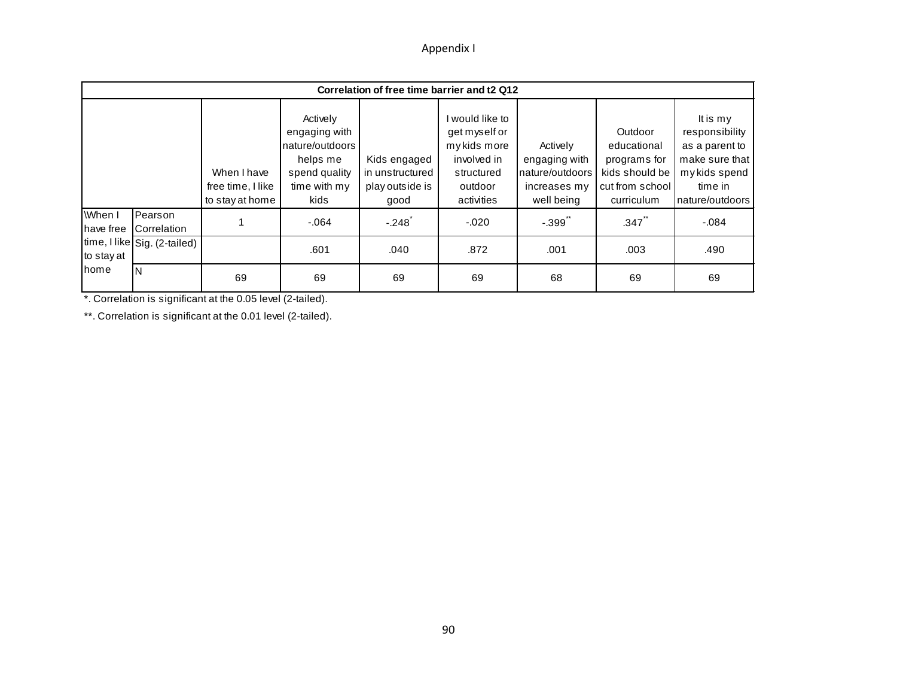Appendix I

| Correlation of free time barrier and t2 Q12 | | | | | | | | |
|---|---|---|---|---|---|---|---|---|
| | | When I have free time, I like to stay at home | Actively engaging with nature/outdoors helps me spend quality time with my kids | Kids engaged in unstructured play outside is good | I would like to get myself or my kids more involved in structured outdoor activities | Actively engaging with nature/outdoors increases my well being | Outdoor educational programs for kids should be cut from school curriculum | It is my responsibility as a parent to make sure that my kids spend time in nature/outdoors |
| \When I have free time, I like to stay at home | Pearson Correlation | 1 | -.064 | -.248* | -.020 | -.399** | .347** | -.084 |
| | Sig. (2-tailed) | | .601 | .040 | .872 | .001 | .003 | .490 |
| | N | 69 | 69 | 69 | 69 | 68 | 69 | 69 |

*. Correlation is significant at the 0.05 level (2-tailed).

**. Correlation is significant at the 0.01 level (2-tailed).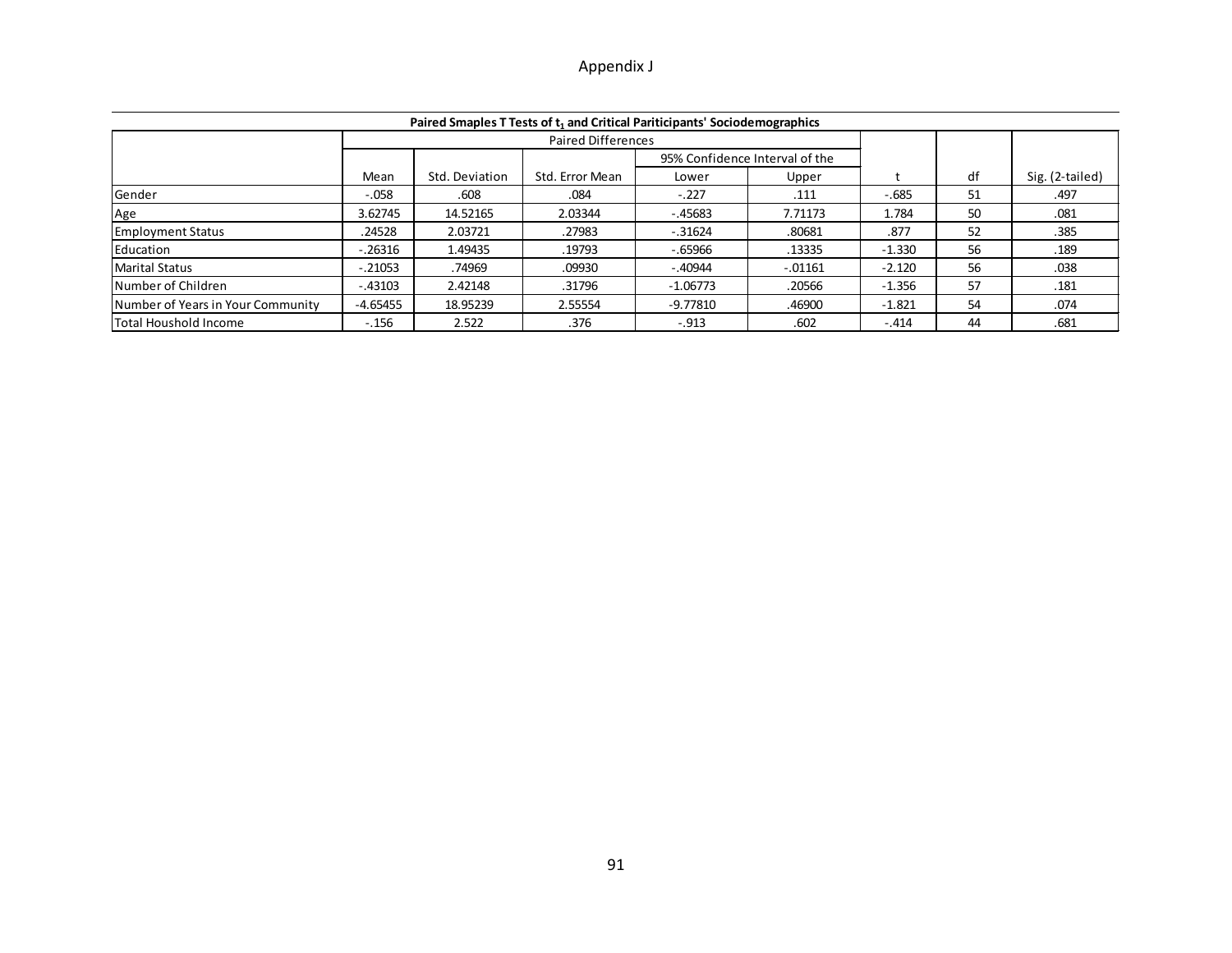Appendix J

**Paired Smaples T Tests of $t_1$ and Critical Pariticipants' Sociodemographics**

| | Paired Differences | | | | | t | df | Sig. (2-tailed) |
|---|---|---|---|---|---|---|---|---|
| | | | | 95% Confidence Interval of the | | | | |
| | Mean | Std. Deviation | Std. Error Mean | Lower | Upper | | | |
| Gender | -.058 | .608 | .084 | -.227 | .111 | -.685 | 51 | .497 |
| Age | 3.62745 | 14.52165 | 2.03344 | -.45683 | 7.71173 | 1.784 | 50 | .081 |
| Employment Status | .24528 | 2.03721 | .27983 | -.31624 | .80681 | .877 | 52 | .385 |
| Education | -.26316 | 1.49435 | .19793 | -.65966 | .13335 | -1.330 | 56 | .189 |
| Marital Status | -.21053 | .74969 | .09930 | -.40944 | -.01161 | -2.120 | 56 | .038 |
| Number of Children | -.43103 | 2.42148 | .31796 | -1.06773 | .20566 | -1.356 | 57 | .181 |
| Number of Years in Your Community | -4.65455 | 18.95239 | 2.55554 | -9.77810 | .46900 | -1.821 | 54 | .074 |
| Total Houshold Income | -.156 | 2.522 | .376 | -.913 | .602 | -.414 | 44 | .681 |